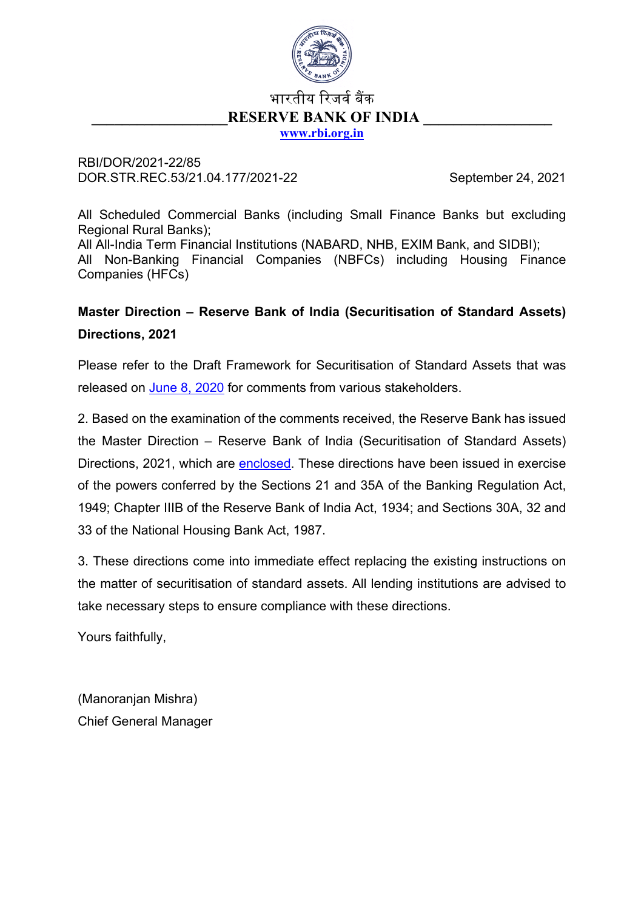भारतीय रिज़र्व बैंक

RESERVE BANK OF INDIA

www.rbi.org.in

RBI/DOR/2021-22/85
DOR.STR.REC.53/21.04.177/2021-22

September 24, 2021

All Scheduled Commercial Banks (including Small Finance Banks but excluding Regional Rural Banks);
All All-India Term Financial Institutions (NABARD, NHB, EXIM Bank, and SIDBI);
All Non-Banking Financial Companies (NBFCs) including Housing Finance Companies (HFCs)

**Master Direction – Reserve Bank of India (Securitisation of Standard Assets) Directions, 2021**

Please refer to the Draft Framework for Securitisation of Standard Assets that was released on June 8, 2020 for comments from various stakeholders.

2. Based on the examination of the comments received, the Reserve Bank has issued the Master Direction – Reserve Bank of India (Securitisation of Standard Assets) Directions, 2021, which are enclosed. These directions have been issued in exercise of the powers conferred by the Sections 21 and 35A of the Banking Regulation Act, 1949; Chapter IIIB of the Reserve Bank of India Act, 1934; and Sections 30A, 32 and 33 of the National Housing Bank Act, 1987.

3. These directions come into immediate effect replacing the existing instructions on the matter of securitisation of standard assets. All lending institutions are advised to take necessary steps to ensure compliance with these directions.

Yours faithfully,

(Manoranjan Mishra)
Chief General Manager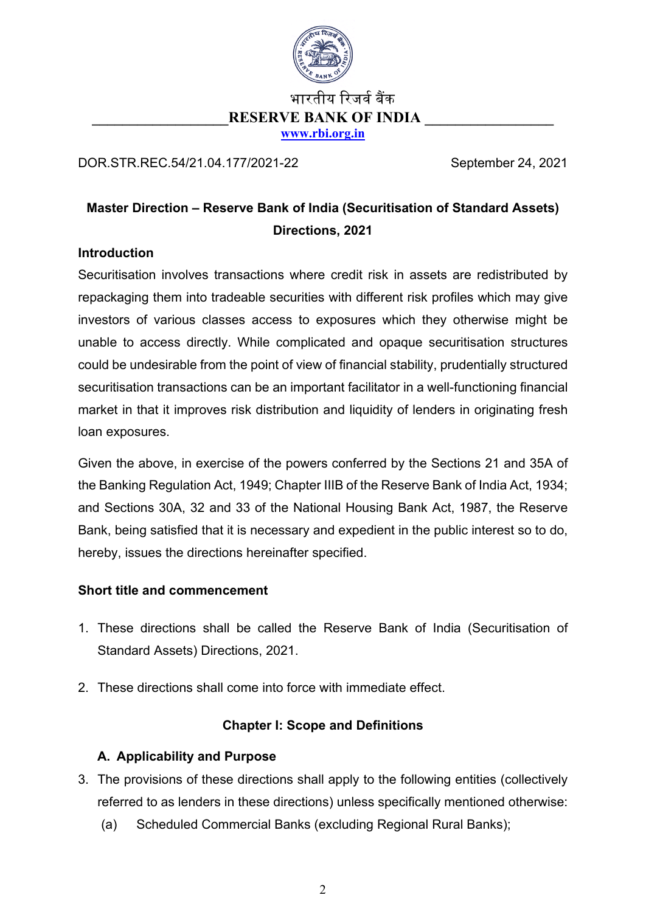भारतीय रिज़र्व बैंक

**RESERVE BANK OF INDIA**

www.rbi.org.in

DOR.STR.REC.54/21.04.177/2021-22 September 24, 2021

## Master Direction – Reserve Bank of India (Securitisation of Standard Assets) Directions, 2021

### Introduction

Securitisation involves transactions where credit risk in assets are redistributed by repackaging them into tradeable securities with different risk profiles which may give investors of various classes access to exposures which they otherwise might be unable to access directly. While complicated and opaque securitisation structures could be undesirable from the point of view of financial stability, prudentially structured securitisation transactions can be an important facilitator in a well-functioning financial market in that it improves risk distribution and liquidity of lenders in originating fresh loan exposures.

Given the above, in exercise of the powers conferred by the Sections 21 and 35A of the Banking Regulation Act, 1949; Chapter IIIB of the Reserve Bank of India Act, 1934; and Sections 30A, 32 and 33 of the National Housing Bank Act, 1987, the Reserve Bank, being satisfied that it is necessary and expedient in the public interest so to do, hereby, issues the directions hereinafter specified.

### Short title and commencement

1. These directions shall be called the Reserve Bank of India (Securitisation of Standard Assets) Directions, 2021.
2. These directions shall come into force with immediate effect.

### Chapter I: Scope and Definitions

#### A. Applicability and Purpose

3. The provisions of these directions shall apply to the following entities (collectively referred to as lenders in these directions) unless specifically mentioned otherwise:
   (a) Scheduled Commercial Banks (excluding Regional Rural Banks);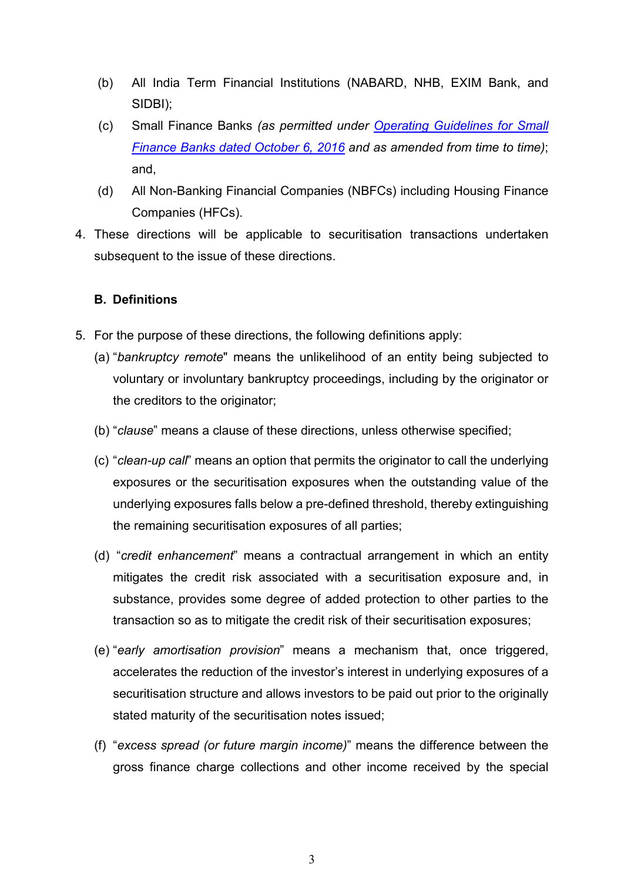(b) All India Term Financial Institutions (NABARD, NHB, EXIM Bank, and SIDBI);

(c) Small Finance Banks *(as permitted under [Operating Guidelines for Small Finance Banks dated October 6, 2016](#) and as amended from time to time)*; and,

(d) All Non-Banking Financial Companies (NBFCs) including Housing Finance Companies (HFCs).

4. These directions will be applicable to securitisation transactions undertaken subsequent to the issue of these directions.

**B. Definitions**

5. For the purpose of these directions, the following definitions apply:

(a) "*bankruptcy remote*" means the unlikelihood of an entity being subjected to voluntary or involuntary bankruptcy proceedings, including by the originator or the creditors to the originator;

(b) "*clause*" means a clause of these directions, unless otherwise specified;

(c) "*clean-up call*" means an option that permits the originator to call the underlying exposures or the securitisation exposures when the outstanding value of the underlying exposures falls below a pre-defined threshold, thereby extinguishing the remaining securitisation exposures of all parties;

(d) "*credit enhancement*" means a contractual arrangement in which an entity mitigates the credit risk associated with a securitisation exposure and, in substance, provides some degree of added protection to other parties to the transaction so as to mitigate the credit risk of their securitisation exposures;

(e) "*early amortisation provision*" means a mechanism that, once triggered, accelerates the reduction of the investor's interest in underlying exposures of a securitisation structure and allows investors to be paid out prior to the originally stated maturity of the securitisation notes issued;

(f) "*excess spread (or future margin income)*" means the difference between the gross finance charge collections and other income received by the special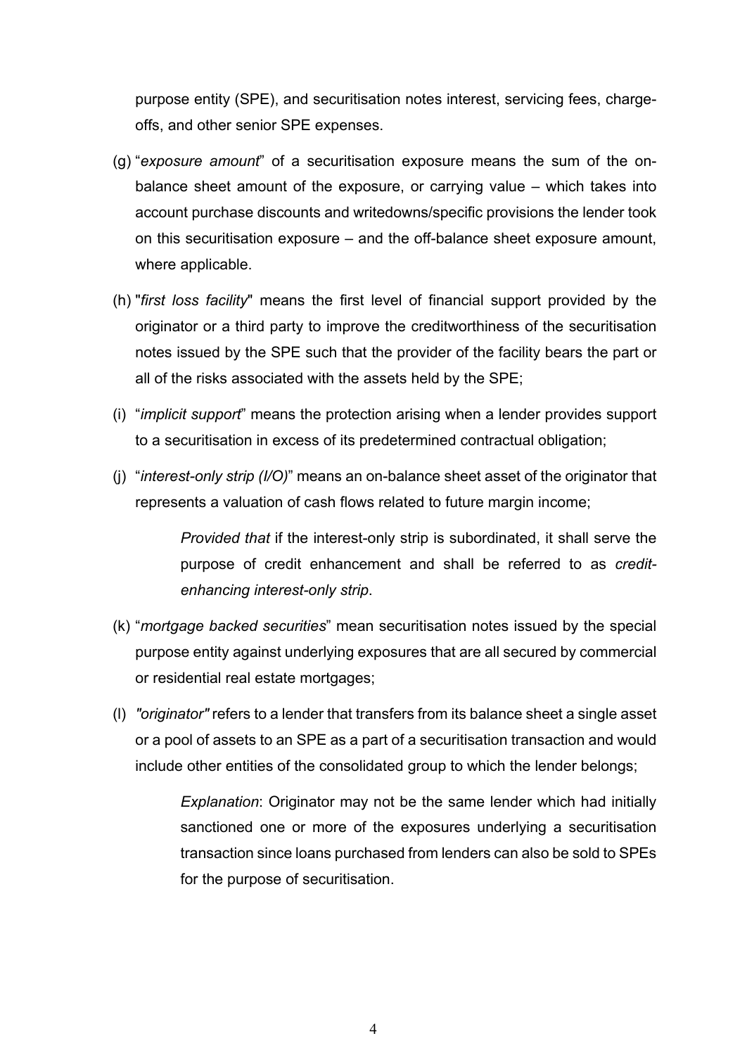purpose entity (SPE), and securitisation notes interest, servicing fees, charge-offs, and other senior SPE expenses.

(g) "*exposure amount*" of a securitisation exposure means the sum of the on-balance sheet amount of the exposure, or carrying value – which takes into account purchase discounts and writedowns/specific provisions the lender took on this securitisation exposure – and the off-balance sheet exposure amount, where applicable.

(h) "*first loss facility*" means the first level of financial support provided by the originator or a third party to improve the creditworthiness of the securitisation notes issued by the SPE such that the provider of the facility bears the part or all of the risks associated with the assets held by the SPE;

(i) "*implicit support*" means the protection arising when a lender provides support to a securitisation in excess of its predetermined contractual obligation;

(j) "*interest-only strip (I/O)*" means an on-balance sheet asset of the originator that represents a valuation of cash flows related to future margin income;

> *Provided that* if the interest-only strip is subordinated, it shall serve the purpose of credit enhancement and shall be referred to as *credit-enhancing interest-only strip*.

(k) "*mortgage backed securities*" mean securitisation notes issued by the special purpose entity against underlying exposures that are all secured by commercial or residential real estate mortgages;

(l) *"originator"* refers to a lender that transfers from its balance sheet a single asset or a pool of assets to an SPE as a part of a securitisation transaction and would include other entities of the consolidated group to which the lender belongs;

> *Explanation*: Originator may not be the same lender which had initially sanctioned one or more of the exposures underlying a securitisation transaction since loans purchased from lenders can also be sold to SPEs for the purpose of securitisation.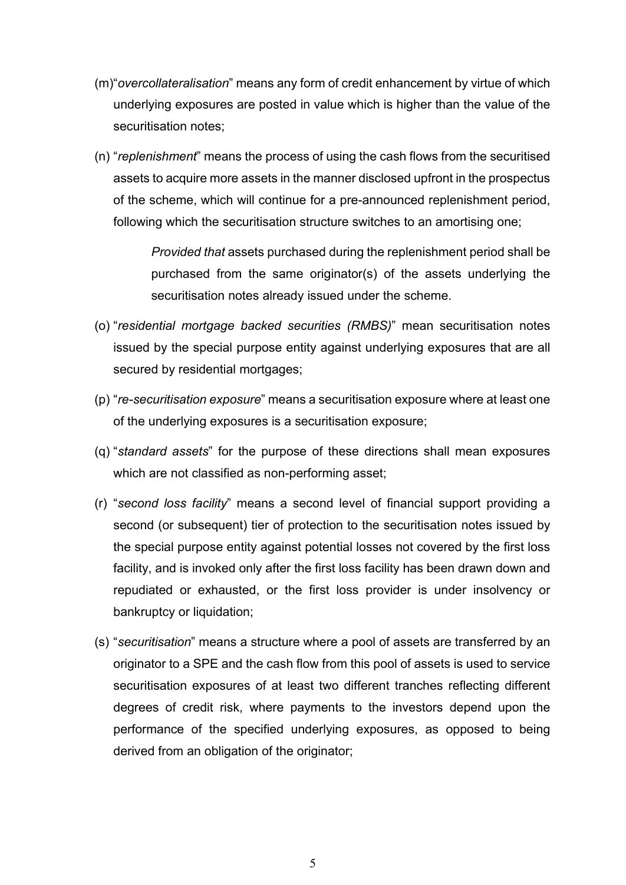(m) "*overcollateralisation*" means any form of credit enhancement by virtue of which underlying exposures are posted in value which is higher than the value of the securitisation notes;

(n) "*replenishment*" means the process of using the cash flows from the securitised assets to acquire more assets in the manner disclosed upfront in the prospectus of the scheme, which will continue for a pre-announced replenishment period, following which the securitisation structure switches to an amortising one;

> *Provided that* assets purchased during the replenishment period shall be purchased from the same originator(s) of the assets underlying the securitisation notes already issued under the scheme.

(o) "*residential mortgage backed securities (RMBS)*" mean securitisation notes issued by the special purpose entity against underlying exposures that are all secured by residential mortgages;

(p) "*re-securitisation exposure*" means a securitisation exposure where at least one of the underlying exposures is a securitisation exposure;

(q) "*standard assets*" for the purpose of these directions shall mean exposures which are not classified as non-performing asset;

(r) "*second loss facility*" means a second level of financial support providing a second (or subsequent) tier of protection to the securitisation notes issued by the special purpose entity against potential losses not covered by the first loss facility, and is invoked only after the first loss facility has been drawn down and repudiated or exhausted, or the first loss provider is under insolvency or bankruptcy or liquidation;

(s) "*securitisation*" means a structure where a pool of assets are transferred by an originator to a SPE and the cash flow from this pool of assets is used to service securitisation exposures of at least two different tranches reflecting different degrees of credit risk, where payments to the investors depend upon the performance of the specified underlying exposures, as opposed to being derived from an obligation of the originator;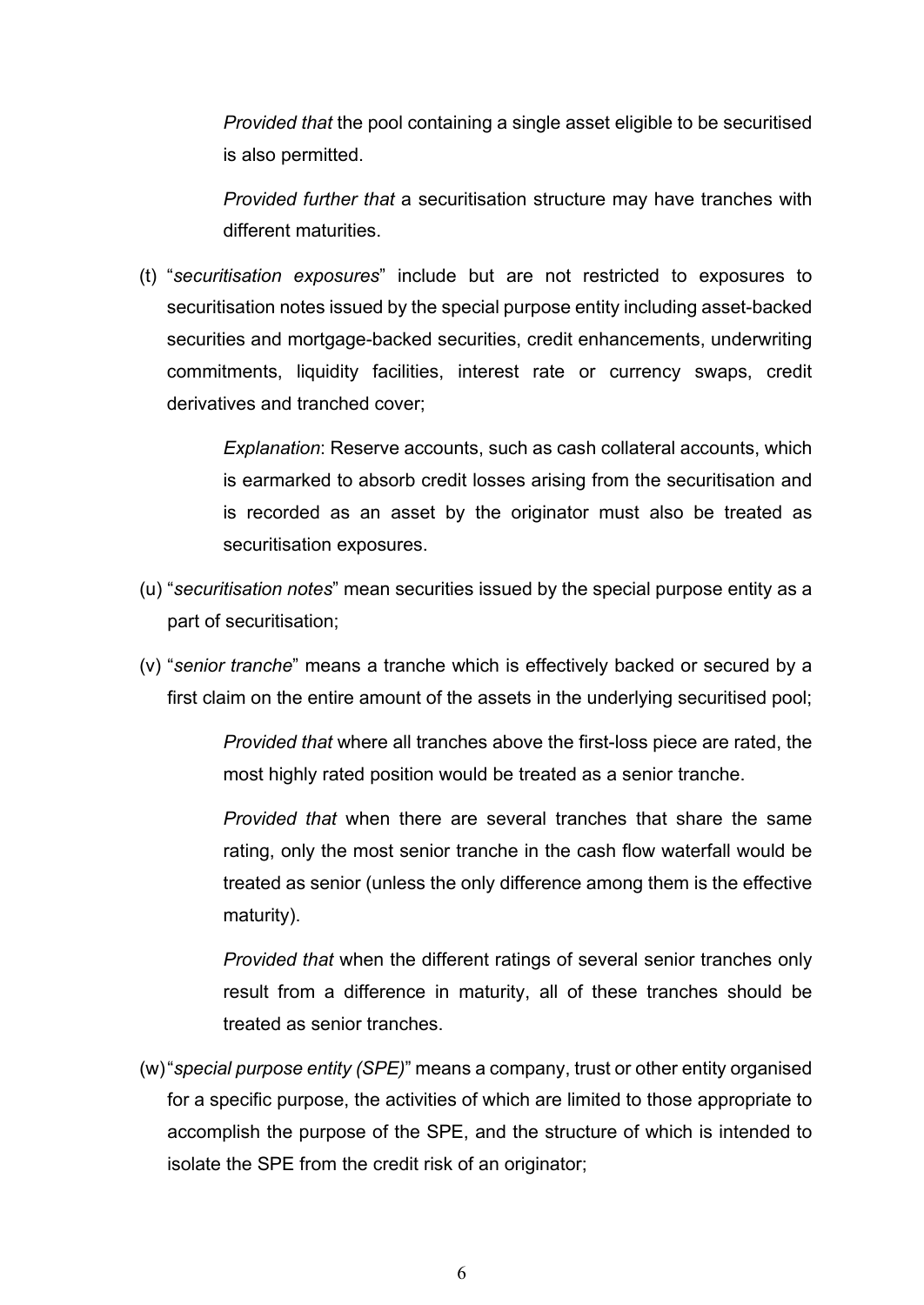*Provided that* the pool containing a single asset eligible to be securitised is also permitted.

*Provided further that* a securitisation structure may have tranches with different maturities.

(t) "*securitisation exposures*" include but are not restricted to exposures to securitisation notes issued by the special purpose entity including asset-backed securities and mortgage-backed securities, credit enhancements, underwriting commitments, liquidity facilities, interest rate or currency swaps, credit derivatives and tranched cover;

*Explanation*: Reserve accounts, such as cash collateral accounts, which is earmarked to absorb credit losses arising from the securitisation and is recorded as an asset by the originator must also be treated as securitisation exposures.

(u) "*securitisation notes*" mean securities issued by the special purpose entity as a part of securitisation;

(v) "*senior tranche*" means a tranche which is effectively backed or secured by a first claim on the entire amount of the assets in the underlying securitised pool;

*Provided that* where all tranches above the first-loss piece are rated, the most highly rated position would be treated as a senior tranche.

*Provided that* when there are several tranches that share the same rating, only the most senior tranche in the cash flow waterfall would be treated as senior (unless the only difference among them is the effective maturity).

*Provided that* when the different ratings of several senior tranches only result from a difference in maturity, all of these tranches should be treated as senior tranches.

(w) "*special purpose entity (SPE)*" means a company, trust or other entity organised for a specific purpose, the activities of which are limited to those appropriate to accomplish the purpose of the SPE, and the structure of which is intended to isolate the SPE from the credit risk of an originator;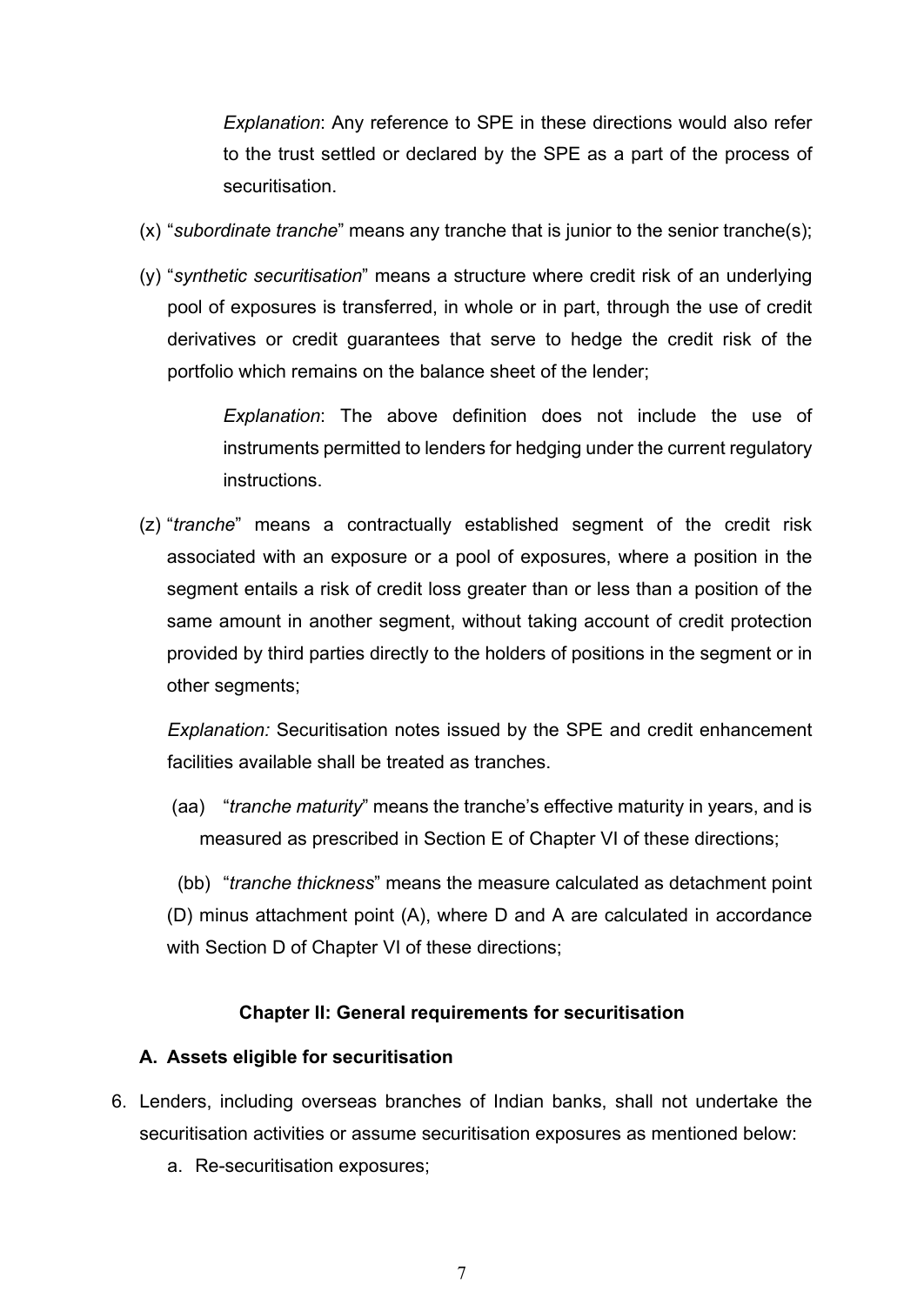*Explanation*: Any reference to SPE in these directions would also refer to the trust settled or declared by the SPE as a part of the process of securitisation.

(x) "*subordinate tranche*" means any tranche that is junior to the senior tranche(s);

(y) "*synthetic securitisation*" means a structure where credit risk of an underlying pool of exposures is transferred, in whole or in part, through the use of credit derivatives or credit guarantees that serve to hedge the credit risk of the portfolio which remains on the balance sheet of the lender;

*Explanation*: The above definition does not include the use of instruments permitted to lenders for hedging under the current regulatory instructions.

(z) "*tranche*" means a contractually established segment of the credit risk associated with an exposure or a pool of exposures, where a position in the segment entails a risk of credit loss greater than or less than a position of the same amount in another segment, without taking account of credit protection provided by third parties directly to the holders of positions in the segment or in other segments;

*Explanation:* Securitisation notes issued by the SPE and credit enhancement facilities available shall be treated as tranches.

(aa) "*tranche maturity*" means the tranche's effective maturity in years, and is measured as prescribed in Section E of Chapter VI of these directions;

(bb) "*tranche thickness*" means the measure calculated as detachment point (D) minus attachment point (A), where D and A are calculated in accordance with Section D of Chapter VI of these directions;

## Chapter II: General requirements for securitisation

### A. Assets eligible for securitisation

6. Lenders, including overseas branches of Indian banks, shall not undertake the securitisation activities or assume securitisation exposures as mentioned below:
   a. Re-securitisation exposures;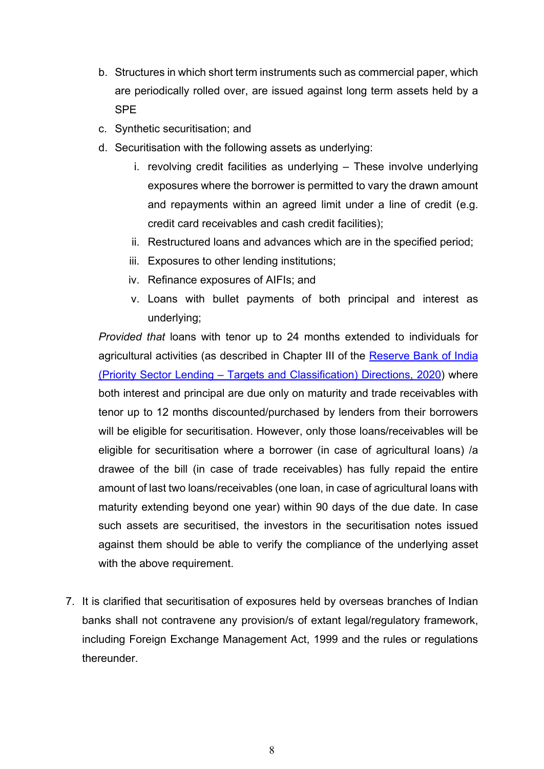b. Structures in which short term instruments such as commercial paper, which are periodically rolled over, are issued against long term assets held by a SPE
c. Synthetic securitisation; and
d. Securitisation with the following assets as underlying:
    i. revolving credit facilities as underlying – These involve underlying exposures where the borrower is permitted to vary the drawn amount and repayments within an agreed limit under a line of credit (e.g. credit card receivables and cash credit facilities);
    ii. Restructured loans and advances which are in the specified period;
    iii. Exposures to other lending institutions;
    iv. Refinance exposures of AIFIs; and
    v. Loans with bullet payments of both principal and interest as underlying;

*Provided that* loans with tenor up to 24 months extended to individuals for agricultural activities (as described in Chapter III of the [Reserve Bank of India (Priority Sector Lending – Targets and Classification) Directions, 2020]) where both interest and principal are due only on maturity and trade receivables with tenor up to 12 months discounted/purchased by lenders from their borrowers will be eligible for securitisation. However, only those loans/receivables will be eligible for securitisation where a borrower (in case of agricultural loans) /a drawee of the bill (in case of trade receivables) has fully repaid the entire amount of last two loans/receivables (one loan, in case of agricultural loans with maturity extending beyond one year) within 90 days of the due date. In case such assets are securitised, the investors in the securitisation notes issued against them should be able to verify the compliance of the underlying asset with the above requirement.

7. It is clarified that securitisation of exposures held by overseas branches of Indian banks shall not contravene any provision/s of extant legal/regulatory framework, including Foreign Exchange Management Act, 1999 and the rules or regulations thereunder.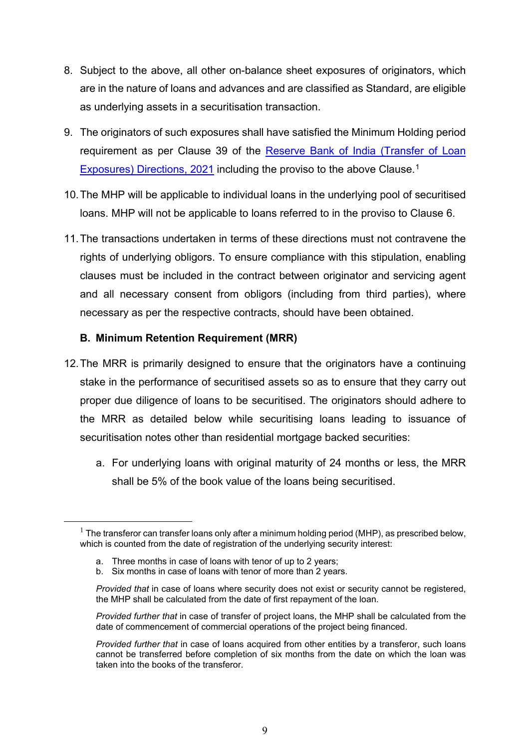8. Subject to the above, all other on-balance sheet exposures of originators, which are in the nature of loans and advances and are classified as Standard, are eligible as underlying assets in a securitisation transaction.

9. The originators of such exposures shall have satisfied the Minimum Holding period requirement as per Clause 39 of the [Reserve Bank of India (Transfer of Loan Exposures) Directions, 2021] including the proviso to the above Clause.[1]

10. The MHP will be applicable to individual loans in the underlying pool of securitised loans. MHP will not be applicable to loans referred to in the proviso to Clause 6.

11. The transactions undertaken in terms of these directions must not contravene the rights of underlying obligors. To ensure compliance with this stipulation, enabling clauses must be included in the contract between originator and servicing agent and all necessary consent from obligors (including from third parties), where necessary as per the respective contracts, should have been obtained.

**B. Minimum Retention Requirement (MRR)**

12. The MRR is primarily designed to ensure that the originators have a continuing stake in the performance of securitised assets so as to ensure that they carry out proper due diligence of loans to be securitised. The originators should adhere to the MRR as detailed below while securitising loans leading to issuance of securitisation notes other than residential mortgage backed securities:

    a. For underlying loans with original maturity of 24 months or less, the MRR shall be 5% of the book value of the loans being securitised.

---

[1] The transferor can transfer loans only after a minimum holding period (MHP), as prescribed below, which is counted from the date of registration of the underlying security interest:

a. Three months in case of loans with tenor of up to 2 years;
b. Six months in case of loans with tenor of more than 2 years.

*Provided that* in case of loans where security does not exist or security cannot be registered, the MHP shall be calculated from the date of first repayment of the loan.

*Provided further that* in case of transfer of project loans, the MHP shall be calculated from the date of commencement of commercial operations of the project being financed.

*Provided further that* in case of loans acquired from other entities by a transferor, such loans cannot be transferred before completion of six months from the date on which the loan was taken into the books of the transferor.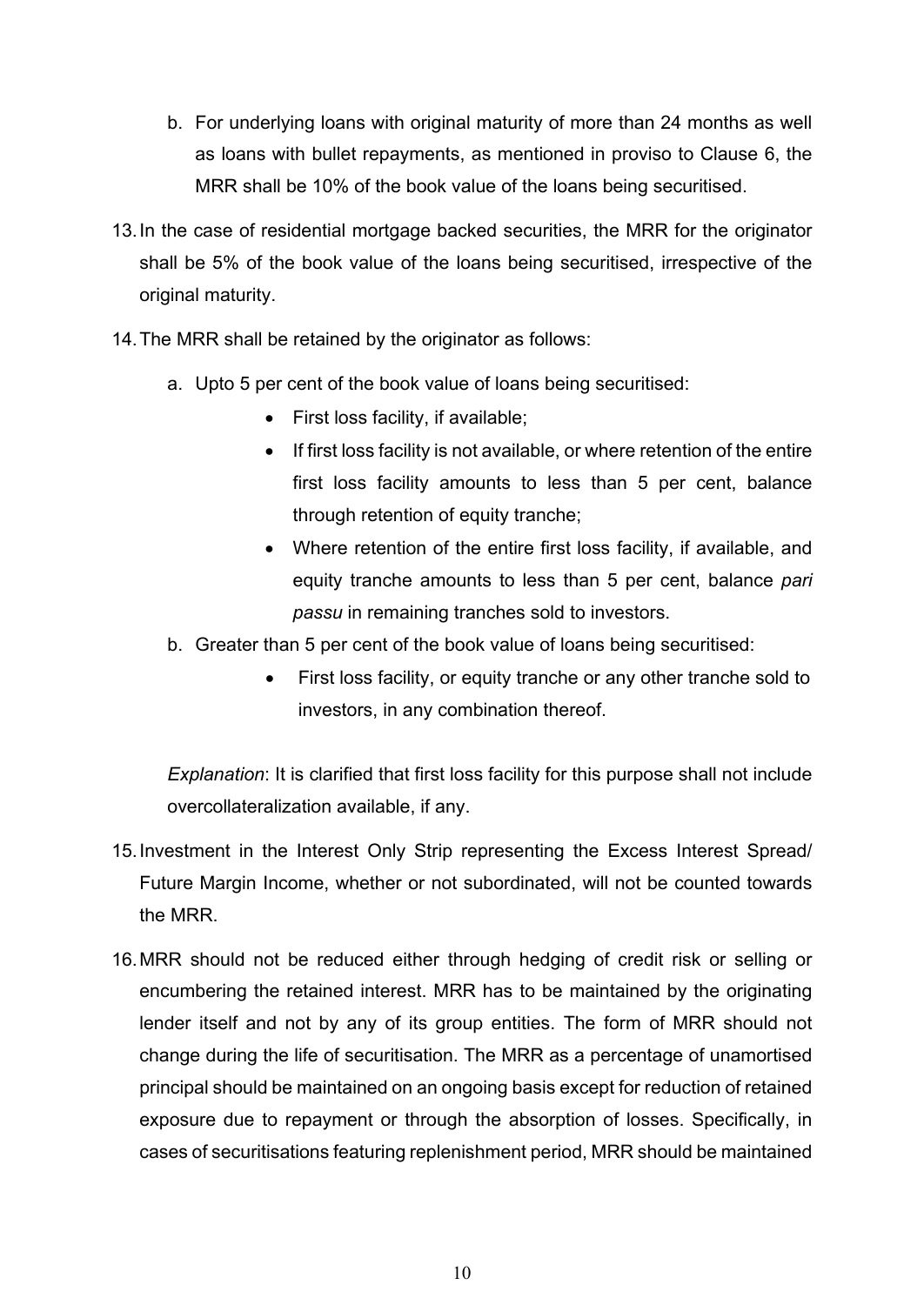b. For underlying loans with original maturity of more than 24 months as well as loans with bullet repayments, as mentioned in proviso to Clause 6, the MRR shall be 10% of the book value of the loans being securitised.

13. In the case of residential mortgage backed securities, the MRR for the originator shall be 5% of the book value of the loans being securitised, irrespective of the original maturity.

14. The MRR shall be retained by the originator as follows:

   a. Upto 5 per cent of the book value of loans being securitised:
      - First loss facility, if available;
      - If first loss facility is not available, or where retention of the entire first loss facility amounts to less than 5 per cent, balance through retention of equity tranche;
      - Where retention of the entire first loss facility, if available, and equity tranche amounts to less than 5 per cent, balance *pari passu* in remaining tranches sold to investors.

   b. Greater than 5 per cent of the book value of loans being securitised:
      - First loss facility, or equity tranche or any other tranche sold to investors, in any combination thereof.

   *Explanation*: It is clarified that first loss facility for this purpose shall not include overcollateralization available, if any.

15. Investment in the Interest Only Strip representing the Excess Interest Spread/ Future Margin Income, whether or not subordinated, will not be counted towards the MRR.

16. MRR should not be reduced either through hedging of credit risk or selling or encumbering the retained interest. MRR has to be maintained by the originating lender itself and not by any of its group entities. The form of MRR should not change during the life of securitisation. The MRR as a percentage of unamortised principal should be maintained on an ongoing basis except for reduction of retained exposure due to repayment or through the absorption of losses. Specifically, in cases of securitisations featuring replenishment period, MRR should be maintained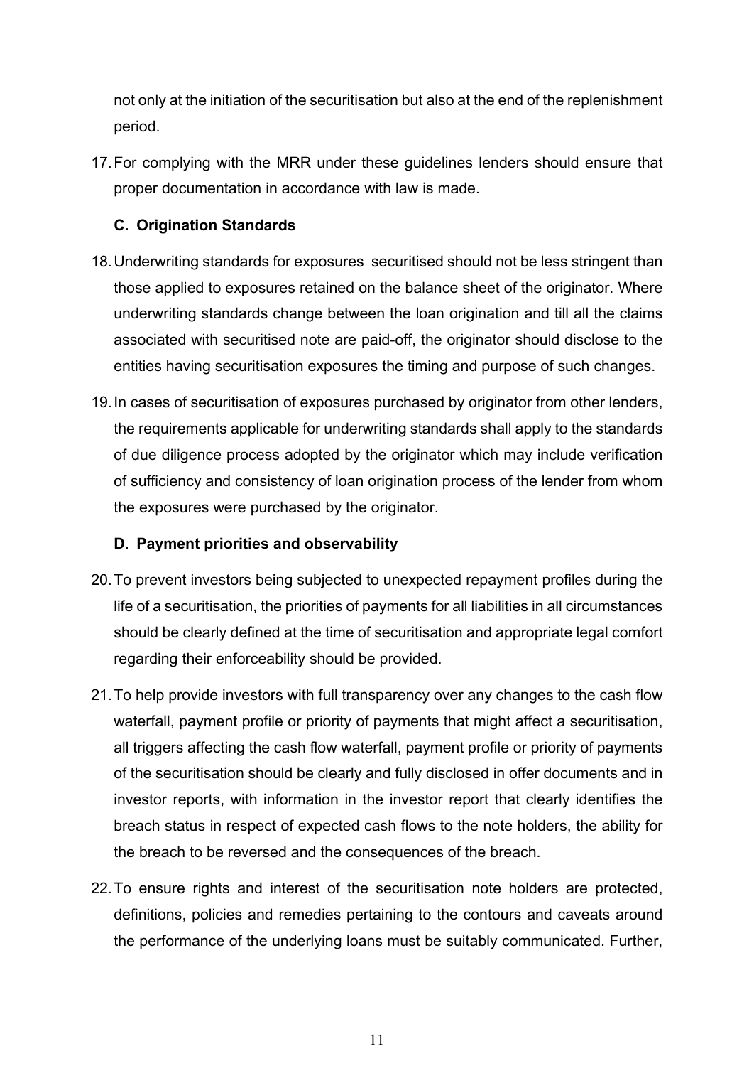not only at the initiation of the securitisation but also at the end of the replenishment period.

17. For complying with the MRR under these guidelines lenders should ensure that proper documentation in accordance with law is made.

### C. Origination Standards

18. Underwriting standards for exposures securitised should not be less stringent than those applied to exposures retained on the balance sheet of the originator. Where underwriting standards change between the loan origination and till all the claims associated with securitised note are paid-off, the originator should disclose to the entities having securitisation exposures the timing and purpose of such changes.

19. In cases of securitisation of exposures purchased by originator from other lenders, the requirements applicable for underwriting standards shall apply to the standards of due diligence process adopted by the originator which may include verification of sufficiency and consistency of loan origination process of the lender from whom the exposures were purchased by the originator.

### D. Payment priorities and observability

20. To prevent investors being subjected to unexpected repayment profiles during the life of a securitisation, the priorities of payments for all liabilities in all circumstances should be clearly defined at the time of securitisation and appropriate legal comfort regarding their enforceability should be provided.

21. To help provide investors with full transparency over any changes to the cash flow waterfall, payment profile or priority of payments that might affect a securitisation, all triggers affecting the cash flow waterfall, payment profile or priority of payments of the securitisation should be clearly and fully disclosed in offer documents and in investor reports, with information in the investor report that clearly identifies the breach status in respect of expected cash flows to the note holders, the ability for the breach to be reversed and the consequences of the breach.

22. To ensure rights and interest of the securitisation note holders are protected, definitions, policies and remedies pertaining to the contours and caveats around the performance of the underlying loans must be suitably communicated. Further,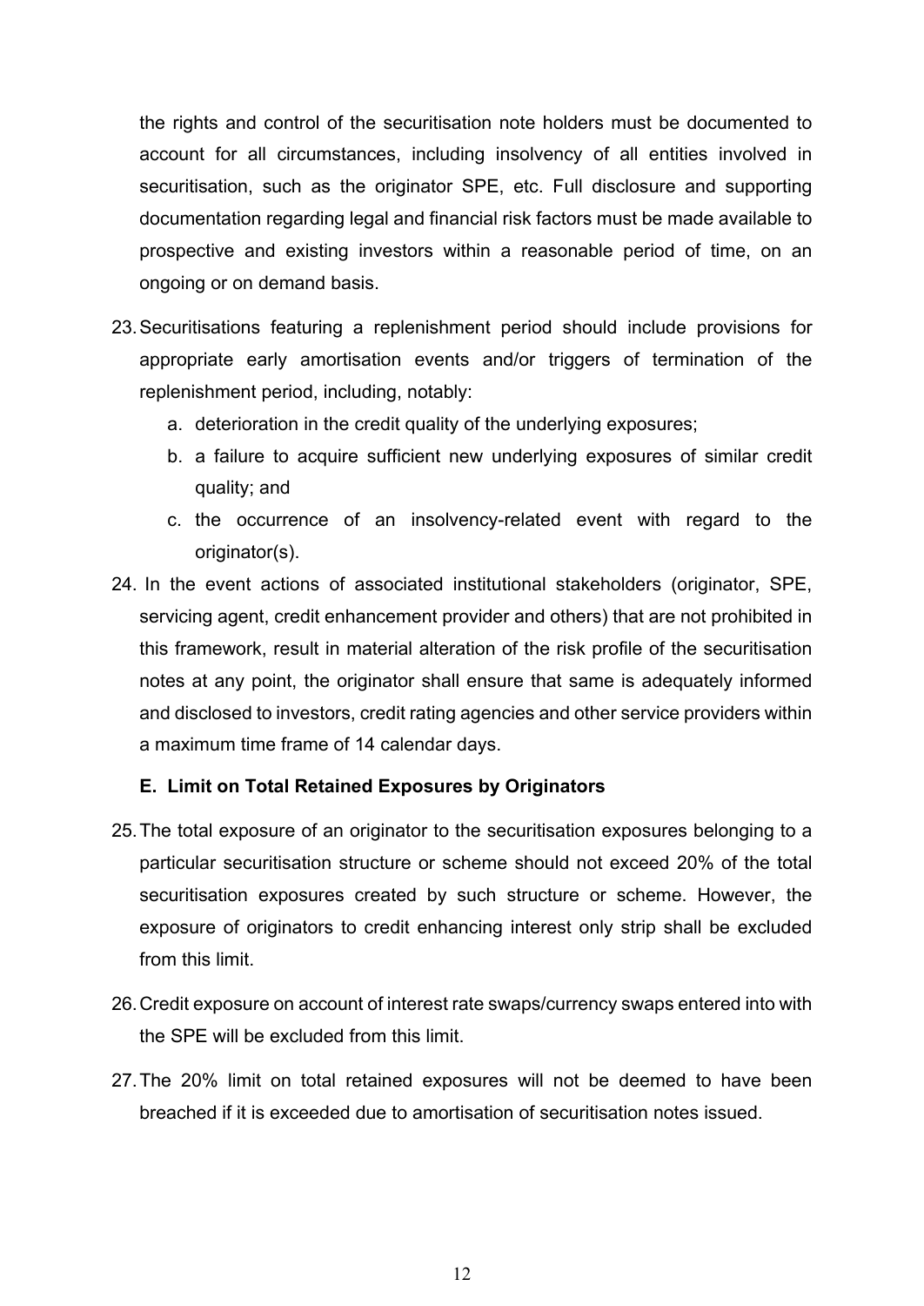the rights and control of the securitisation note holders must be documented to account for all circumstances, including insolvency of all entities involved in securitisation, such as the originator SPE, etc. Full disclosure and supporting documentation regarding legal and financial risk factors must be made available to prospective and existing investors within a reasonable period of time, on an ongoing or on demand basis.

23. Securitisations featuring a replenishment period should include provisions for appropriate early amortisation events and/or triggers of termination of the replenishment period, including, notably:
    a. deterioration in the credit quality of the underlying exposures;
    b. a failure to acquire sufficient new underlying exposures of similar credit quality; and
    c. the occurrence of an insolvency-related event with regard to the originator(s).
24. In the event actions of associated institutional stakeholders (originator, SPE, servicing agent, credit enhancement provider and others) that are not prohibited in this framework, result in material alteration of the risk profile of the securitisation notes at any point, the originator shall ensure that same is adequately informed and disclosed to investors, credit rating agencies and other service providers within a maximum time frame of 14 calendar days.

**E. Limit on Total Retained Exposures by Originators**

25. The total exposure of an originator to the securitisation exposures belonging to a particular securitisation structure or scheme should not exceed 20% of the total securitisation exposures created by such structure or scheme. However, the exposure of originators to credit enhancing interest only strip shall be excluded from this limit.
26. Credit exposure on account of interest rate swaps/currency swaps entered into with the SPE will be excluded from this limit.
27. The 20% limit on total retained exposures will not be deemed to have been breached if it is exceeded due to amortisation of securitisation notes issued.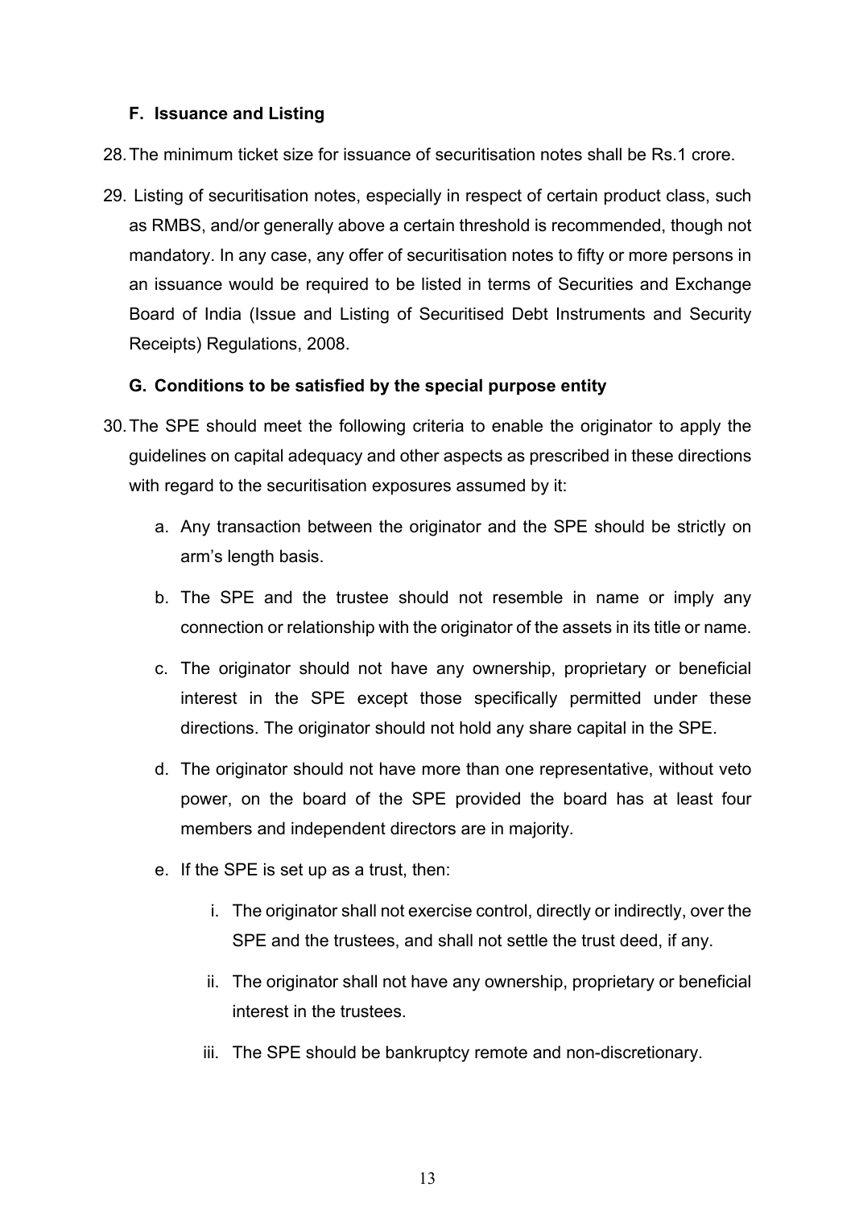### F. Issuance and Listing

28. The minimum ticket size for issuance of securitisation notes shall be Rs.1 crore.

29. Listing of securitisation notes, especially in respect of certain product class, such as RMBS, and/or generally above a certain threshold is recommended, though not mandatory. In any case, any offer of securitisation notes to fifty or more persons in an issuance would be required to be listed in terms of Securities and Exchange Board of India (Issue and Listing of Securitised Debt Instruments and Security Receipts) Regulations, 2008.

### G. Conditions to be satisfied by the special purpose entity

30. The SPE should meet the following criteria to enable the originator to apply the guidelines on capital adequacy and other aspects as prescribed in these directions with regard to the securitisation exposures assumed by it:

    a. Any transaction between the originator and the SPE should be strictly on arm's length basis.

    b. The SPE and the trustee should not resemble in name or imply any connection or relationship with the originator of the assets in its title or name.

    c. The originator should not have any ownership, proprietary or beneficial interest in the SPE except those specifically permitted under these directions. The originator should not hold any share capital in the SPE.

    d. The originator should not have more than one representative, without veto power, on the board of the SPE provided the board has at least four members and independent directors are in majority.

    e. If the SPE is set up as a trust, then:

        i. The originator shall not exercise control, directly or indirectly, over the SPE and the trustees, and shall not settle the trust deed, if any.

        ii. The originator shall not have any ownership, proprietary or beneficial interest in the trustees.

        iii. The SPE should be bankruptcy remote and non-discretionary.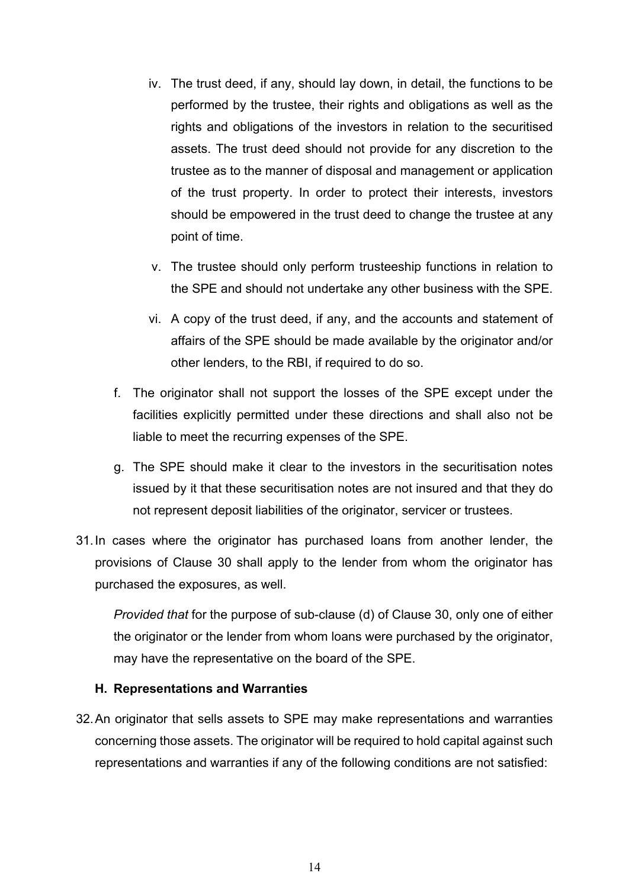iv. The trust deed, if any, should lay down, in detail, the functions to be performed by the trustee, their rights and obligations as well as the rights and obligations of the investors in relation to the securitised assets. The trust deed should not provide for any discretion to the trustee as to the manner of disposal and management or application of the trust property. In order to protect their interests, investors should be empowered in the trust deed to change the trustee at any point of time.

v. The trustee should only perform trusteeship functions in relation to the SPE and should not undertake any other business with the SPE.

vi. A copy of the trust deed, if any, and the accounts and statement of affairs of the SPE should be made available by the originator and/or other lenders, to the RBI, if required to do so.

f. The originator shall not support the losses of the SPE except under the facilities explicitly permitted under these directions and shall also not be liable to meet the recurring expenses of the SPE.

g. The SPE should make it clear to the investors in the securitisation notes issued by it that these securitisation notes are not insured and that they do not represent deposit liabilities of the originator, servicer or trustees.

31. In cases where the originator has purchased loans from another lender, the provisions of Clause 30 shall apply to the lender from whom the originator has purchased the exposures, as well.

    *Provided that* for the purpose of sub-clause (d) of Clause 30, only one of either the originator or the lender from whom loans were purchased by the originator, may have the representative on the board of the SPE.

### H. Representations and Warranties

32. An originator that sells assets to SPE may make representations and warranties concerning those assets. The originator will be required to hold capital against such representations and warranties if any of the following conditions are not satisfied: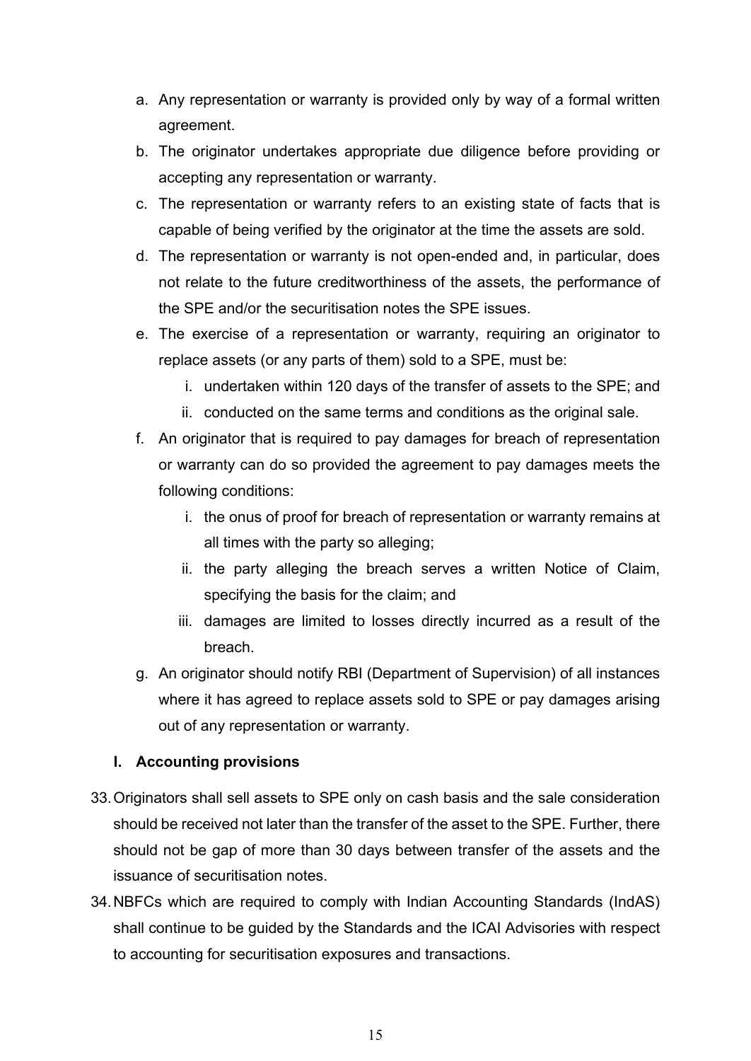a. Any representation or warranty is provided only by way of a formal written agreement.

b. The originator undertakes appropriate due diligence before providing or accepting any representation or warranty.

c. The representation or warranty refers to an existing state of facts that is capable of being verified by the originator at the time the assets are sold.

d. The representation or warranty is not open-ended and, in particular, does not relate to the future creditworthiness of the assets, the performance of the SPE and/or the securitisation notes the SPE issues.

e. The exercise of a representation or warranty, requiring an originator to replace assets (or any parts of them) sold to a SPE, must be:

   i. undertaken within 120 days of the transfer of assets to the SPE; and

   ii. conducted on the same terms and conditions as the original sale.

f. An originator that is required to pay damages for breach of representation or warranty can do so provided the agreement to pay damages meets the following conditions:

   i. the onus of proof for breach of representation or warranty remains at all times with the party so alleging;

   ii. the party alleging the breach serves a written Notice of Claim, specifying the basis for the claim; and

   iii. damages are limited to losses directly incurred as a result of the breach.

g. An originator should notify RBI (Department of Supervision) of all instances where it has agreed to replace assets sold to SPE or pay damages arising out of any representation or warranty.

### I. Accounting provisions

33. Originators shall sell assets to SPE only on cash basis and the sale consideration should be received not later than the transfer of the asset to the SPE. Further, there should not be gap of more than 30 days between transfer of the assets and the issuance of securitisation notes.

34. NBFCs which are required to comply with Indian Accounting Standards (IndAS) shall continue to be guided by the Standards and the ICAI Advisories with respect to accounting for securitisation exposures and transactions.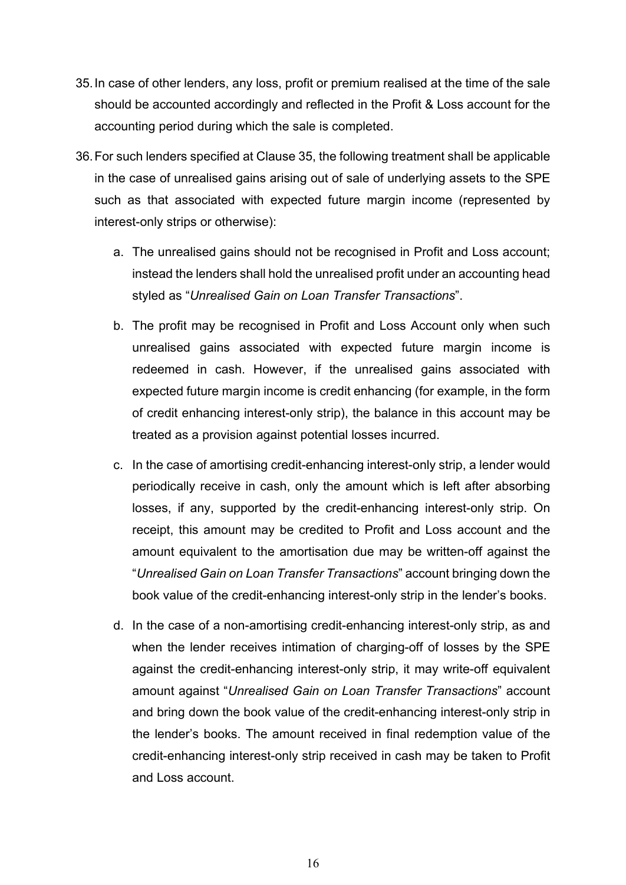35. In case of other lenders, any loss, profit or premium realised at the time of the sale should be accounted accordingly and reflected in the Profit & Loss account for the accounting period during which the sale is completed.

36. For such lenders specified at Clause 35, the following treatment shall be applicable in the case of unrealised gains arising out of sale of underlying assets to the SPE such as that associated with expected future margin income (represented by interest-only strips or otherwise):

    a. The unrealised gains should not be recognised in Profit and Loss account; instead the lenders shall hold the unrealised profit under an accounting head styled as "*Unrealised Gain on Loan Transfer Transactions*".

    b. The profit may be recognised in Profit and Loss Account only when such unrealised gains associated with expected future margin income is redeemed in cash. However, if the unrealised gains associated with expected future margin income is credit enhancing (for example, in the form of credit enhancing interest-only strip), the balance in this account may be treated as a provision against potential losses incurred.

    c. In the case of amortising credit-enhancing interest-only strip, a lender would periodically receive in cash, only the amount which is left after absorbing losses, if any, supported by the credit-enhancing interest-only strip. On receipt, this amount may be credited to Profit and Loss account and the amount equivalent to the amortisation due may be written-off against the "*Unrealised Gain on Loan Transfer Transactions*" account bringing down the book value of the credit-enhancing interest-only strip in the lender's books.

    d. In the case of a non-amortising credit-enhancing interest-only strip, as and when the lender receives intimation of charging-off of losses by the SPE against the credit-enhancing interest-only strip, it may write-off equivalent amount against "*Unrealised Gain on Loan Transfer Transactions*" account and bring down the book value of the credit-enhancing interest-only strip in the lender's books. The amount received in final redemption value of the credit-enhancing interest-only strip received in cash may be taken to Profit and Loss account.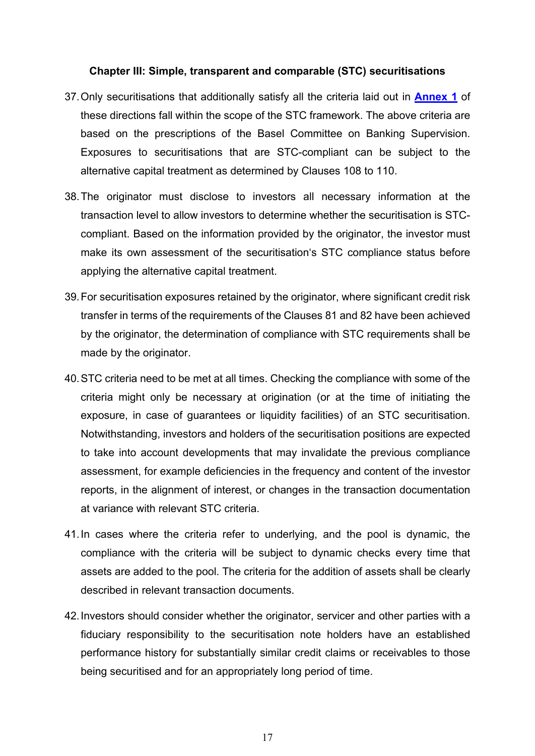### Chapter III: Simple, transparent and comparable (STC) securitisations

37. Only securitisations that additionally satisfy all the criteria laid out in **Annex 1** of these directions fall within the scope of the STC framework. The above criteria are based on the prescriptions of the Basel Committee on Banking Supervision. Exposures to securitisations that are STC-compliant can be subject to the alternative capital treatment as determined by Clauses 108 to 110.

38. The originator must disclose to investors all necessary information at the transaction level to allow investors to determine whether the securitisation is STC-compliant. Based on the information provided by the originator, the investor must make its own assessment of the securitisation's STC compliance status before applying the alternative capital treatment.

39. For securitisation exposures retained by the originator, where significant credit risk transfer in terms of the requirements of the Clauses 81 and 82 have been achieved by the originator, the determination of compliance with STC requirements shall be made by the originator.

40. STC criteria need to be met at all times. Checking the compliance with some of the criteria might only be necessary at origination (or at the time of initiating the exposure, in case of guarantees or liquidity facilities) of an STC securitisation. Notwithstanding, investors and holders of the securitisation positions are expected to take into account developments that may invalidate the previous compliance assessment, for example deficiencies in the frequency and content of the investor reports, in the alignment of interest, or changes in the transaction documentation at variance with relevant STC criteria.

41. In cases where the criteria refer to underlying, and the pool is dynamic, the compliance with the criteria will be subject to dynamic checks every time that assets are added to the pool. The criteria for the addition of assets shall be clearly described in relevant transaction documents.

42. Investors should consider whether the originator, servicer and other parties with a fiduciary responsibility to the securitisation note holders have an established performance history for substantially similar credit claims or receivables to those being securitised and for an appropriately long period of time.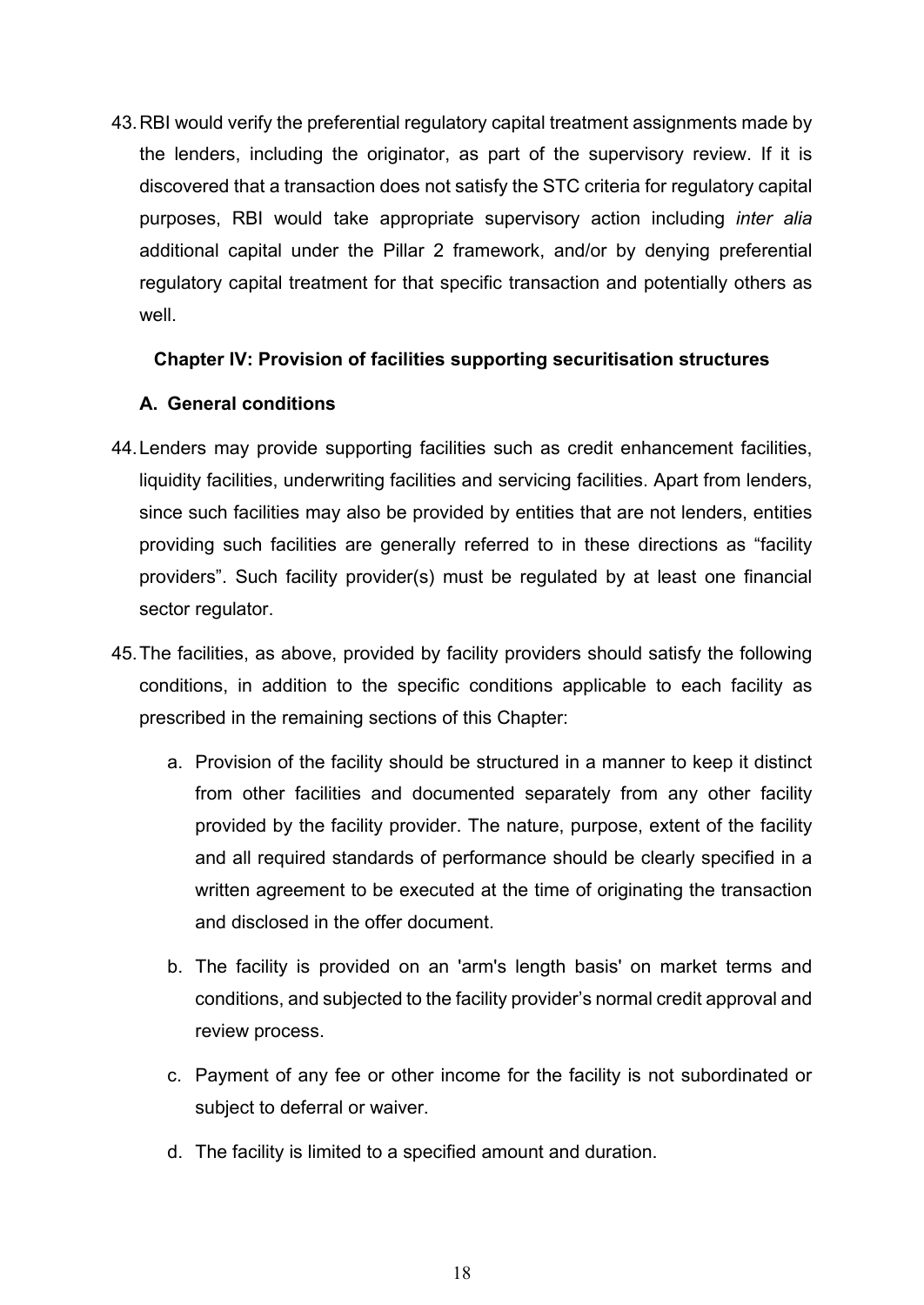43. RBI would verify the preferential regulatory capital treatment assignments made by the lenders, including the originator, as part of the supervisory review. If it is discovered that a transaction does not satisfy the STC criteria for regulatory capital purposes, RBI would take appropriate supervisory action including *inter alia* additional capital under the Pillar 2 framework, and/or by denying preferential regulatory capital treatment for that specific transaction and potentially others as well.

## Chapter IV: Provision of facilities supporting securitisation structures

### A. General conditions

44. Lenders may provide supporting facilities such as credit enhancement facilities, liquidity facilities, underwriting facilities and servicing facilities. Apart from lenders, since such facilities may also be provided by entities that are not lenders, entities providing such facilities are generally referred to in these directions as "facility providers". Such facility provider(s) must be regulated by at least one financial sector regulator.

45. The facilities, as above, provided by facility providers should satisfy the following conditions, in addition to the specific conditions applicable to each facility as prescribed in the remaining sections of this Chapter:

    a. Provision of the facility should be structured in a manner to keep it distinct from other facilities and documented separately from any other facility provided by the facility provider. The nature, purpose, extent of the facility and all required standards of performance should be clearly specified in a written agreement to be executed at the time of originating the transaction and disclosed in the offer document.

    b. The facility is provided on an 'arm's length basis' on market terms and conditions, and subjected to the facility provider's normal credit approval and review process.

    c. Payment of any fee or other income for the facility is not subordinated or subject to deferral or waiver.

    d. The facility is limited to a specified amount and duration.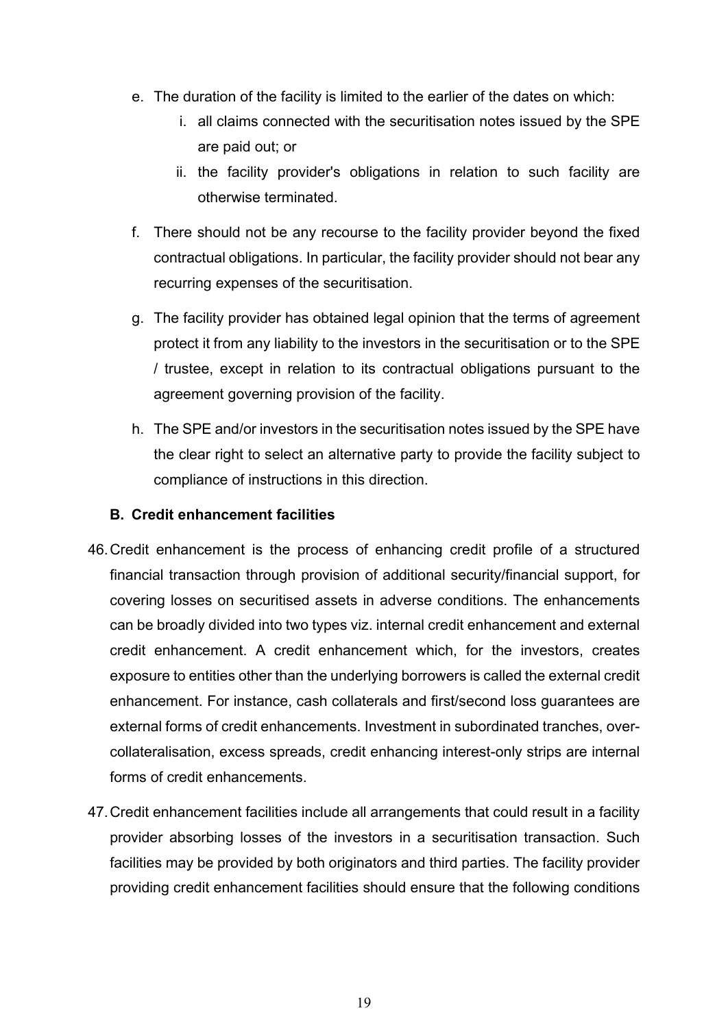e. The duration of the facility is limited to the earlier of the dates on which:

    i. all claims connected with the securitisation notes issued by the SPE are paid out; or

    ii. the facility provider's obligations in relation to such facility are otherwise terminated.

f. There should not be any recourse to the facility provider beyond the fixed contractual obligations. In particular, the facility provider should not bear any recurring expenses of the securitisation.

g. The facility provider has obtained legal opinion that the terms of agreement protect it from any liability to the investors in the securitisation or to the SPE / trustee, except in relation to its contractual obligations pursuant to the agreement governing provision of the facility.

h. The SPE and/or investors in the securitisation notes issued by the SPE have the clear right to select an alternative party to provide the facility subject to compliance of instructions in this direction.

**B. Credit enhancement facilities**

46. Credit enhancement is the process of enhancing credit profile of a structured financial transaction through provision of additional security/financial support, for covering losses on securitised assets in adverse conditions. The enhancements can be broadly divided into two types viz. internal credit enhancement and external credit enhancement. A credit enhancement which, for the investors, creates exposure to entities other than the underlying borrowers is called the external credit enhancement. For instance, cash collaterals and first/second loss guarantees are external forms of credit enhancements. Investment in subordinated tranches, over-collateralisation, excess spreads, credit enhancing interest-only strips are internal forms of credit enhancements.

47. Credit enhancement facilities include all arrangements that could result in a facility provider absorbing losses of the investors in a securitisation transaction. Such facilities may be provided by both originators and third parties. The facility provider providing credit enhancement facilities should ensure that the following conditions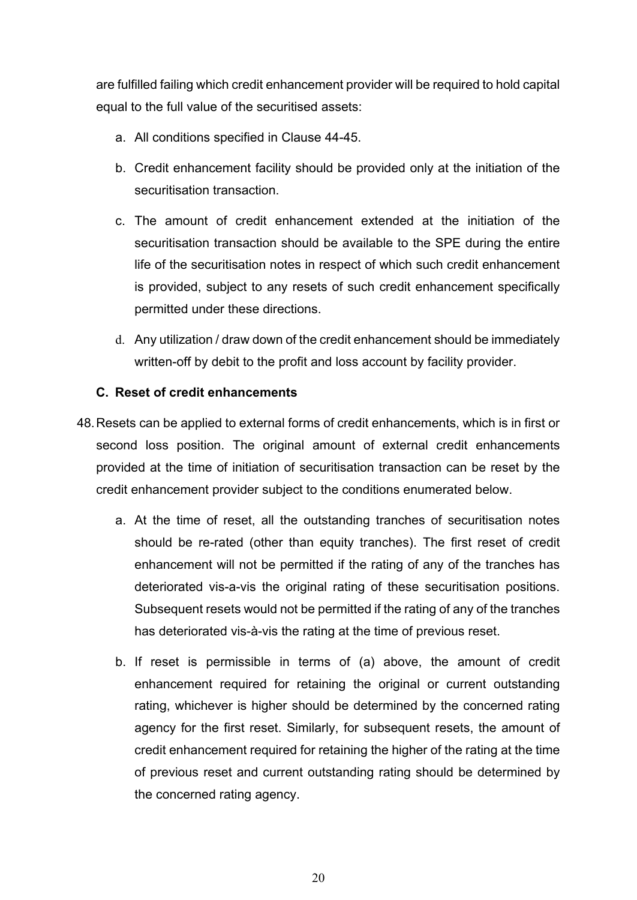are fulfilled failing which credit enhancement provider will be required to hold capital equal to the full value of the securitised assets:

a. All conditions specified in Clause 44-45.

b. Credit enhancement facility should be provided only at the initiation of the securitisation transaction.

c. The amount of credit enhancement extended at the initiation of the securitisation transaction should be available to the SPE during the entire life of the securitisation notes in respect of which such credit enhancement is provided, subject to any resets of such credit enhancement specifically permitted under these directions.

d. Any utilization / draw down of the credit enhancement should be immediately written-off by debit to the profit and loss account by facility provider.

### C. Reset of credit enhancements

48. Resets can be applied to external forms of credit enhancements, which is in first or second loss position. The original amount of external credit enhancements provided at the time of initiation of securitisation transaction can be reset by the credit enhancement provider subject to the conditions enumerated below.

    a. At the time of reset, all the outstanding tranches of securitisation notes should be re-rated (other than equity tranches). The first reset of credit enhancement will not be permitted if the rating of any of the tranches has deteriorated vis-a-vis the original rating of these securitisation positions. Subsequent resets would not be permitted if the rating of any of the tranches has deteriorated vis-à-vis the rating at the time of previous reset.

    b. If reset is permissible in terms of (a) above, the amount of credit enhancement required for retaining the original or current outstanding rating, whichever is higher should be determined by the concerned rating agency for the first reset. Similarly, for subsequent resets, the amount of credit enhancement required for retaining the higher of the rating at the time of previous reset and current outstanding rating should be determined by the concerned rating agency.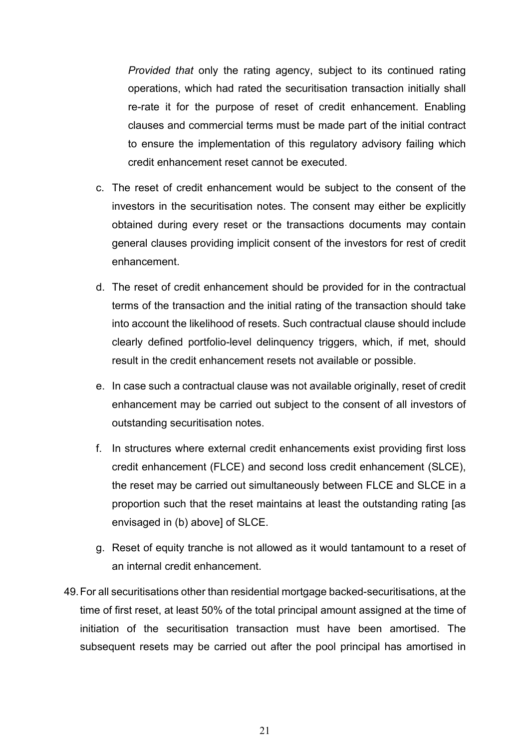*Provided that* only the rating agency, subject to its continued rating operations, which had rated the securitisation transaction initially shall re-rate it for the purpose of reset of credit enhancement. Enabling clauses and commercial terms must be made part of the initial contract to ensure the implementation of this regulatory advisory failing which credit enhancement reset cannot be executed.

c. The reset of credit enhancement would be subject to the consent of the investors in the securitisation notes. The consent may either be explicitly obtained during every reset or the transactions documents may contain general clauses providing implicit consent of the investors for rest of credit enhancement.

d. The reset of credit enhancement should be provided for in the contractual terms of the transaction and the initial rating of the transaction should take into account the likelihood of resets. Such contractual clause should include clearly defined portfolio-level delinquency triggers, which, if met, should result in the credit enhancement resets not available or possible.

e. In case such a contractual clause was not available originally, reset of credit enhancement may be carried out subject to the consent of all investors of outstanding securitisation notes.

f. In structures where external credit enhancements exist providing first loss credit enhancement (FLCE) and second loss credit enhancement (SLCE), the reset may be carried out simultaneously between FLCE and SLCE in a proportion such that the reset maintains at least the outstanding rating [as envisaged in (b) above] of SLCE.

g. Reset of equity tranche is not allowed as it would tantamount to a reset of an internal credit enhancement.

49. For all securitisations other than residential mortgage backed-securitisations, at the time of first reset, at least 50% of the total principal amount assigned at the time of initiation of the securitisation transaction must have been amortised. The subsequent resets may be carried out after the pool principal has amortised in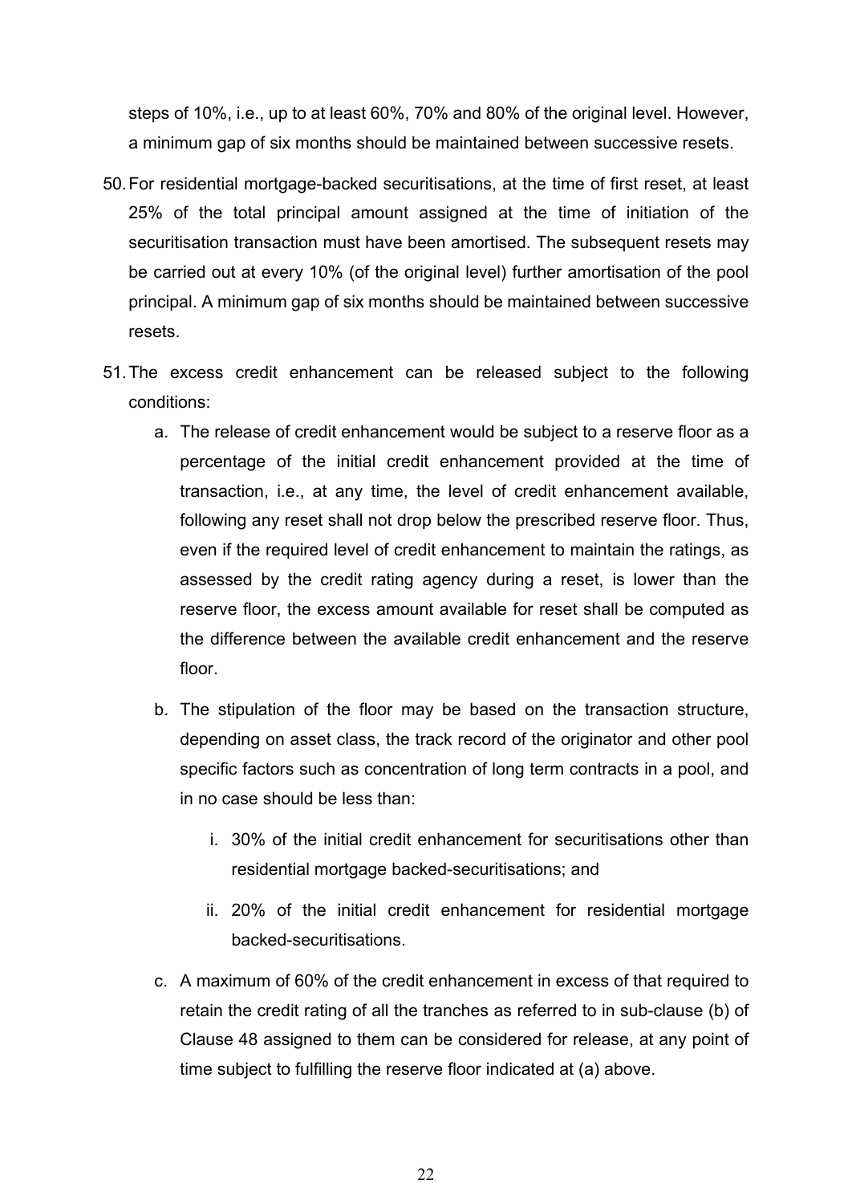steps of 10%, i.e., up to at least 60%, 70% and 80% of the original level. However, a minimum gap of six months should be maintained between successive resets.

50. For residential mortgage-backed securitisations, at the time of first reset, at least 25% of the total principal amount assigned at the time of initiation of the securitisation transaction must have been amortised. The subsequent resets may be carried out at every 10% (of the original level) further amortisation of the pool principal. A minimum gap of six months should be maintained between successive resets.

51. The excess credit enhancement can be released subject to the following conditions:

    a. The release of credit enhancement would be subject to a reserve floor as a percentage of the initial credit enhancement provided at the time of transaction, i.e., at any time, the level of credit enhancement available, following any reset shall not drop below the prescribed reserve floor. Thus, even if the required level of credit enhancement to maintain the ratings, as assessed by the credit rating agency during a reset, is lower than the reserve floor, the excess amount available for reset shall be computed as the difference between the available credit enhancement and the reserve floor.

    b. The stipulation of the floor may be based on the transaction structure, depending on asset class, the track record of the originator and other pool specific factors such as concentration of long term contracts in a pool, and in no case should be less than:

        i. 30% of the initial credit enhancement for securitisations other than residential mortgage backed-securitisations; and

        ii. 20% of the initial credit enhancement for residential mortgage backed-securitisations.

    c. A maximum of 60% of the credit enhancement in excess of that required to retain the credit rating of all the tranches as referred to in sub-clause (b) of Clause 48 assigned to them can be considered for release, at any point of time subject to fulfilling the reserve floor indicated at (a) above.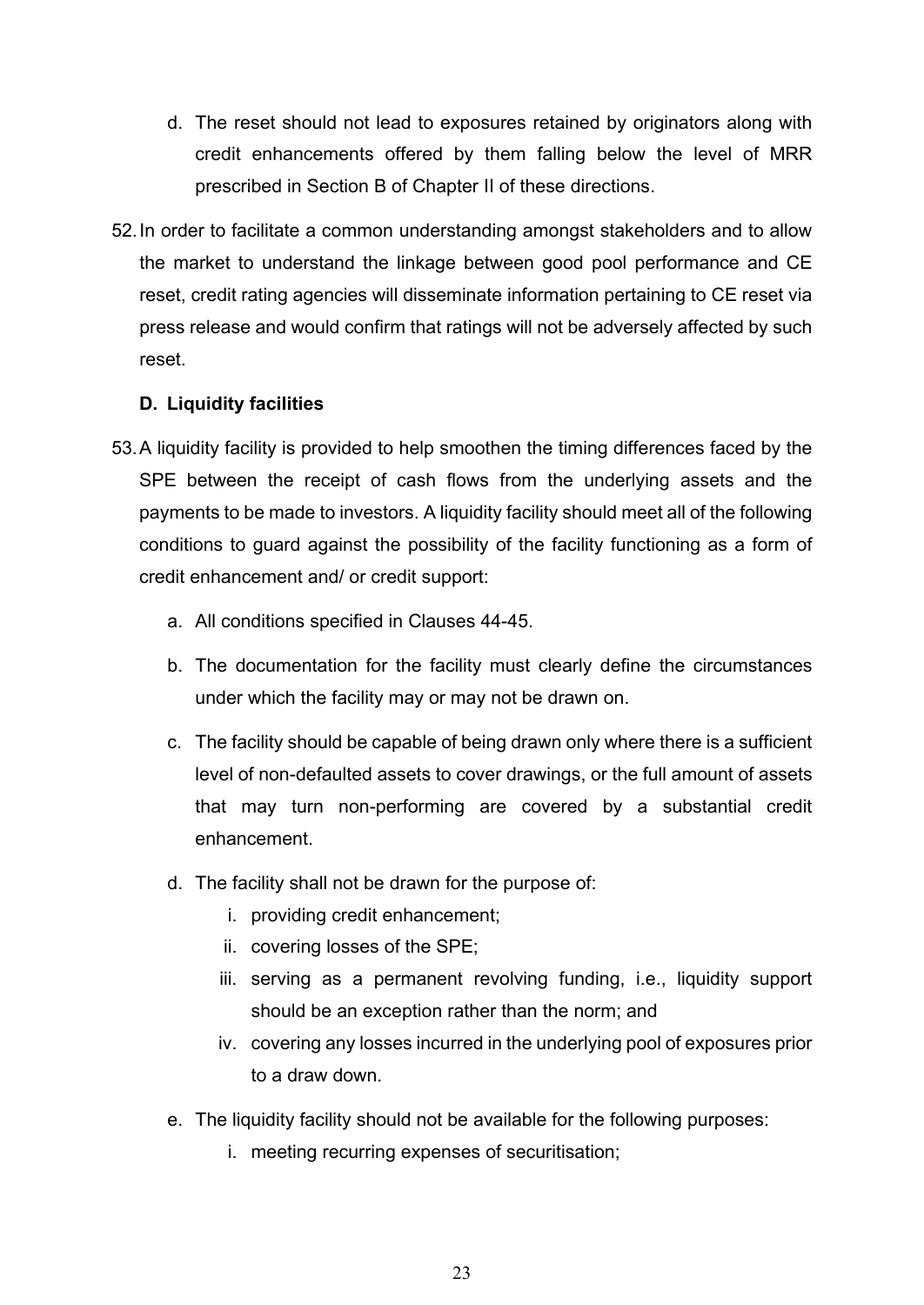d. The reset should not lead to exposures retained by originators along with credit enhancements offered by them falling below the level of MRR prescribed in Section B of Chapter II of these directions.

52. In order to facilitate a common understanding amongst stakeholders and to allow the market to understand the linkage between good pool performance and CE reset, credit rating agencies will disseminate information pertaining to CE reset via press release and would confirm that ratings will not be adversely affected by such reset.

**D. Liquidity facilities**

53. A liquidity facility is provided to help smoothen the timing differences faced by the SPE between the receipt of cash flows from the underlying assets and the payments to be made to investors. A liquidity facility should meet all of the following conditions to guard against the possibility of the facility functioning as a form of credit enhancement and/ or credit support:

    a. All conditions specified in Clauses 44-45.

    b. The documentation for the facility must clearly define the circumstances under which the facility may or may not be drawn on.

    c. The facility should be capable of being drawn only where there is a sufficient level of non-defaulted assets to cover drawings, or the full amount of assets that may turn non-performing are covered by a substantial credit enhancement.

    d. The facility shall not be drawn for the purpose of:

        i. providing credit enhancement;

        ii. covering losses of the SPE;

        iii. serving as a permanent revolving funding, i.e., liquidity support should be an exception rather than the norm; and

        iv. covering any losses incurred in the underlying pool of exposures prior to a draw down.

    e. The liquidity facility should not be available for the following purposes:

        i. meeting recurring expenses of securitisation;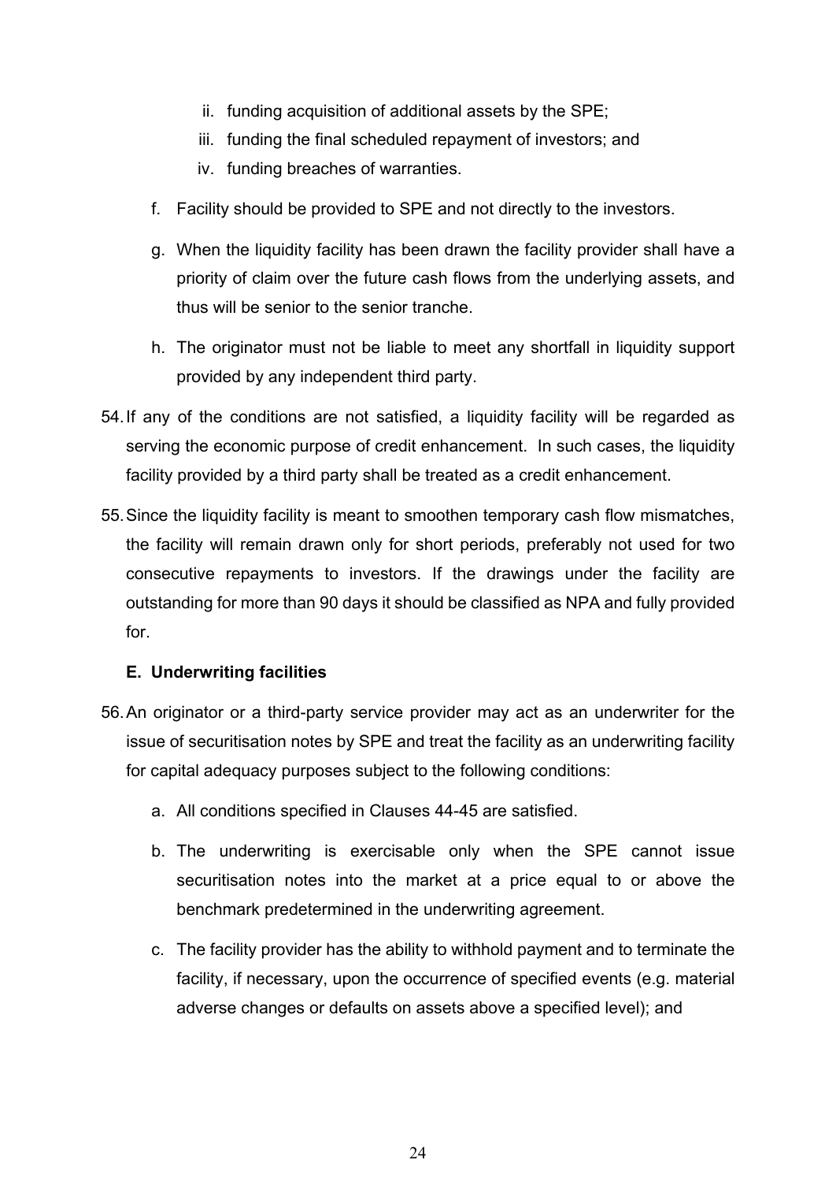ii. funding acquisition of additional assets by the SPE;

   iii. funding the final scheduled repayment of investors; and

   iv. funding breaches of warranties.

f. Facility should be provided to SPE and not directly to the investors.

g. When the liquidity facility has been drawn the facility provider shall have a priority of claim over the future cash flows from the underlying assets, and thus will be senior to the senior tranche.

h. The originator must not be liable to meet any shortfall in liquidity support provided by any independent third party.

54. If any of the conditions are not satisfied, a liquidity facility will be regarded as serving the economic purpose of credit enhancement. In such cases, the liquidity facility provided by a third party shall be treated as a credit enhancement.

55. Since the liquidity facility is meant to smoothen temporary cash flow mismatches, the facility will remain drawn only for short periods, preferably not used for two consecutive repayments to investors. If the drawings under the facility are outstanding for more than 90 days it should be classified as NPA and fully provided for.

**E. Underwriting facilities**

56. An originator or a third-party service provider may act as an underwriter for the issue of securitisation notes by SPE and treat the facility as an underwriting facility for capital adequacy purposes subject to the following conditions:

a. All conditions specified in Clauses 44-45 are satisfied.

b. The underwriting is exercisable only when the SPE cannot issue securitisation notes into the market at a price equal to or above the benchmark predetermined in the underwriting agreement.

c. The facility provider has the ability to withhold payment and to terminate the facility, if necessary, upon the occurrence of specified events (e.g. material adverse changes or defaults on assets above a specified level); and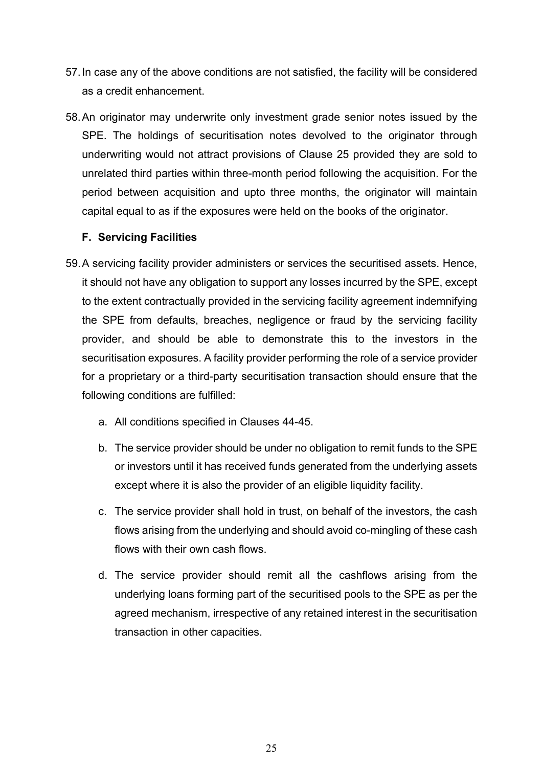57. In case any of the above conditions are not satisfied, the facility will be considered as a credit enhancement.

58. An originator may underwrite only investment grade senior notes issued by the SPE. The holdings of securitisation notes devolved to the originator through underwriting would not attract provisions of Clause 25 provided they are sold to unrelated third parties within three-month period following the acquisition. For the period between acquisition and upto three months, the originator will maintain capital equal to as if the exposures were held on the books of the originator.

### F. Servicing Facilities

59. A servicing facility provider administers or services the securitised assets. Hence, it should not have any obligation to support any losses incurred by the SPE, except to the extent contractually provided in the servicing facility agreement indemnifying the SPE from defaults, breaches, negligence or fraud by the servicing facility provider, and should be able to demonstrate this to the investors in the securitisation exposures. A facility provider performing the role of a service provider for a proprietary or a third-party securitisation transaction should ensure that the following conditions are fulfilled:

    a. All conditions specified in Clauses 44-45.

    b. The service provider should be under no obligation to remit funds to the SPE or investors until it has received funds generated from the underlying assets except where it is also the provider of an eligible liquidity facility.

    c. The service provider shall hold in trust, on behalf of the investors, the cash flows arising from the underlying and should avoid co-mingling of these cash flows with their own cash flows.

    d. The service provider should remit all the cashflows arising from the underlying loans forming part of the securitised pools to the SPE as per the agreed mechanism, irrespective of any retained interest in the securitisation transaction in other capacities.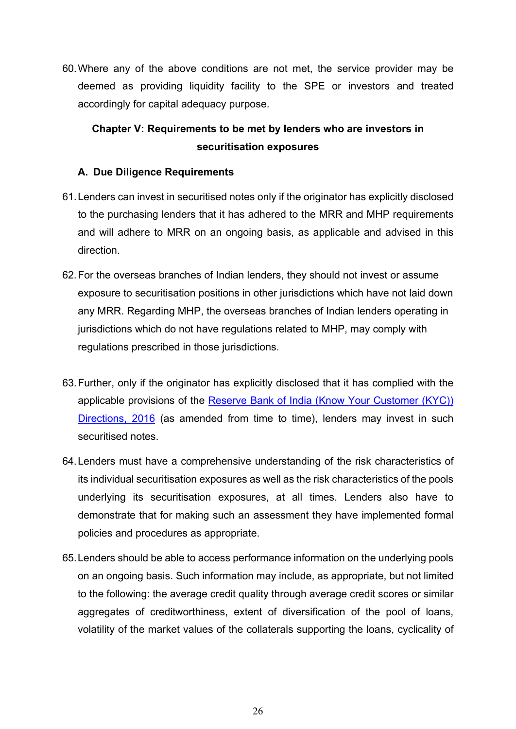60. Where any of the above conditions are not met, the service provider may be deemed as providing liquidity facility to the SPE or investors and treated accordingly for capital adequacy purpose.

## Chapter V: Requirements to be met by lenders who are investors in securitisation exposures

### A. Due Diligence Requirements

61. Lenders can invest in securitised notes only if the originator has explicitly disclosed to the purchasing lenders that it has adhered to the MRR and MHP requirements and will adhere to MRR on an ongoing basis, as applicable and advised in this direction.

62. For the overseas branches of Indian lenders, they should not invest or assume exposure to securitisation positions in other jurisdictions which have not laid down any MRR. Regarding MHP, the overseas branches of Indian lenders operating in jurisdictions which do not have regulations related to MHP, may comply with regulations prescribed in those jurisdictions.

63. Further, only if the originator has explicitly disclosed that it has complied with the applicable provisions of the [Reserve Bank of India (Know Your Customer (KYC)) Directions, 2016]() (as amended from time to time), lenders may invest in such securitised notes.

64. Lenders must have a comprehensive understanding of the risk characteristics of its individual securitisation exposures as well as the risk characteristics of the pools underlying its securitisation exposures, at all times. Lenders also have to demonstrate that for making such an assessment they have implemented formal policies and procedures as appropriate.

65. Lenders should be able to access performance information on the underlying pools on an ongoing basis. Such information may include, as appropriate, but not limited to the following: the average credit quality through average credit scores or similar aggregates of creditworthiness, extent of diversification of the pool of loans, volatility of the market values of the collaterals supporting the loans, cyclicality of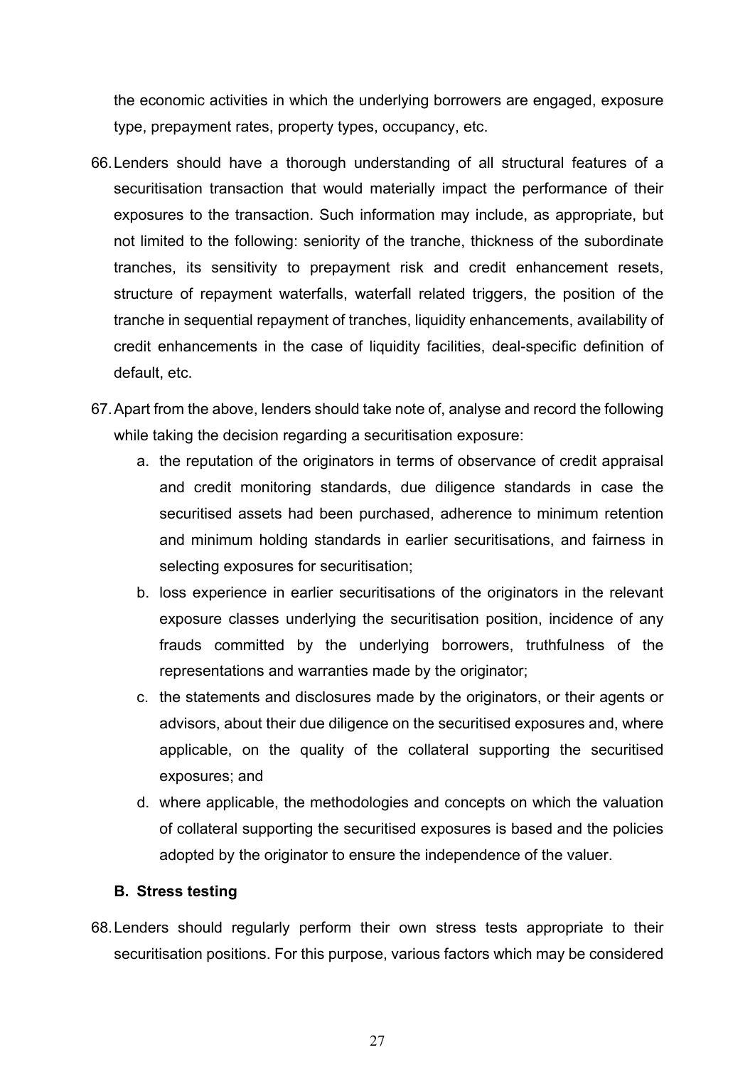the economic activities in which the underlying borrowers are engaged, exposure type, prepayment rates, property types, occupancy, etc.

66. Lenders should have a thorough understanding of all structural features of a securitisation transaction that would materially impact the performance of their exposures to the transaction. Such information may include, as appropriate, but not limited to the following: seniority of the tranche, thickness of the subordinate tranches, its sensitivity to prepayment risk and credit enhancement resets, structure of repayment waterfalls, waterfall related triggers, the position of the tranche in sequential repayment of tranches, liquidity enhancements, availability of credit enhancements in the case of liquidity facilities, deal-specific definition of default, etc.

67. Apart from the above, lenders should take note of, analyse and record the following while taking the decision regarding a securitisation exposure:

    a. the reputation of the originators in terms of observance of credit appraisal and credit monitoring standards, due diligence standards in case the securitised assets had been purchased, adherence to minimum retention and minimum holding standards in earlier securitisations, and fairness in selecting exposures for securitisation;

    b. loss experience in earlier securitisations of the originators in the relevant exposure classes underlying the securitisation position, incidence of any frauds committed by the underlying borrowers, truthfulness of the representations and warranties made by the originator;

    c. the statements and disclosures made by the originators, or their agents or advisors, about their due diligence on the securitised exposures and, where applicable, on the quality of the collateral supporting the securitised exposures; and

    d. where applicable, the methodologies and concepts on which the valuation of collateral supporting the securitised exposures is based and the policies adopted by the originator to ensure the independence of the valuer.

### B. Stress testing

68. Lenders should regularly perform their own stress tests appropriate to their securitisation positions. For this purpose, various factors which may be considered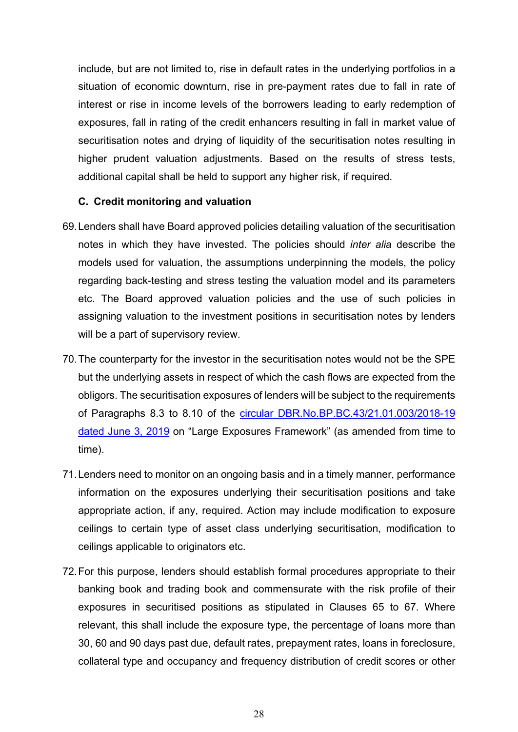include, but are not limited to, rise in default rates in the underlying portfolios in a situation of economic downturn, rise in pre-payment rates due to fall in rate of interest or rise in income levels of the borrowers leading to early redemption of exposures, fall in rating of the credit enhancers resulting in fall in market value of securitisation notes and drying of liquidity of the securitisation notes resulting in higher prudent valuation adjustments. Based on the results of stress tests, additional capital shall be held to support any higher risk, if required.

**C. Credit monitoring and valuation**

69. Lenders shall have Board approved policies detailing valuation of the securitisation notes in which they have invested. The policies should *inter alia* describe the models used for valuation, the assumptions underpinning the models, the policy regarding back-testing and stress testing the valuation model and its parameters etc. The Board approved valuation policies and the use of such policies in assigning valuation to the investment positions in securitisation notes by lenders will be a part of supervisory review.

70. The counterparty for the investor in the securitisation notes would not be the SPE but the underlying assets in respect of which the cash flows are expected from the obligors. The securitisation exposures of lenders will be subject to the requirements of Paragraphs 8.3 to 8.10 of the circular DBR.No.BP.BC.43/21.01.003/2018-19 dated June 3, 2019 on "Large Exposures Framework" (as amended from time to time).

71. Lenders need to monitor on an ongoing basis and in a timely manner, performance information on the exposures underlying their securitisation positions and take appropriate action, if any, required. Action may include modification to exposure ceilings to certain type of asset class underlying securitisation, modification to ceilings applicable to originators etc.

72. For this purpose, lenders should establish formal procedures appropriate to their banking book and trading book and commensurate with the risk profile of their exposures in securitised positions as stipulated in Clauses 65 to 67. Where relevant, this shall include the exposure type, the percentage of loans more than 30, 60 and 90 days past due, default rates, prepayment rates, loans in foreclosure, collateral type and occupancy and frequency distribution of credit scores or other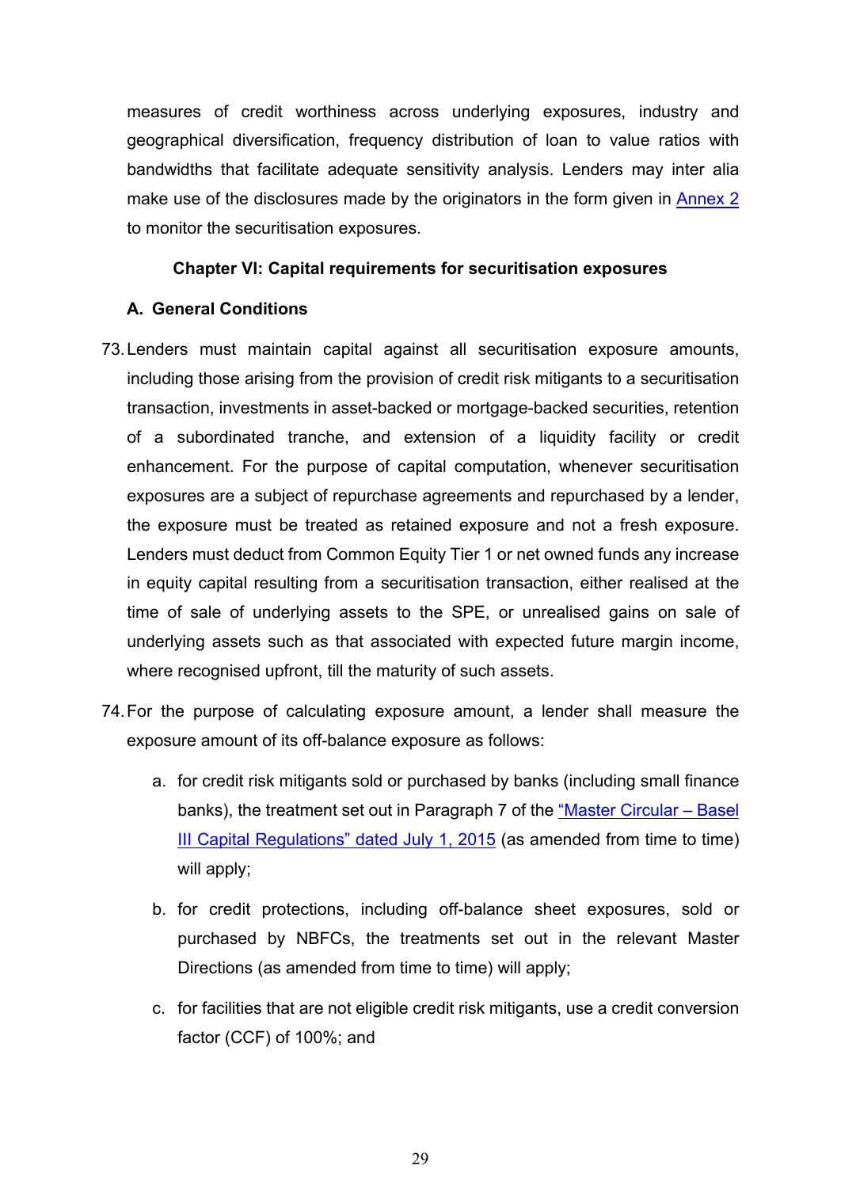measures of credit worthiness across underlying exposures, industry and geographical diversification, frequency distribution of loan to value ratios with bandwidths that facilitate adequate sensitivity analysis. Lenders may inter alia make use of the disclosures made by the originators in the form given in Annex 2 to monitor the securitisation exposures.

## Chapter VI: Capital requirements for securitisation exposures

### A. General Conditions

73. Lenders must maintain capital against all securitisation exposure amounts, including those arising from the provision of credit risk mitigants to a securitisation transaction, investments in asset-backed or mortgage-backed securities, retention of a subordinated tranche, and extension of a liquidity facility or credit enhancement. For the purpose of capital computation, whenever securitisation exposures are a subject of repurchase agreements and repurchased by a lender, the exposure must be treated as retained exposure and not a fresh exposure. Lenders must deduct from Common Equity Tier 1 or net owned funds any increase in equity capital resulting from a securitisation transaction, either realised at the time of sale of underlying assets to the SPE, or unrealised gains on sale of underlying assets such as that associated with expected future margin income, where recognised upfront, till the maturity of such assets.

74. For the purpose of calculating exposure amount, a lender shall measure the exposure amount of its off-balance exposure as follows:

    a. for credit risk mitigants sold or purchased by banks (including small finance banks), the treatment set out in Paragraph 7 of the "Master Circular – Basel III Capital Regulations" dated July 1, 2015 (as amended from time to time) will apply;

    b. for credit protections, including off-balance sheet exposures, sold or purchased by NBFCs, the treatments set out in the relevant Master Directions (as amended from time to time) will apply;

    c. for facilities that are not eligible credit risk mitigants, use a credit conversion factor (CCF) of 100%; and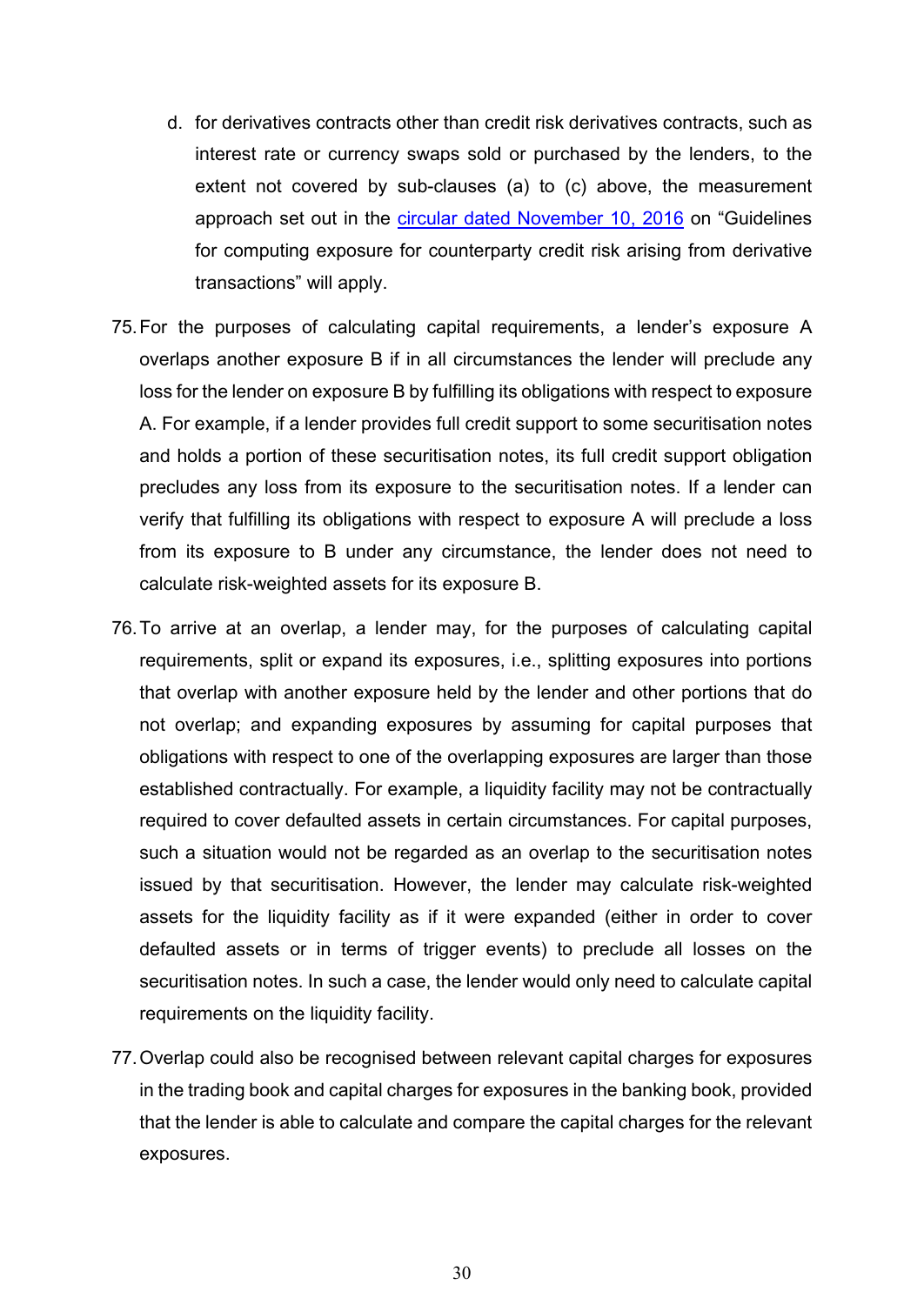d. for derivatives contracts other than credit risk derivatives contracts, such as interest rate or currency swaps sold or purchased by the lenders, to the extent not covered by sub-clauses (a) to (c) above, the measurement approach set out in the circular dated November 10, 2016 on "Guidelines for computing exposure for counterparty credit risk arising from derivative transactions" will apply.

75. For the purposes of calculating capital requirements, a lender's exposure A overlaps another exposure B if in all circumstances the lender will preclude any loss for the lender on exposure B by fulfilling its obligations with respect to exposure A. For example, if a lender provides full credit support to some securitisation notes and holds a portion of these securitisation notes, its full credit support obligation precludes any loss from its exposure to the securitisation notes. If a lender can verify that fulfilling its obligations with respect to exposure A will preclude a loss from its exposure to B under any circumstance, the lender does not need to calculate risk-weighted assets for its exposure B.

76. To arrive at an overlap, a lender may, for the purposes of calculating capital requirements, split or expand its exposures, i.e., splitting exposures into portions that overlap with another exposure held by the lender and other portions that do not overlap; and expanding exposures by assuming for capital purposes that obligations with respect to one of the overlapping exposures are larger than those established contractually. For example, a liquidity facility may not be contractually required to cover defaulted assets in certain circumstances. For capital purposes, such a situation would not be regarded as an overlap to the securitisation notes issued by that securitisation. However, the lender may calculate risk-weighted assets for the liquidity facility as if it were expanded (either in order to cover defaulted assets or in terms of trigger events) to preclude all losses on the securitisation notes. In such a case, the lender would only need to calculate capital requirements on the liquidity facility.

77. Overlap could also be recognised between relevant capital charges for exposures in the trading book and capital charges for exposures in the banking book, provided that the lender is able to calculate and compare the capital charges for the relevant exposures.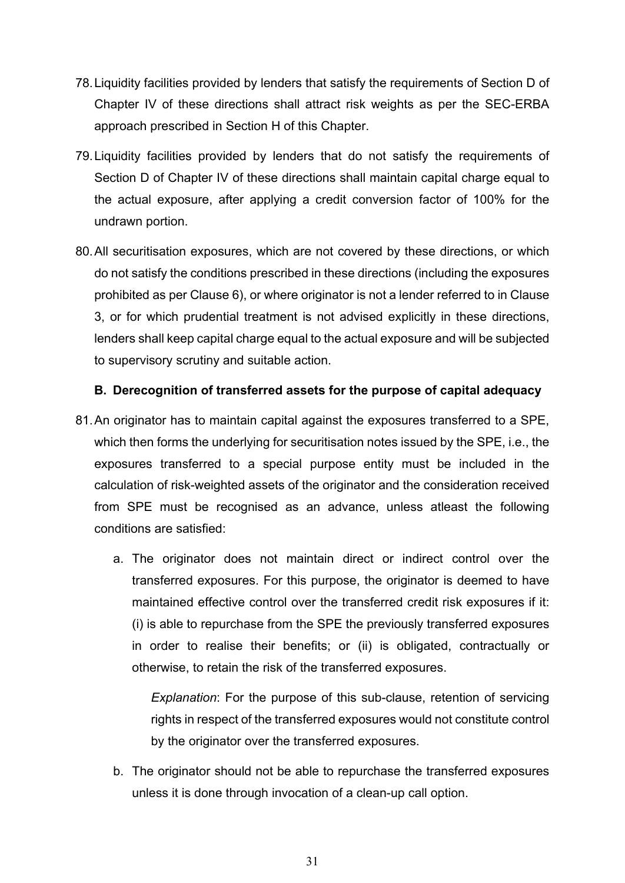78. Liquidity facilities provided by lenders that satisfy the requirements of Section D of Chapter IV of these directions shall attract risk weights as per the SEC-ERBA approach prescribed in Section H of this Chapter.

79. Liquidity facilities provided by lenders that do not satisfy the requirements of Section D of Chapter IV of these directions shall maintain capital charge equal to the actual exposure, after applying a credit conversion factor of 100% for the undrawn portion.

80. All securitisation exposures, which are not covered by these directions, or which do not satisfy the conditions prescribed in these directions (including the exposures prohibited as per Clause 6), or where originator is not a lender referred to in Clause 3, or for which prudential treatment is not advised explicitly in these directions, lenders shall keep capital charge equal to the actual exposure and will be subjected to supervisory scrutiny and suitable action.

### B. Derecognition of transferred assets for the purpose of capital adequacy

81. An originator has to maintain capital against the exposures transferred to a SPE, which then forms the underlying for securitisation notes issued by the SPE, i.e., the exposures transferred to a special purpose entity must be included in the calculation of risk-weighted assets of the originator and the consideration received from SPE must be recognised as an advance, unless atleast the following conditions are satisfied:

    a. The originator does not maintain direct or indirect control over the transferred exposures. For this purpose, the originator is deemed to have maintained effective control over the transferred credit risk exposures if it: (i) is able to repurchase from the SPE the previously transferred exposures in order to realise their benefits; or (ii) is obligated, contractually or otherwise, to retain the risk of the transferred exposures.

       *Explanation*: For the purpose of this sub-clause, retention of servicing rights in respect of the transferred exposures would not constitute control by the originator over the transferred exposures.

    b. The originator should not be able to repurchase the transferred exposures unless it is done through invocation of a clean-up call option.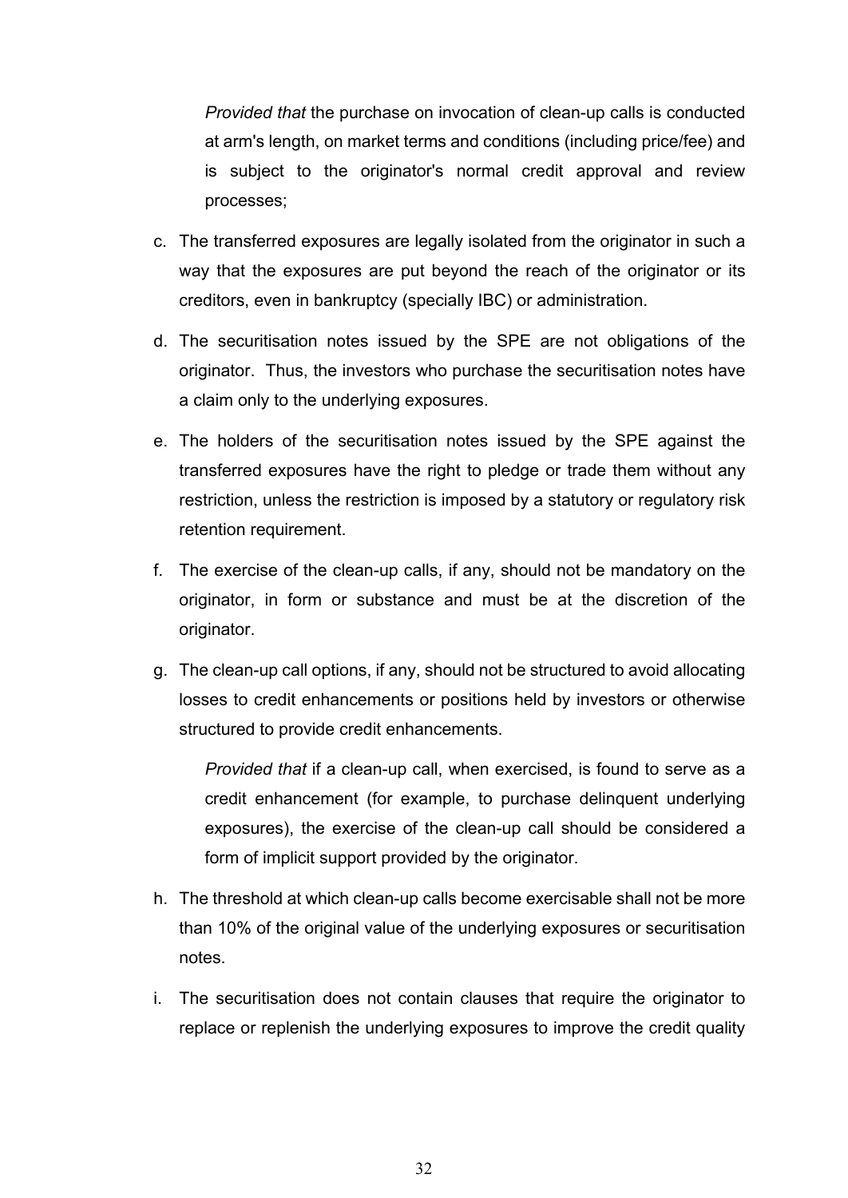*Provided that* the purchase on invocation of clean-up calls is conducted at arm's length, on market terms and conditions (including price/fee) and is subject to the originator's normal credit approval and review processes;

c. The transferred exposures are legally isolated from the originator in such a way that the exposures are put beyond the reach of the originator or its creditors, even in bankruptcy (specially IBC) or administration.

d. The securitisation notes issued by the SPE are not obligations of the originator. Thus, the investors who purchase the securitisation notes have a claim only to the underlying exposures.

e. The holders of the securitisation notes issued by the SPE against the transferred exposures have the right to pledge or trade them without any restriction, unless the restriction is imposed by a statutory or regulatory risk retention requirement.

f. The exercise of the clean-up calls, if any, should not be mandatory on the originator, in form or substance and must be at the discretion of the originator.

g. The clean-up call options, if any, should not be structured to avoid allocating losses to credit enhancements or positions held by investors or otherwise structured to provide credit enhancements.

   *Provided that* if a clean-up call, when exercised, is found to serve as a credit enhancement (for example, to purchase delinquent underlying exposures), the exercise of the clean-up call should be considered a form of implicit support provided by the originator.

h. The threshold at which clean-up calls become exercisable shall not be more than 10% of the original value of the underlying exposures or securitisation notes.

i. The securitisation does not contain clauses that require the originator to replace or replenish the underlying exposures to improve the credit quality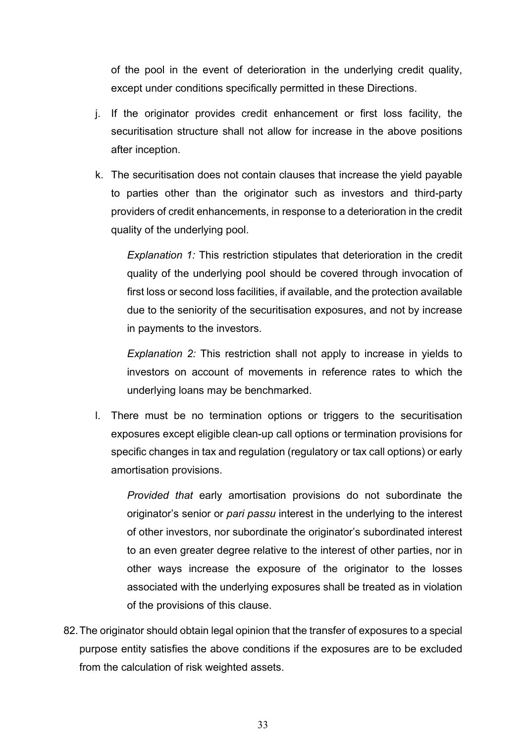of the pool in the event of deterioration in the underlying credit quality, except under conditions specifically permitted in these Directions.

j. If the originator provides credit enhancement or first loss facility, the securitisation structure shall not allow for increase in the above positions after inception.

k. The securitisation does not contain clauses that increase the yield payable to parties other than the originator such as investors and third-party providers of credit enhancements, in response to a deterioration in the credit quality of the underlying pool.

   *Explanation 1:* This restriction stipulates that deterioration in the credit quality of the underlying pool should be covered through invocation of first loss or second loss facilities, if available, and the protection available due to the seniority of the securitisation exposures, and not by increase in payments to the investors.

   *Explanation 2:* This restriction shall not apply to increase in yields to investors on account of movements in reference rates to which the underlying loans may be benchmarked.

l. There must be no termination options or triggers to the securitisation exposures except eligible clean-up call options or termination provisions for specific changes in tax and regulation (regulatory or tax call options) or early amortisation provisions.

   *Provided that* early amortisation provisions do not subordinate the originator's senior or *pari passu* interest in the underlying to the interest of other investors, nor subordinate the originator's subordinated interest to an even greater degree relative to the interest of other parties, nor in other ways increase the exposure of the originator to the losses associated with the underlying exposures shall be treated as in violation of the provisions of this clause.

82. The originator should obtain legal opinion that the transfer of exposures to a special purpose entity satisfies the above conditions if the exposures are to be excluded from the calculation of risk weighted assets.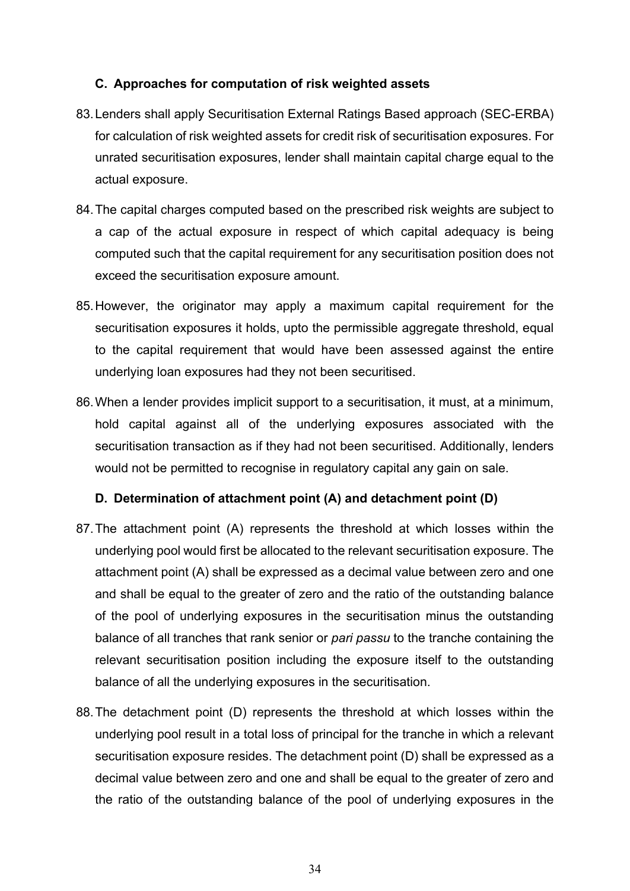### C. Approaches for computation of risk weighted assets

83. Lenders shall apply Securitisation External Ratings Based approach (SEC-ERBA) for calculation of risk weighted assets for credit risk of securitisation exposures. For unrated securitisation exposures, lender shall maintain capital charge equal to the actual exposure.

84. The capital charges computed based on the prescribed risk weights are subject to a cap of the actual exposure in respect of which capital adequacy is being computed such that the capital requirement for any securitisation position does not exceed the securitisation exposure amount.

85. However, the originator may apply a maximum capital requirement for the securitisation exposures it holds, upto the permissible aggregate threshold, equal to the capital requirement that would have been assessed against the entire underlying loan exposures had they not been securitised.

86. When a lender provides implicit support to a securitisation, it must, at a minimum, hold capital against all of the underlying exposures associated with the securitisation transaction as if they had not been securitised. Additionally, lenders would not be permitted to recognise in regulatory capital any gain on sale.

### D. Determination of attachment point (A) and detachment point (D)

87. The attachment point (A) represents the threshold at which losses within the underlying pool would first be allocated to the relevant securitisation exposure. The attachment point (A) shall be expressed as a decimal value between zero and one and shall be equal to the greater of zero and the ratio of the outstanding balance of the pool of underlying exposures in the securitisation minus the outstanding balance of all tranches that rank senior or *pari passu* to the tranche containing the relevant securitisation position including the exposure itself to the outstanding balance of all the underlying exposures in the securitisation.

88. The detachment point (D) represents the threshold at which losses within the underlying pool result in a total loss of principal for the tranche in which a relevant securitisation exposure resides. The detachment point (D) shall be expressed as a decimal value between zero and one and shall be equal to the greater of zero and the ratio of the outstanding balance of the pool of underlying exposures in the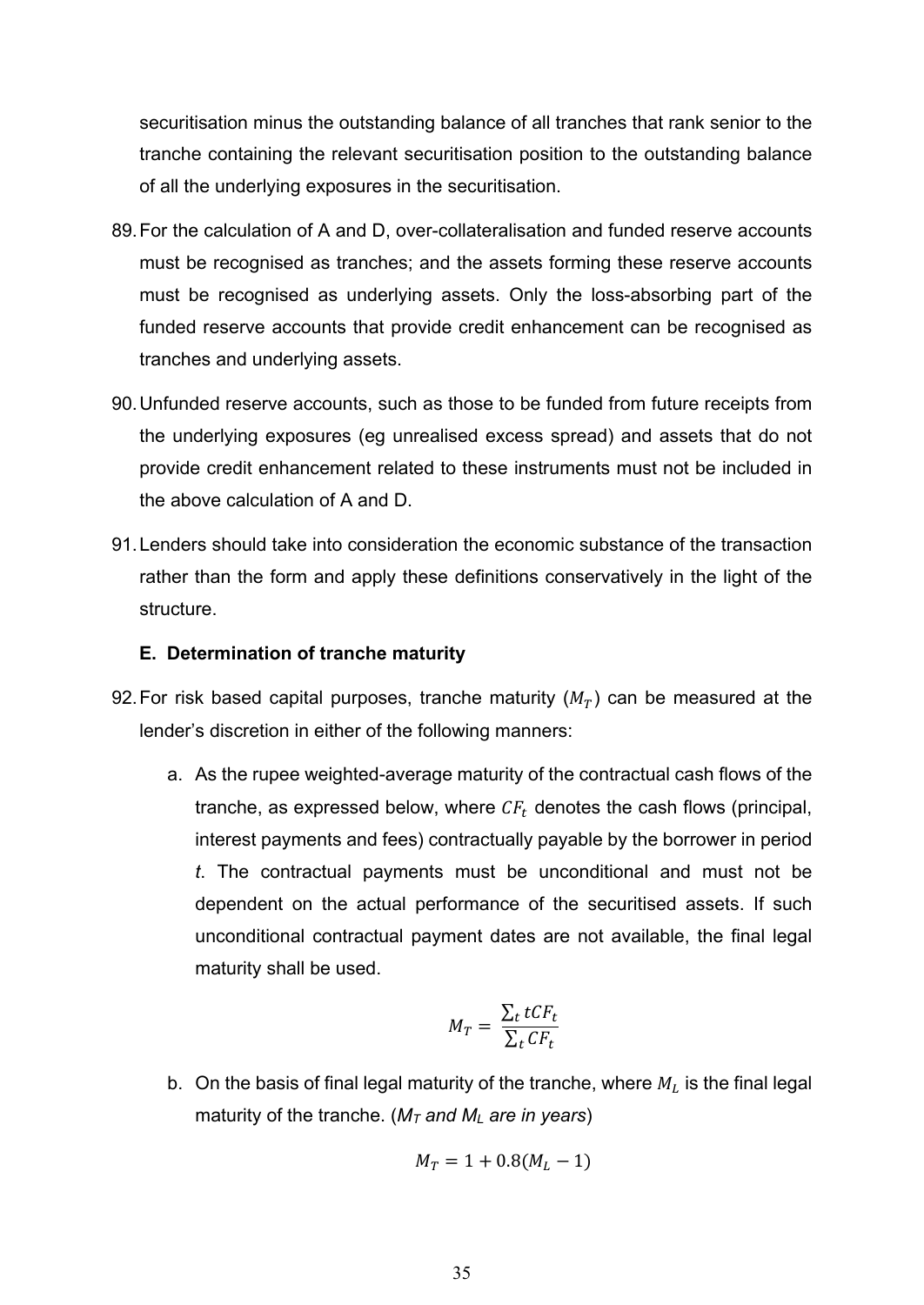securitisation minus the outstanding balance of all tranches that rank senior to the tranche containing the relevant securitisation position to the outstanding balance of all the underlying exposures in the securitisation.

89. For the calculation of A and D, over-collateralisation and funded reserve accounts must be recognised as tranches; and the assets forming these reserve accounts must be recognised as underlying assets. Only the loss-absorbing part of the funded reserve accounts that provide credit enhancement can be recognised as tranches and underlying assets.

90. Unfunded reserve accounts, such as those to be funded from future receipts from the underlying exposures (eg unrealised excess spread) and assets that do not provide credit enhancement related to these instruments must not be included in the above calculation of A and D.

91. Lenders should take into consideration the economic substance of the transaction rather than the form and apply these definitions conservatively in the light of the structure.

### E. Determination of tranche maturity

92. For risk based capital purposes, tranche maturity ($M_T$) can be measured at the lender's discretion in either of the following manners:

    a. As the rupee weighted-average maturity of the contractual cash flows of the tranche, as expressed below, where $CF_t$ denotes the cash flows (principal, interest payments and fees) contractually payable by the borrower in period *t*. The contractual payments must be unconditional and must not be dependent on the actual performance of the securitised assets. If such unconditional contractual payment dates are not available, the final legal maturity shall be used.

    $$M_T = \frac{\sum_t tCF_t}{\sum_t CF_t}$$

    b. On the basis of final legal maturity of the tranche, where $M_L$ is the final legal maturity of the tranche. (*$M_T$ and $M_L$ are in years*)

    $$M_T = 1 + 0.8(M_L - 1)$$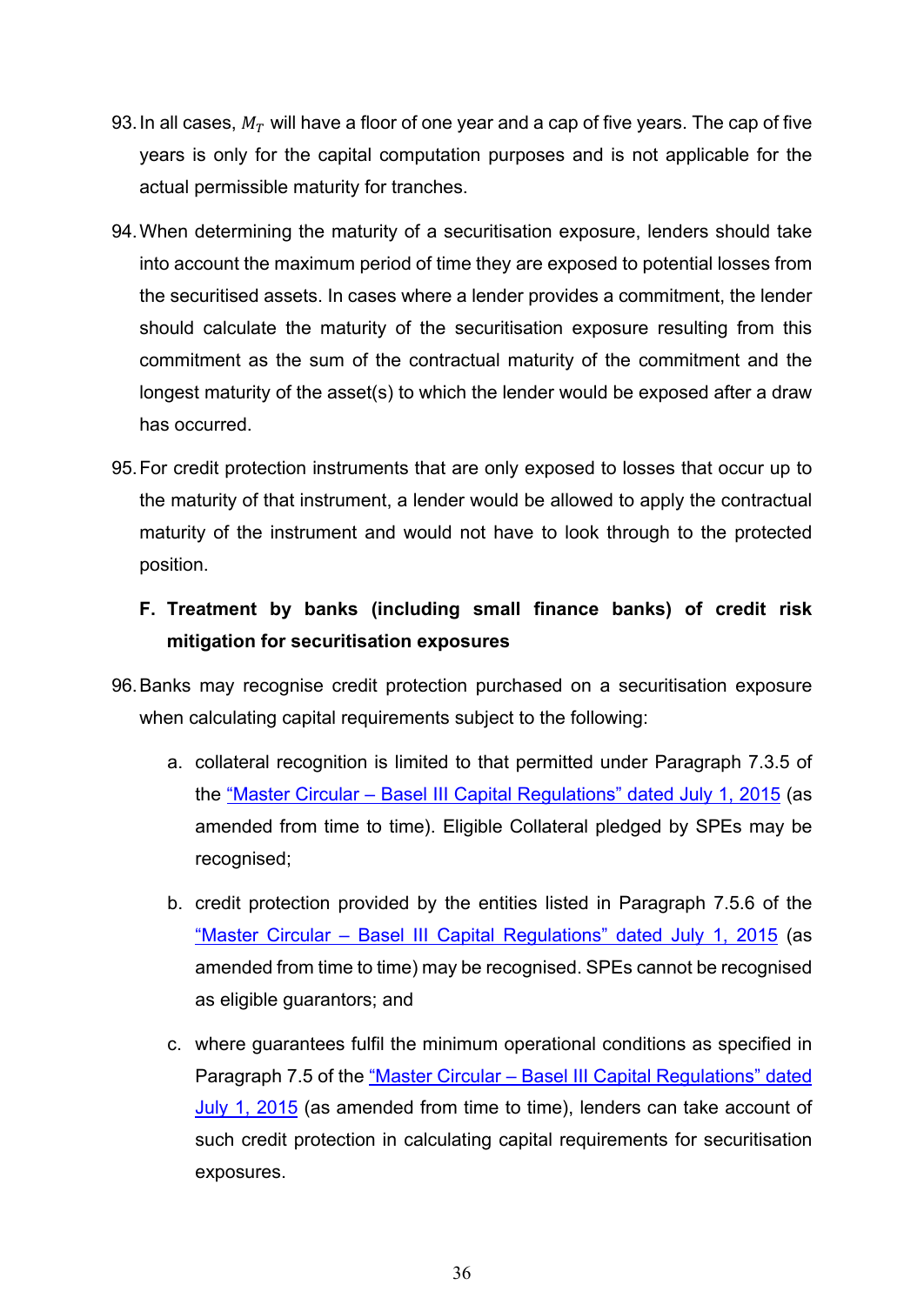93. In all cases, $M_T$ will have a floor of one year and a cap of five years. The cap of five years is only for the capital computation purposes and is not applicable for the actual permissible maturity for tranches.

94. When determining the maturity of a securitisation exposure, lenders should take into account the maximum period of time they are exposed to potential losses from the securitised assets. In cases where a lender provides a commitment, the lender should calculate the maturity of the securitisation exposure resulting from this commitment as the sum of the contractual maturity of the commitment and the longest maturity of the asset(s) to which the lender would be exposed after a draw has occurred.

95. For credit protection instruments that are only exposed to losses that occur up to the maturity of that instrument, a lender would be allowed to apply the contractual maturity of the instrument and would not have to look through to the protected position.

### F. Treatment by banks (including small finance banks) of credit risk mitigation for securitisation exposures

96. Banks may recognise credit protection purchased on a securitisation exposure when calculating capital requirements subject to the following:

    a. collateral recognition is limited to that permitted under Paragraph 7.3.5 of the "Master Circular – Basel III Capital Regulations" dated July 1, 2015 (as amended from time to time). Eligible Collateral pledged by SPEs may be recognised;

    b. credit protection provided by the entities listed in Paragraph 7.5.6 of the "Master Circular – Basel III Capital Regulations" dated July 1, 2015 (as amended from time to time) may be recognised. SPEs cannot be recognised as eligible guarantors; and

    c. where guarantees fulfil the minimum operational conditions as specified in Paragraph 7.5 of the "Master Circular – Basel III Capital Regulations" dated July 1, 2015 (as amended from time to time), lenders can take account of such credit protection in calculating capital requirements for securitisation exposures.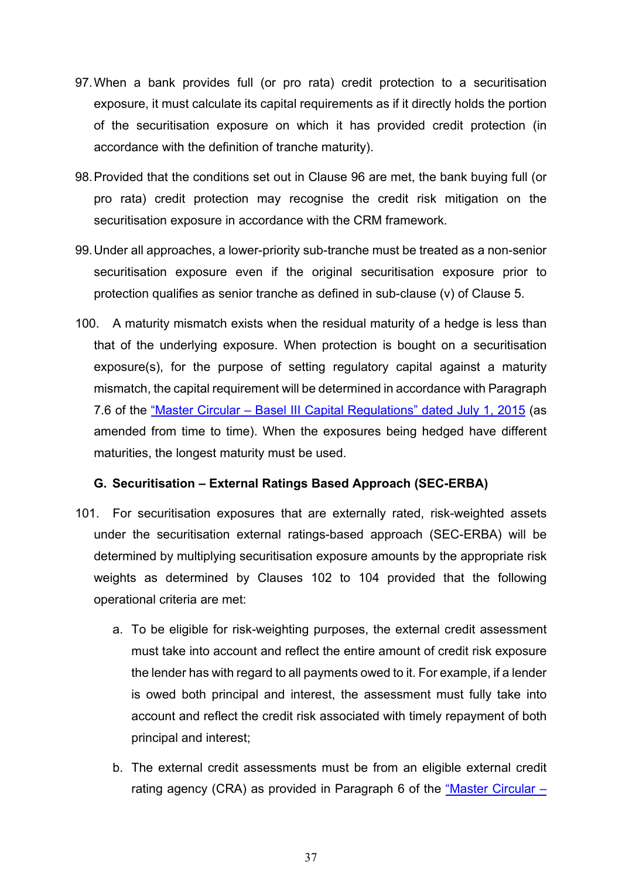97. When a bank provides full (or pro rata) credit protection to a securitisation exposure, it must calculate its capital requirements as if it directly holds the portion of the securitisation exposure on which it has provided credit protection (in accordance with the definition of tranche maturity).

98. Provided that the conditions set out in Clause 96 are met, the bank buying full (or pro rata) credit protection may recognise the credit risk mitigation on the securitisation exposure in accordance with the CRM framework.

99. Under all approaches, a lower-priority sub-tranche must be treated as a non-senior securitisation exposure even if the original securitisation exposure prior to protection qualifies as senior tranche as defined in sub-clause (v) of Clause 5.

100. A maturity mismatch exists when the residual maturity of a hedge is less than that of the underlying exposure. When protection is bought on a securitisation exposure(s), for the purpose of setting regulatory capital against a maturity mismatch, the capital requirement will be determined in accordance with Paragraph 7.6 of the "Master Circular – Basel III Capital Regulations" dated July 1, 2015 (as amended from time to time). When the exposures being hedged have different maturities, the longest maturity must be used.

**G. Securitisation – External Ratings Based Approach (SEC-ERBA)**

101. For securitisation exposures that are externally rated, risk-weighted assets under the securitisation external ratings-based approach (SEC-ERBA) will be determined by multiplying securitisation exposure amounts by the appropriate risk weights as determined by Clauses 102 to 104 provided that the following operational criteria are met:

   a. To be eligible for risk-weighting purposes, the external credit assessment must take into account and reflect the entire amount of credit risk exposure the lender has with regard to all payments owed to it. For example, if a lender is owed both principal and interest, the assessment must fully take into account and reflect the credit risk associated with timely repayment of both principal and interest;

   b. The external credit assessments must be from an eligible external credit rating agency (CRA) as provided in Paragraph 6 of the "Master Circular –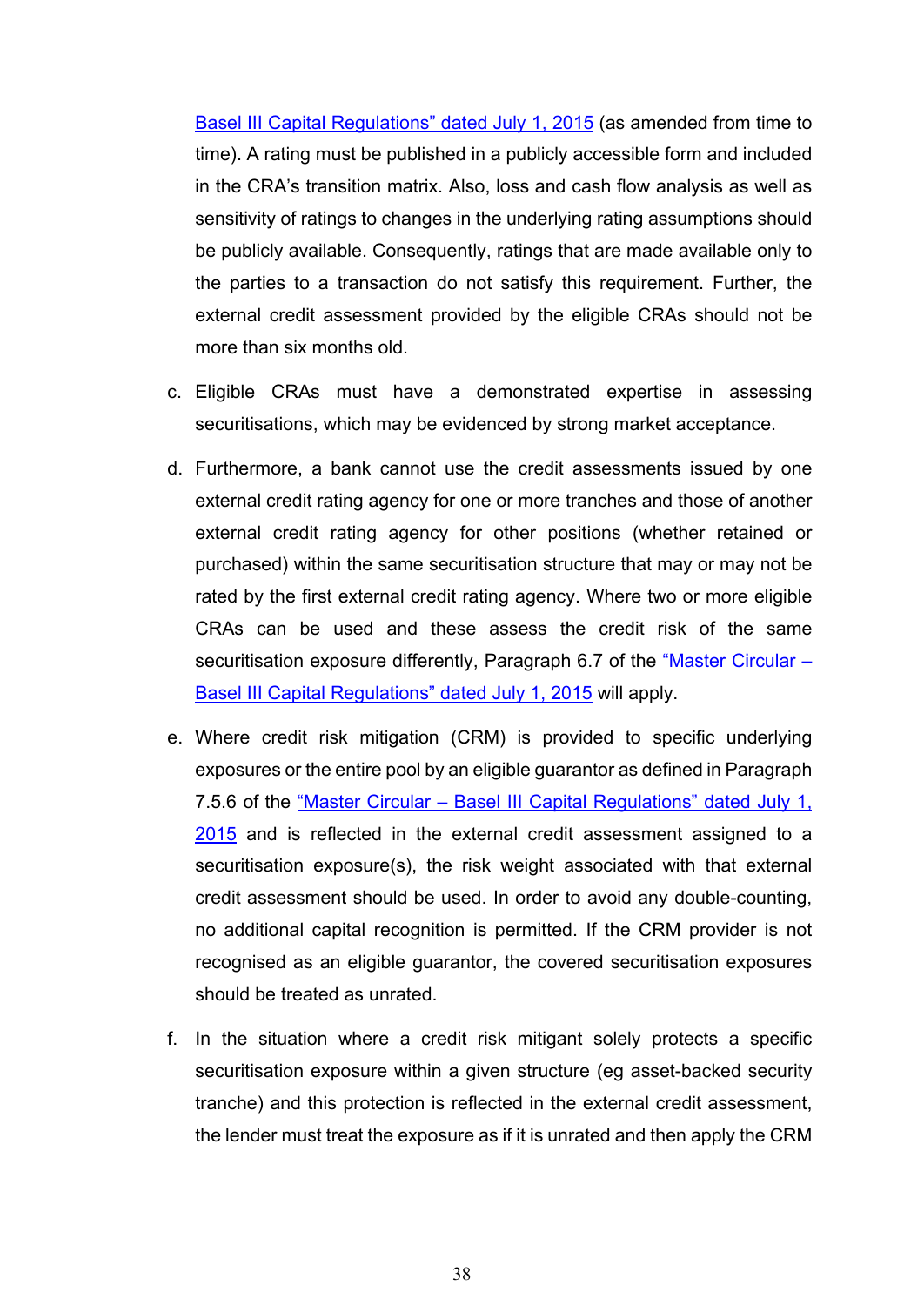Basel III Capital Regulations" dated July 1, 2015 (as amended from time to time). A rating must be published in a publicly accessible form and included in the CRA's transition matrix. Also, loss and cash flow analysis as well as sensitivity of ratings to changes in the underlying rating assumptions should be publicly available. Consequently, ratings that are made available only to the parties to a transaction do not satisfy this requirement. Further, the external credit assessment provided by the eligible CRAs should not be more than six months old.

c. Eligible CRAs must have a demonstrated expertise in assessing securitisations, which may be evidenced by strong market acceptance.

d. Furthermore, a bank cannot use the credit assessments issued by one external credit rating agency for one or more tranches and those of another external credit rating agency for other positions (whether retained or purchased) within the same securitisation structure that may or may not be rated by the first external credit rating agency. Where two or more eligible CRAs can be used and these assess the credit risk of the same securitisation exposure differently, Paragraph 6.7 of the "Master Circular – Basel III Capital Regulations" dated July 1, 2015 will apply.

e. Where credit risk mitigation (CRM) is provided to specific underlying exposures or the entire pool by an eligible guarantor as defined in Paragraph 7.5.6 of the "Master Circular – Basel III Capital Regulations" dated July 1, 2015 and is reflected in the external credit assessment assigned to a securitisation exposure(s), the risk weight associated with that external credit assessment should be used. In order to avoid any double-counting, no additional capital recognition is permitted. If the CRM provider is not recognised as an eligible guarantor, the covered securitisation exposures should be treated as unrated.

f. In the situation where a credit risk mitigant solely protects a specific securitisation exposure within a given structure (eg asset-backed security tranche) and this protection is reflected in the external credit assessment, the lender must treat the exposure as if it is unrated and then apply the CRM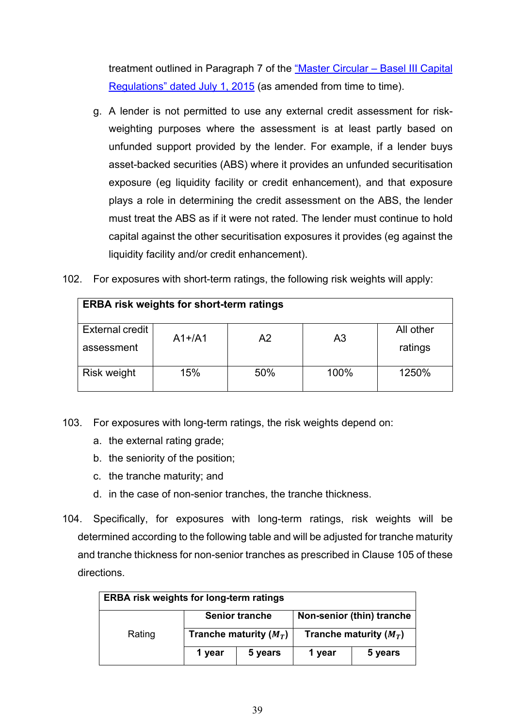treatment outlined in Paragraph 7 of the [“Master Circular – Basel III Capital Regulations” dated July 1, 2015]() (as amended from time to time).

g. A lender is not permitted to use any external credit assessment for risk-weighting purposes where the assessment is at least partly based on unfunded support provided by the lender. For example, if a lender buys asset-backed securities (ABS) where it provides an unfunded securitisation exposure (eg liquidity facility or credit enhancement), and that exposure plays a role in determining the credit assessment on the ABS, the lender must treat the ABS as if it were not rated. The lender must continue to hold capital against the other securitisation exposures it provides (eg against the liquidity facility and/or credit enhancement).

102. For exposures with short-term ratings, the following risk weights will apply:

| **ERBA risk weights for short-term ratings** | | | | |
|---|---|---|---|---|
| External credit assessment | A1+/A1 | A2 | A3 | All other ratings |
| Risk weight | 15% | 50% | 100% | 1250% |

103. For exposures with long-term ratings, the risk weights depend on:

a. the external rating grade;
b. the seniority of the position;
c. the tranche maturity; and
d. in the case of non-senior tranches, the tranche thickness.

104. Specifically, for exposures with long-term ratings, risk weights will be determined according to the following table and will be adjusted for tranche maturity and tranche thickness for non-senior tranches as prescribed in Clause 105 of these directions.

| **ERBA risk weights for long-term ratings** | | | | |
|---|---|---|---|---|
| Rating | **Senior tranche** | | **Non-senior (thin) tranche** | |
| | **Tranche maturity ($M_T$)** | | **Tranche maturity ($M_T$)** | |
| | **1 year** | **5 years** | **1 year** | **5 years** |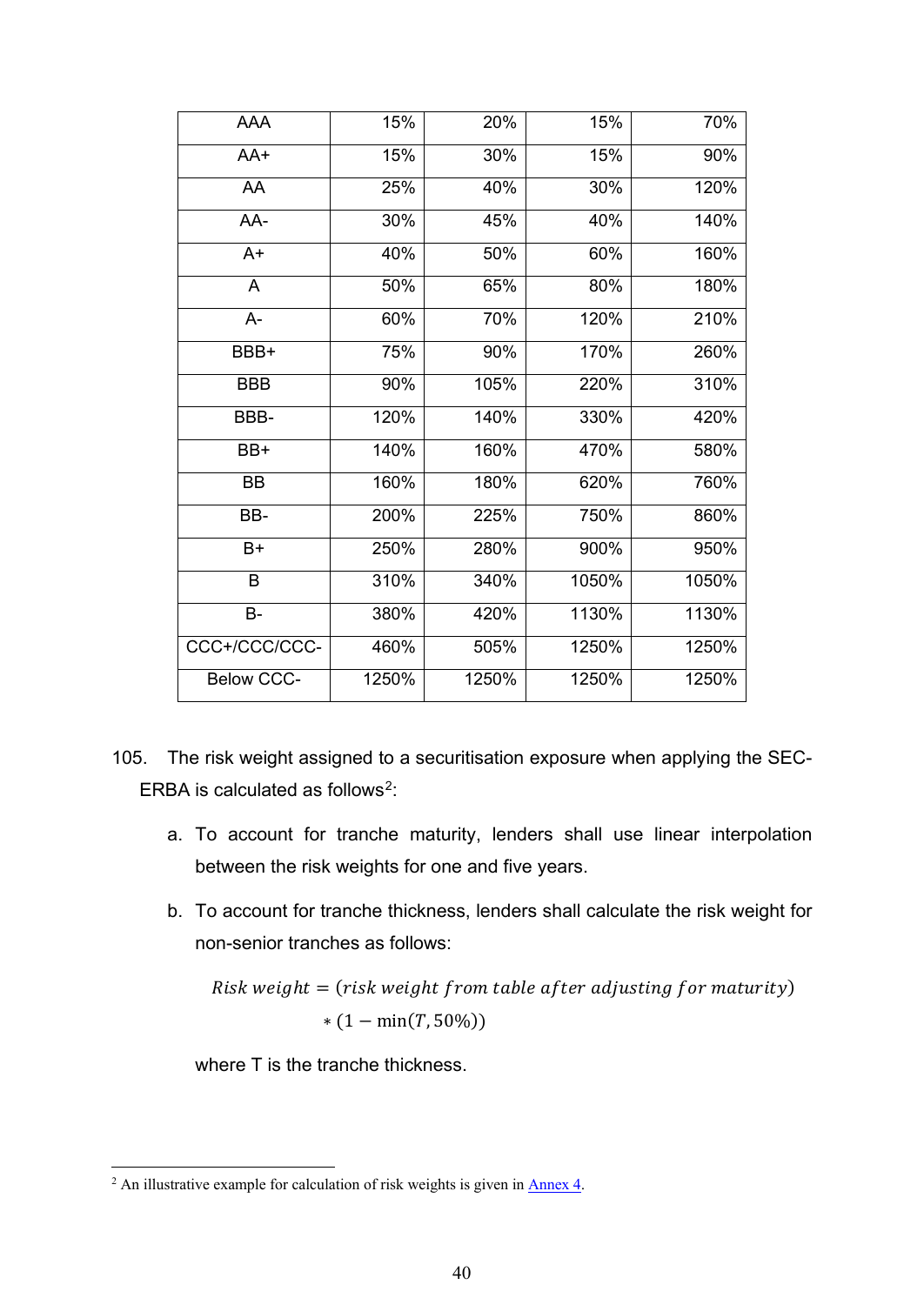| | | | | |
|---|---|---|---|---|
| AAA | 15% | 20% | 15% | 70% |
| AA+ | 15% | 30% | 15% | 90% |
| AA | 25% | 40% | 30% | 120% |
| AA- | 30% | 45% | 40% | 140% |
| A+ | 40% | 50% | 60% | 160% |
| A | 50% | 65% | 80% | 180% |
| A- | 60% | 70% | 120% | 210% |
| BBB+ | 75% | 90% | 170% | 260% |
| BBB | 90% | 105% | 220% | 310% |
| BBB- | 120% | 140% | 330% | 420% |
| BB+ | 140% | 160% | 470% | 580% |
| BB | 160% | 180% | 620% | 760% |
| BB- | 200% | 225% | 750% | 860% |
| B+ | 250% | 280% | 900% | 950% |
| B | 310% | 340% | 1050% | 1050% |
| B- | 380% | 420% | 1130% | 1130% |
| CCC+/CCC/CCC- | 460% | 505% | 1250% | 1250% |
| Below CCC- | 1250% | 1250% | 1250% | 1250% |

105. The risk weight assigned to a securitisation exposure when applying the SEC-ERBA is calculated as follows[2]:

   a. To account for tranche maturity, lenders shall use linear interpolation between the risk weights for one and five years.

   b. To account for tranche thickness, lenders shall calculate the risk weight for non-senior tranches as follows:

$$Risk\ weight = (risk\ weight\ from\ table\ after\ adjusting\ for\ maturity) * (1 - \min(T, 50\%))$$

   where T is the tranche thickness.

---

[2] An illustrative example for calculation of risk weights is given in Annex 4.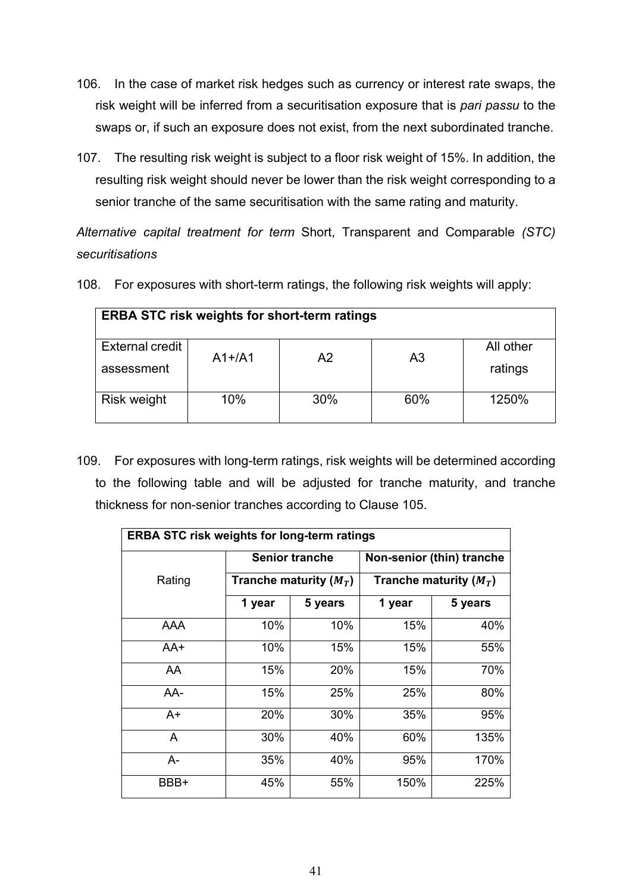106. In the case of market risk hedges such as currency or interest rate swaps, the risk weight will be inferred from a securitisation exposure that is *pari passu* to the swaps or, if such an exposure does not exist, from the next subordinated tranche.

107. The resulting risk weight is subject to a floor risk weight of 15%. In addition, the resulting risk weight should never be lower than the risk weight corresponding to a senior tranche of the same securitisation with the same rating and maturity.

*Alternative capital treatment for term* Short, Transparent and Comparable *(STC) securitisations*

108. For exposures with short-term ratings, the following risk weights will apply:

| **ERBA STC risk weights for short-term ratings** | | | | |
|---|---|---|---|---|
| External credit assessment | A1+/A1 | A2 | A3 | All other ratings |
| Risk weight | 10% | 30% | 60% | 1250% |

109. For exposures with long-term ratings, risk weights will be determined according to the following table and will be adjusted for tranche maturity, and tranche thickness for non-senior tranches according to Clause 105.

| **ERBA STC risk weights for long-term ratings** | | | | |
|---|---|---|---|---|
| Rating | **Senior tranche** | | **Non-senior (thin) tranche** | |
| | **Tranche maturity ($M_T$)** | | **Tranche maturity ($M_T$)** | |
| | **1 year** | **5 years** | **1 year** | **5 years** |
| AAA | 10% | 10% | 15% | 40% |
| AA+ | 10% | 15% | 15% | 55% |
| AA | 15% | 20% | 15% | 70% |
| AA- | 15% | 25% | 25% | 80% |
| A+ | 20% | 30% | 35% | 95% |
| A | 30% | 40% | 60% | 135% |
| A- | 35% | 40% | 95% | 170% |
| BBB+ | 45% | 55% | 150% | 225% |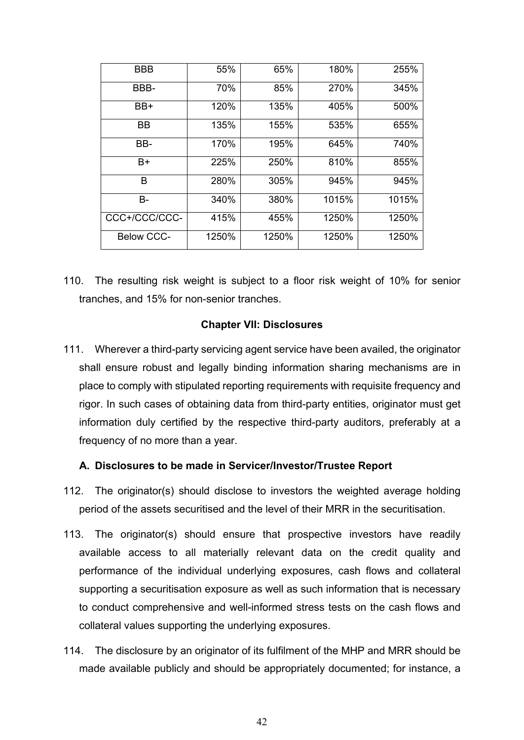| | | | | |
|---|---|---|---|---|
| BBB | 55% | 65% | 180% | 255% |
| BBB- | 70% | 85% | 270% | 345% |
| BB+ | 120% | 135% | 405% | 500% |
| BB | 135% | 155% | 535% | 655% |
| BB- | 170% | 195% | 645% | 740% |
| B+ | 225% | 250% | 810% | 855% |
| B | 280% | 305% | 945% | 945% |
| B- | 340% | 380% | 1015% | 1015% |
| CCC+/CCC/CCC- | 415% | 455% | 1250% | 1250% |
| Below CCC- | 1250% | 1250% | 1250% | 1250% |

110. The resulting risk weight is subject to a floor risk weight of 10% for senior tranches, and 15% for non-senior tranches.

## Chapter VII: Disclosures

111. Wherever a third-party servicing agent service have been availed, the originator shall ensure robust and legally binding information sharing mechanisms are in place to comply with stipulated reporting requirements with requisite frequency and rigor. In such cases of obtaining data from third-party entities, originator must get information duly certified by the respective third-party auditors, preferably at a frequency of no more than a year.

### A. Disclosures to be made in Servicer/Investor/Trustee Report

112. The originator(s) should disclose to investors the weighted average holding period of the assets securitised and the level of their MRR in the securitisation.

113. The originator(s) should ensure that prospective investors have readily available access to all materially relevant data on the credit quality and performance of the individual underlying exposures, cash flows and collateral supporting a securitisation exposure as well as such information that is necessary to conduct comprehensive and well-informed stress tests on the cash flows and collateral values supporting the underlying exposures.

114. The disclosure by an originator of its fulfilment of the MHP and MRR should be made available publicly and should be appropriately documented; for instance, a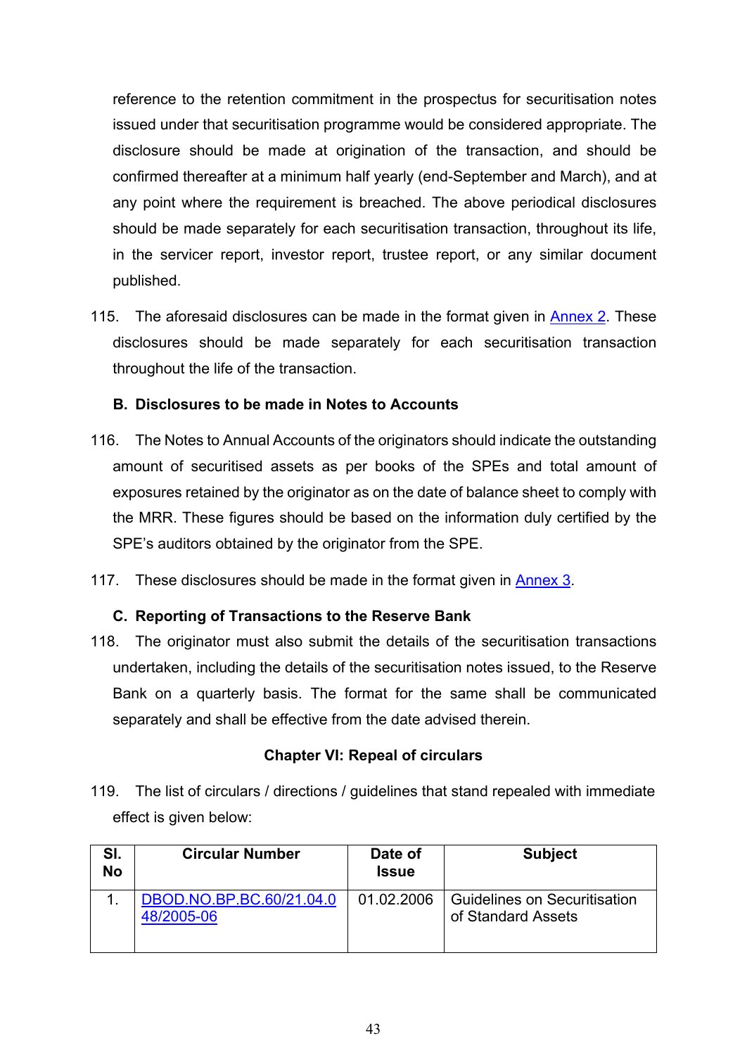reference to the retention commitment in the prospectus for securitisation notes issued under that securitisation programme would be considered appropriate. The disclosure should be made at origination of the transaction, and should be confirmed thereafter at a minimum half yearly (end-September and March), and at any point where the requirement is breached. The above periodical disclosures should be made separately for each securitisation transaction, throughout its life, in the servicer report, investor report, trustee report, or any similar document published.

115. The aforesaid disclosures can be made in the format given in Annex 2. These disclosures should be made separately for each securitisation transaction throughout the life of the transaction.

**B. Disclosures to be made in Notes to Accounts**

116. The Notes to Annual Accounts of the originators should indicate the outstanding amount of securitised assets as per books of the SPEs and total amount of exposures retained by the originator as on the date of balance sheet to comply with the MRR. These figures should be based on the information duly certified by the SPE's auditors obtained by the originator from the SPE.

117. These disclosures should be made in the format given in Annex 3.

**C. Reporting of Transactions to the Reserve Bank**

118. The originator must also submit the details of the securitisation transactions undertaken, including the details of the securitisation notes issued, to the Reserve Bank on a quarterly basis. The format for the same shall be communicated separately and shall be effective from the date advised therein.

## Chapter VI: Repeal of circulars

119. The list of circulars / directions / guidelines that stand repealed with immediate effect is given below:

| Sl. No | Circular Number | Date of Issue | Subject |
|---|---|---|---|
| 1. | DBOD.NO.BP.BC.60/21.04.048/2005-06 | 01.02.2006 | Guidelines on Securitisation of Standard Assets |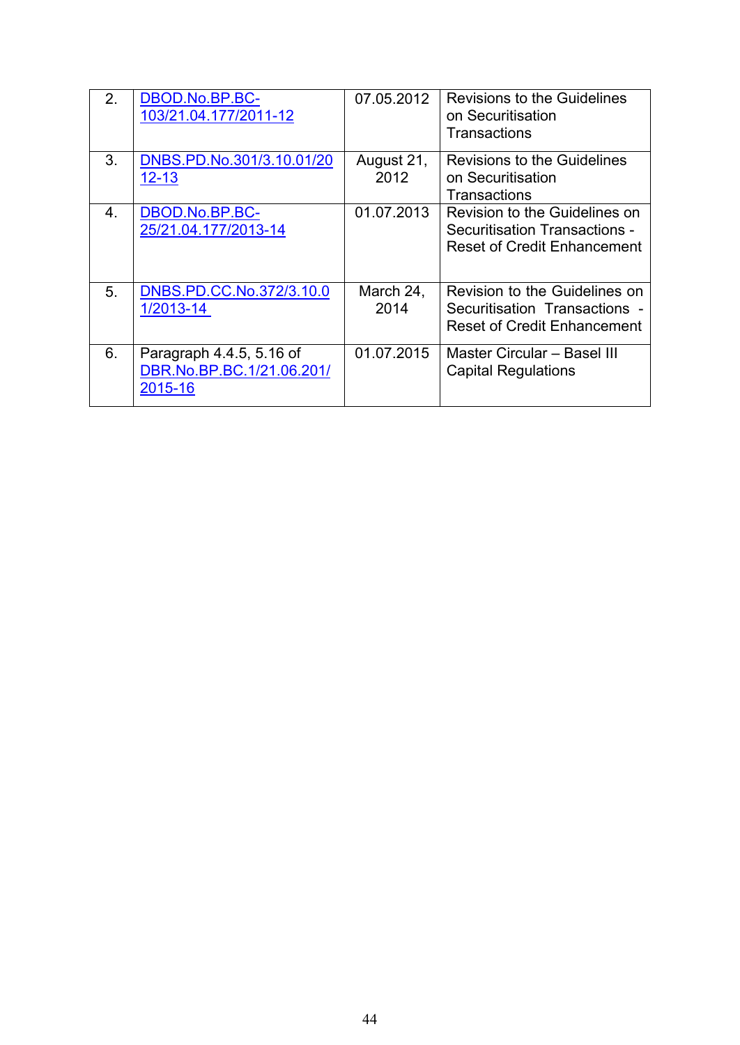| | | | |
|---|---|---|---|
| 2. | DBOD.No.BP.BC-103/21.04.177/2011-12 | 07.05.2012 | Revisions to the Guidelines on Securitisation Transactions |
| 3. | DNBS.PD.No.301/3.10.01/2012-13 | August 21, 2012 | Revisions to the Guidelines on Securitisation Transactions |
| 4. | DBOD.No.BP.BC-25/21.04.177/2013-14 | 01.07.2013 | Revision to the Guidelines on Securitisation Transactions - Reset of Credit Enhancement |
| 5. | DNBS.PD.CC.No.372/3.10.01/2013-14 | March 24, 2014 | Revision to the Guidelines on Securitisation Transactions - Reset of Credit Enhancement |
| 6. | Paragraph 4.4.5, 5.16 of DBR.No.BP.BC.1/21.06.201/2015-16 | 01.07.2015 | Master Circular – Basel III Capital Regulations |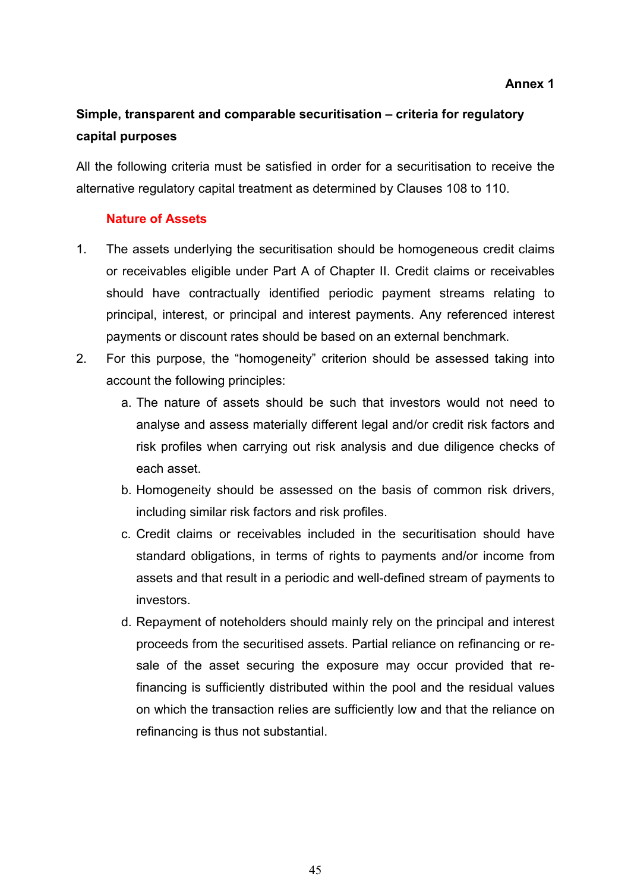**Annex 1**

## Simple, transparent and comparable securitisation – criteria for regulatory capital purposes

All the following criteria must be satisfied in order for a securitisation to receive the alternative regulatory capital treatment as determined by Clauses 108 to 110.

### Nature of Assets

1. The assets underlying the securitisation should be homogeneous credit claims or receivables eligible under Part A of Chapter II. Credit claims or receivables should have contractually identified periodic payment streams relating to principal, interest, or principal and interest payments. Any referenced interest payments or discount rates should be based on an external benchmark.
2. For this purpose, the "homogeneity" criterion should be assessed taking into account the following principles:
   a. The nature of assets should be such that investors would not need to analyse and assess materially different legal and/or credit risk factors and risk profiles when carrying out risk analysis and due diligence checks of each asset.
   b. Homogeneity should be assessed on the basis of common risk drivers, including similar risk factors and risk profiles.
   c. Credit claims or receivables included in the securitisation should have standard obligations, in terms of rights to payments and/or income from assets and that result in a periodic and well-defined stream of payments to investors.
   d. Repayment of noteholders should mainly rely on the principal and interest proceeds from the securitised assets. Partial reliance on refinancing or re-sale of the asset securing the exposure may occur provided that re-financing is sufficiently distributed within the pool and the residual values on which the transaction relies are sufficiently low and that the reliance on refinancing is thus not substantial.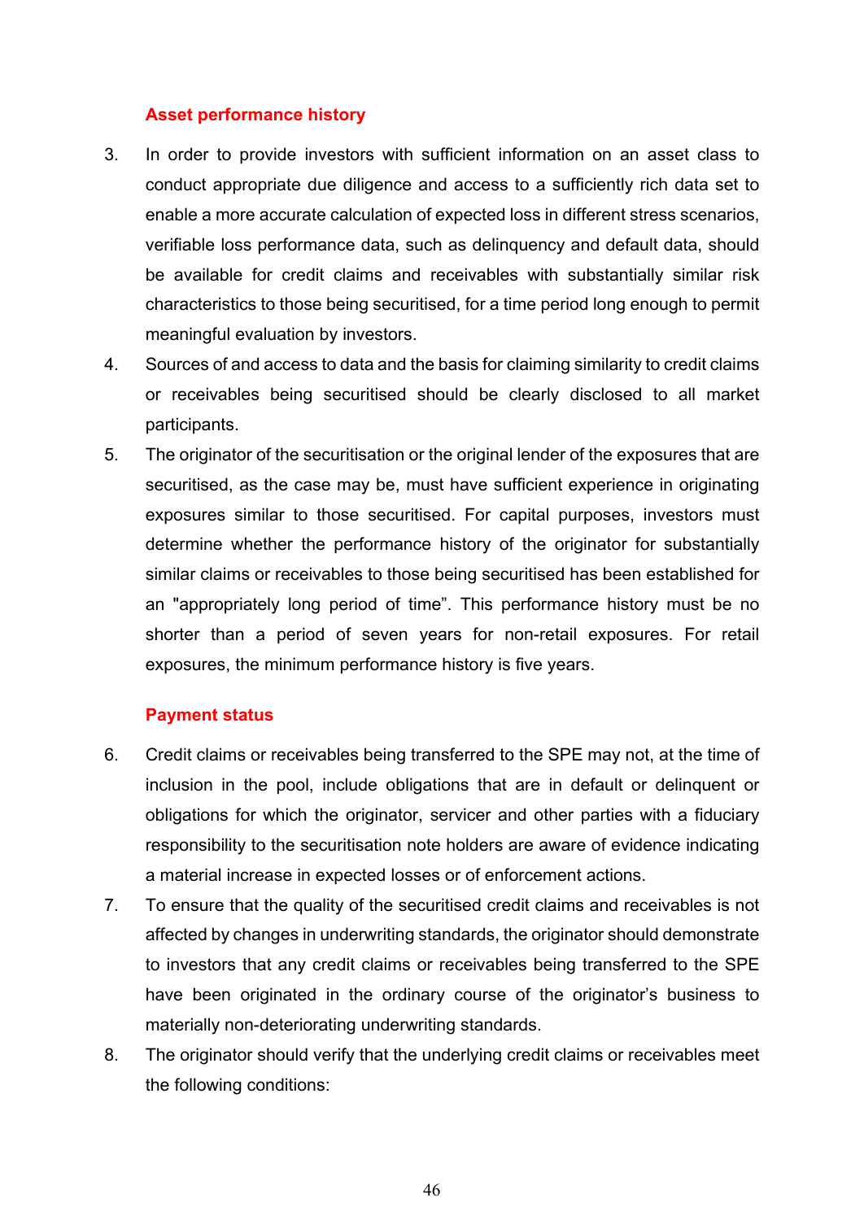### Asset performance history

3. In order to provide investors with sufficient information on an asset class to conduct appropriate due diligence and access to a sufficiently rich data set to enable a more accurate calculation of expected loss in different stress scenarios, verifiable loss performance data, such as delinquency and default data, should be available for credit claims and receivables with substantially similar risk characteristics to those being securitised, for a time period long enough to permit meaningful evaluation by investors.
4. Sources of and access to data and the basis for claiming similarity to credit claims or receivables being securitised should be clearly disclosed to all market participants.
5. The originator of the securitisation or the original lender of the exposures that are securitised, as the case may be, must have sufficient experience in originating exposures similar to those securitised. For capital purposes, investors must determine whether the performance history of the originator for substantially similar claims or receivables to those being securitised has been established for an "appropriately long period of time". This performance history must be no shorter than a period of seven years for non-retail exposures. For retail exposures, the minimum performance history is five years.

### Payment status

6. Credit claims or receivables being transferred to the SPE may not, at the time of inclusion in the pool, include obligations that are in default or delinquent or obligations for which the originator, servicer and other parties with a fiduciary responsibility to the securitisation note holders are aware of evidence indicating a material increase in expected losses or of enforcement actions.
7. To ensure that the quality of the securitised credit claims and receivables is not affected by changes in underwriting standards, the originator should demonstrate to investors that any credit claims or receivables being transferred to the SPE have been originated in the ordinary course of the originator's business to materially non-deteriorating underwriting standards.
8. The originator should verify that the underlying credit claims or receivables meet the following conditions: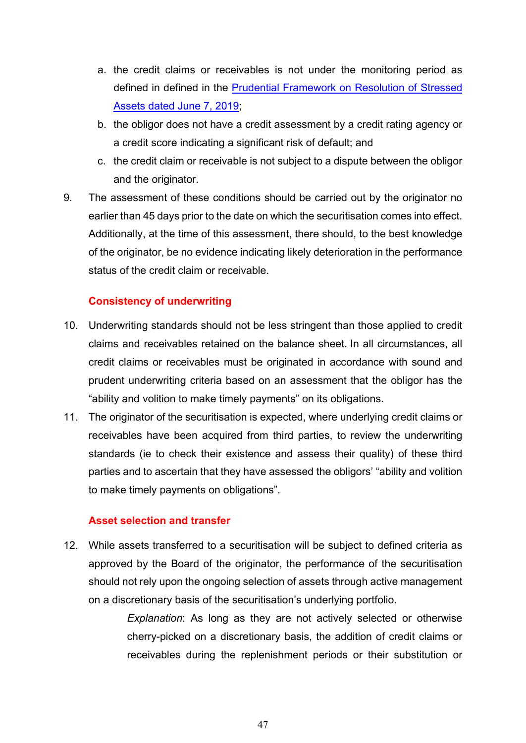a. the credit claims or receivables is not under the monitoring period as defined in defined in the [Prudential Framework on Resolution of Stressed Assets dated June 7, 2019](#);

b. the obligor does not have a credit assessment by a credit rating agency or a credit score indicating a significant risk of default; and

c. the credit claim or receivable is not subject to a dispute between the obligor and the originator.

9. The assessment of these conditions should be carried out by the originator no earlier than 45 days prior to the date on which the securitisation comes into effect. Additionally, at the time of this assessment, there should, to the best knowledge of the originator, be no evidence indicating likely deterioration in the performance status of the credit claim or receivable.

### Consistency of underwriting

10. Underwriting standards should not be less stringent than those applied to credit claims and receivables retained on the balance sheet. In all circumstances, all credit claims or receivables must be originated in accordance with sound and prudent underwriting criteria based on an assessment that the obligor has the "ability and volition to make timely payments" on its obligations.

11. The originator of the securitisation is expected, where underlying credit claims or receivables have been acquired from third parties, to review the underwriting standards (ie to check their existence and assess their quality) of these third parties and to ascertain that they have assessed the obligors' "ability and volition to make timely payments on obligations".

### Asset selection and transfer

12. While assets transferred to a securitisation will be subject to defined criteria as approved by the Board of the originator, the performance of the securitisation should not rely upon the ongoing selection of assets through active management on a discretionary basis of the securitisation's underlying portfolio.

    *Explanation*: As long as they are not actively selected or otherwise cherry-picked on a discretionary basis, the addition of credit claims or receivables during the replenishment periods or their substitution or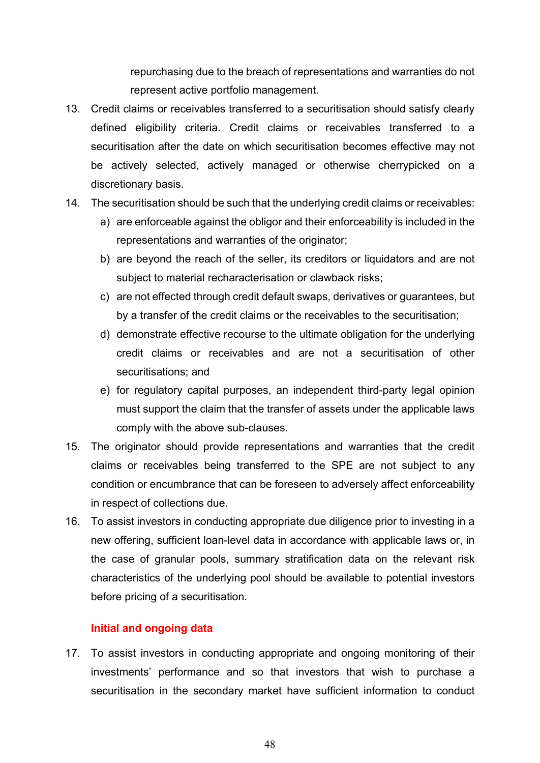repurchasing due to the breach of representations and warranties do not represent active portfolio management.

13. Credit claims or receivables transferred to a securitisation should satisfy clearly defined eligibility criteria. Credit claims or receivables transferred to a securitisation after the date on which securitisation becomes effective may not be actively selected, actively managed or otherwise cherrypicked on a discretionary basis.

14. The securitisation should be such that the underlying credit claims or receivables:

    a) are enforceable against the obligor and their enforceability is included in the representations and warranties of the originator;

    b) are beyond the reach of the seller, its creditors or liquidators and are not subject to material recharacterisation or clawback risks;

    c) are not effected through credit default swaps, derivatives or guarantees, but by a transfer of the credit claims or the receivables to the securitisation;

    d) demonstrate effective recourse to the ultimate obligation for the underlying credit claims or receivables and are not a securitisation of other securitisations; and

    e) for regulatory capital purposes, an independent third-party legal opinion must support the claim that the transfer of assets under the applicable laws comply with the above sub-clauses.

15. The originator should provide representations and warranties that the credit claims or receivables being transferred to the SPE are not subject to any condition or encumbrance that can be foreseen to adversely affect enforceability in respect of collections due.

16. To assist investors in conducting appropriate due diligence prior to investing in a new offering, sufficient loan-level data in accordance with applicable laws or, in the case of granular pools, summary stratification data on the relevant risk characteristics of the underlying pool should be available to potential investors before pricing of a securitisation.

### Initial and ongoing data

17. To assist investors in conducting appropriate and ongoing monitoring of their investments' performance and so that investors that wish to purchase a securitisation in the secondary market have sufficient information to conduct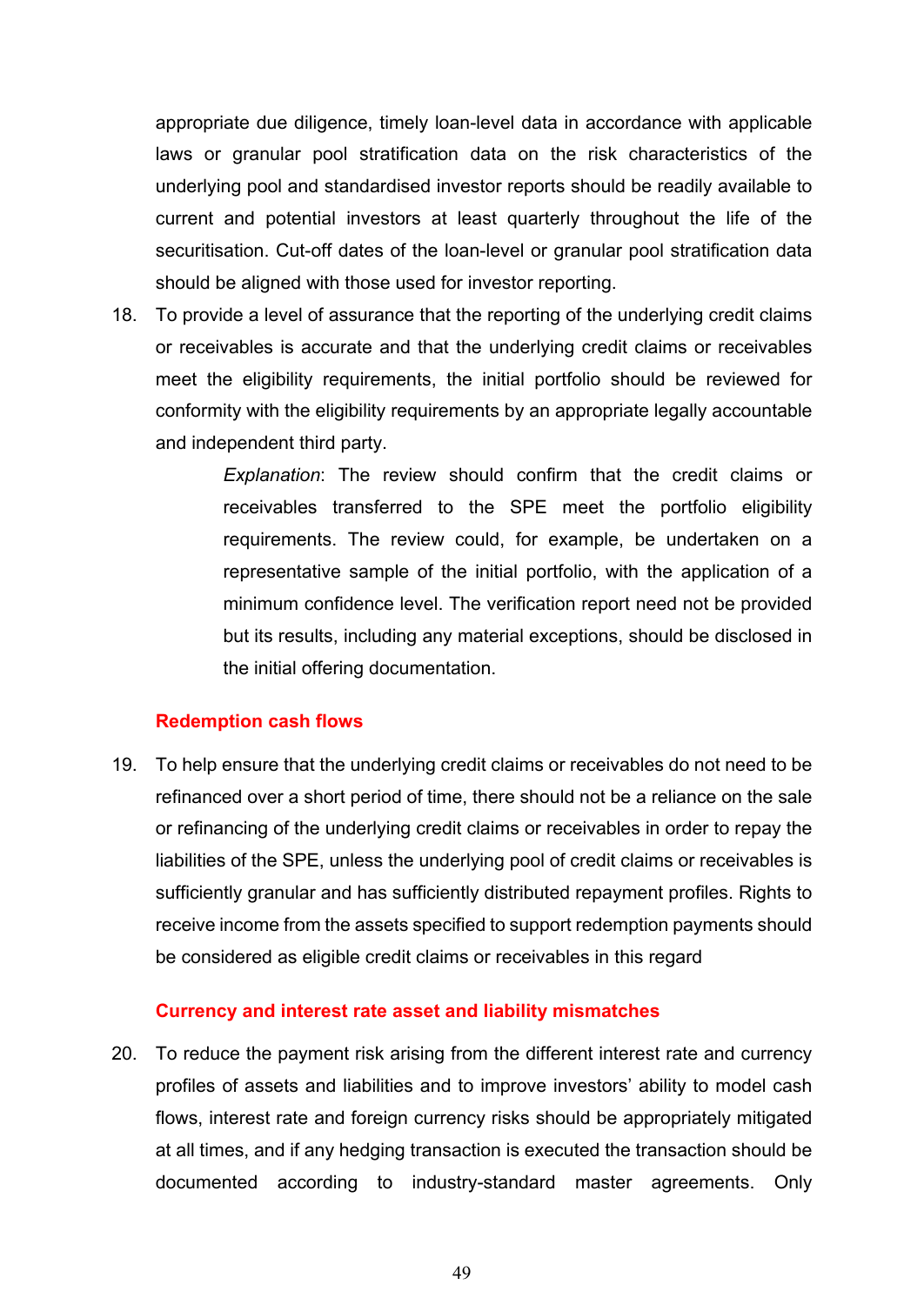appropriate due diligence, timely loan-level data in accordance with applicable laws or granular pool stratification data on the risk characteristics of the underlying pool and standardised investor reports should be readily available to current and potential investors at least quarterly throughout the life of the securitisation. Cut-off dates of the loan-level or granular pool stratification data should be aligned with those used for investor reporting.

18. To provide a level of assurance that the reporting of the underlying credit claims or receivables is accurate and that the underlying credit claims or receivables meet the eligibility requirements, the initial portfolio should be reviewed for conformity with the eligibility requirements by an appropriate legally accountable and independent third party.

    > *Explanation*: The review should confirm that the credit claims or receivables transferred to the SPE meet the portfolio eligibility requirements. The review could, for example, be undertaken on a representative sample of the initial portfolio, with the application of a minimum confidence level. The verification report need not be provided but its results, including any material exceptions, should be disclosed in the initial offering documentation.

### Redemption cash flows

19. To help ensure that the underlying credit claims or receivables do not need to be refinanced over a short period of time, there should not be a reliance on the sale or refinancing of the underlying credit claims or receivables in order to repay the liabilities of the SPE, unless the underlying pool of credit claims or receivables is sufficiently granular and has sufficiently distributed repayment profiles. Rights to receive income from the assets specified to support redemption payments should be considered as eligible credit claims or receivables in this regard

### Currency and interest rate asset and liability mismatches

20. To reduce the payment risk arising from the different interest rate and currency profiles of assets and liabilities and to improve investors' ability to model cash flows, interest rate and foreign currency risks should be appropriately mitigated at all times, and if any hedging transaction is executed the transaction should be documented according to industry-standard master agreements. Only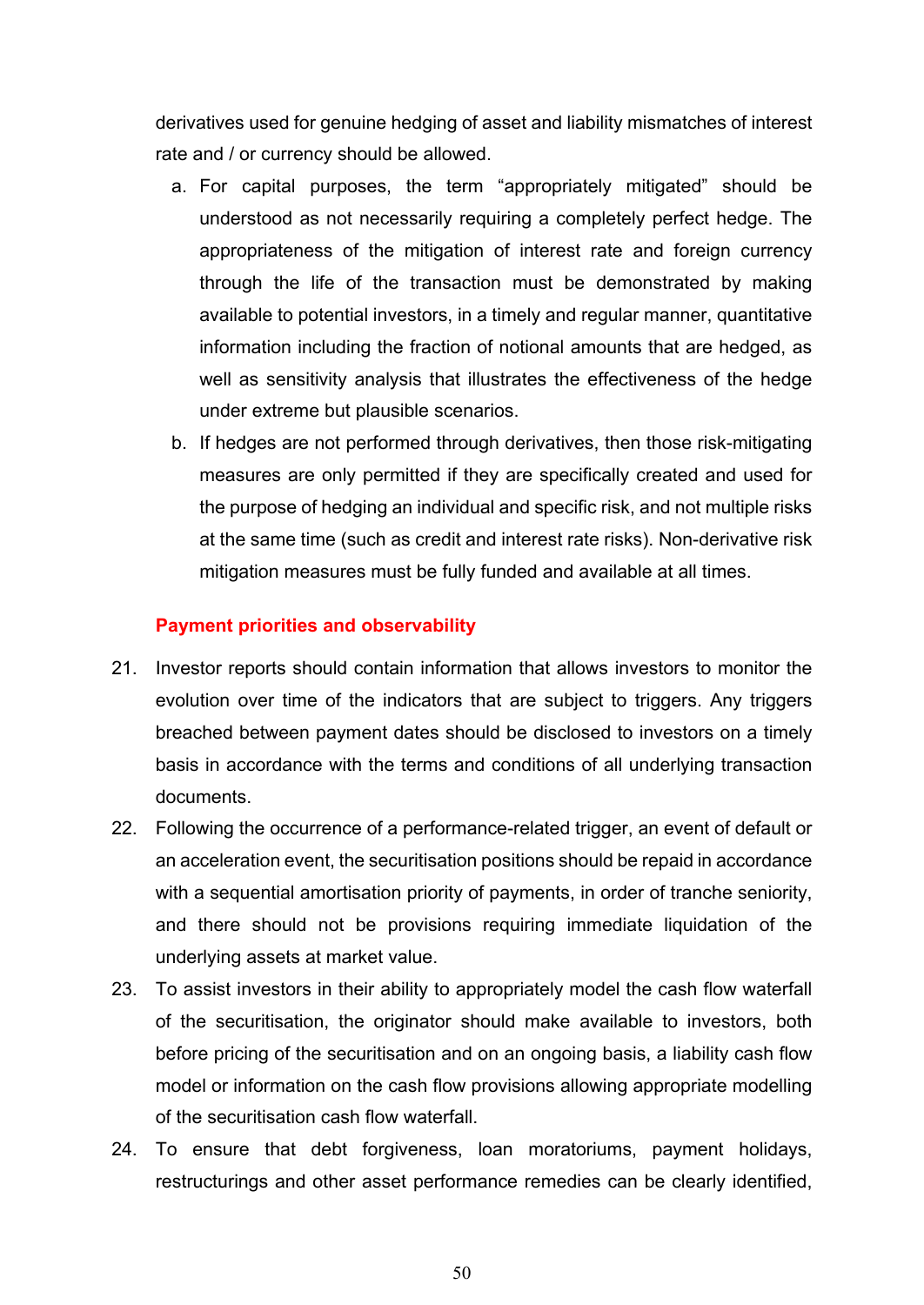derivatives used for genuine hedging of asset and liability mismatches of interest rate and / or currency should be allowed.

a. For capital purposes, the term "appropriately mitigated" should be understood as not necessarily requiring a completely perfect hedge. The appropriateness of the mitigation of interest rate and foreign currency through the life of the transaction must be demonstrated by making available to potential investors, in a timely and regular manner, quantitative information including the fraction of notional amounts that are hedged, as well as sensitivity analysis that illustrates the effectiveness of the hedge under extreme but plausible scenarios.

b. If hedges are not performed through derivatives, then those risk-mitigating measures are only permitted if they are specifically created and used for the purpose of hedging an individual and specific risk, and not multiple risks at the same time (such as credit and interest rate risks). Non-derivative risk mitigation measures must be fully funded and available at all times.

### Payment priorities and observability

21. Investor reports should contain information that allows investors to monitor the evolution over time of the indicators that are subject to triggers. Any triggers breached between payment dates should be disclosed to investors on a timely basis in accordance with the terms and conditions of all underlying transaction documents.

22. Following the occurrence of a performance-related trigger, an event of default or an acceleration event, the securitisation positions should be repaid in accordance with a sequential amortisation priority of payments, in order of tranche seniority, and there should not be provisions requiring immediate liquidation of the underlying assets at market value.

23. To assist investors in their ability to appropriately model the cash flow waterfall of the securitisation, the originator should make available to investors, both before pricing of the securitisation and on an ongoing basis, a liability cash flow model or information on the cash flow provisions allowing appropriate modelling of the securitisation cash flow waterfall.

24. To ensure that debt forgiveness, loan moratoriums, payment holidays, restructurings and other asset performance remedies can be clearly identified,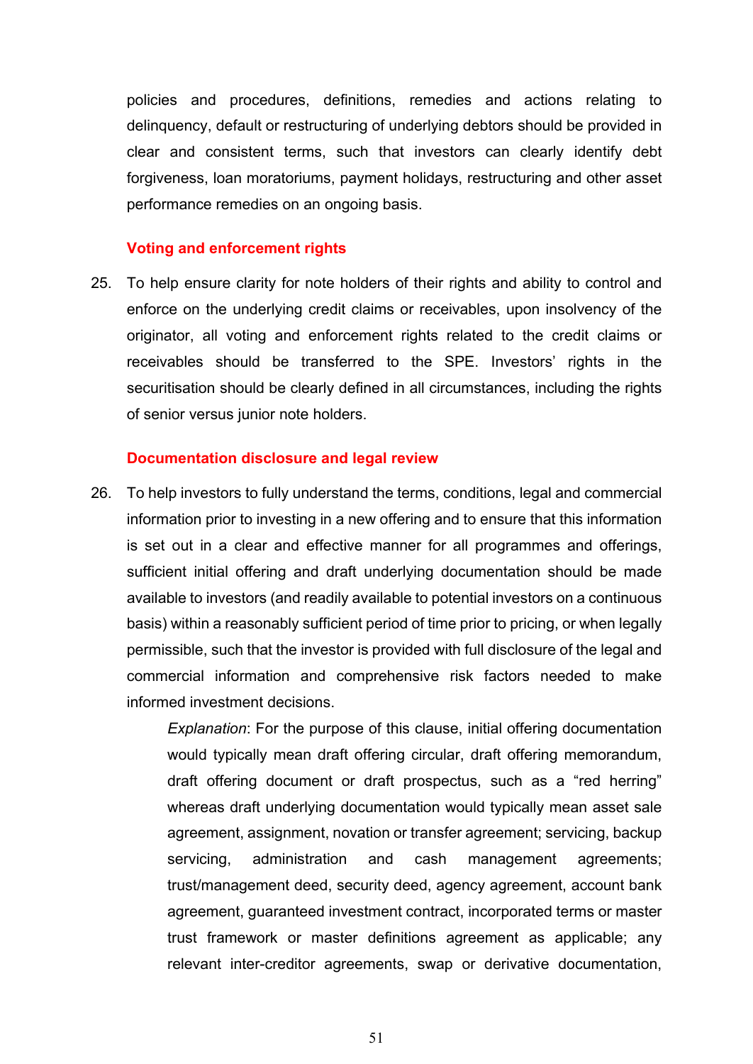policies and procedures, definitions, remedies and actions relating to delinquency, default or restructuring of underlying debtors should be provided in clear and consistent terms, such that investors can clearly identify debt forgiveness, loan moratoriums, payment holidays, restructuring and other asset performance remedies on an ongoing basis.

### Voting and enforcement rights

25. To help ensure clarity for note holders of their rights and ability to control and enforce on the underlying credit claims or receivables, upon insolvency of the originator, all voting and enforcement rights related to the credit claims or receivables should be transferred to the SPE. Investors' rights in the securitisation should be clearly defined in all circumstances, including the rights of senior versus junior note holders.

### Documentation disclosure and legal review

26. To help investors to fully understand the terms, conditions, legal and commercial information prior to investing in a new offering and to ensure that this information is set out in a clear and effective manner for all programmes and offerings, sufficient initial offering and draft underlying documentation should be made available to investors (and readily available to potential investors on a continuous basis) within a reasonably sufficient period of time prior to pricing, or when legally permissible, such that the investor is provided with full disclosure of the legal and commercial information and comprehensive risk factors needed to make informed investment decisions.

    *Explanation*: For the purpose of this clause, initial offering documentation would typically mean draft offering circular, draft offering memorandum, draft offering document or draft prospectus, such as a "red herring" whereas draft underlying documentation would typically mean asset sale agreement, assignment, novation or transfer agreement; servicing, backup servicing, administration and cash management agreements; trust/management deed, security deed, agency agreement, account bank agreement, guaranteed investment contract, incorporated terms or master trust framework or master definitions agreement as applicable; any relevant inter-creditor agreements, swap or derivative documentation,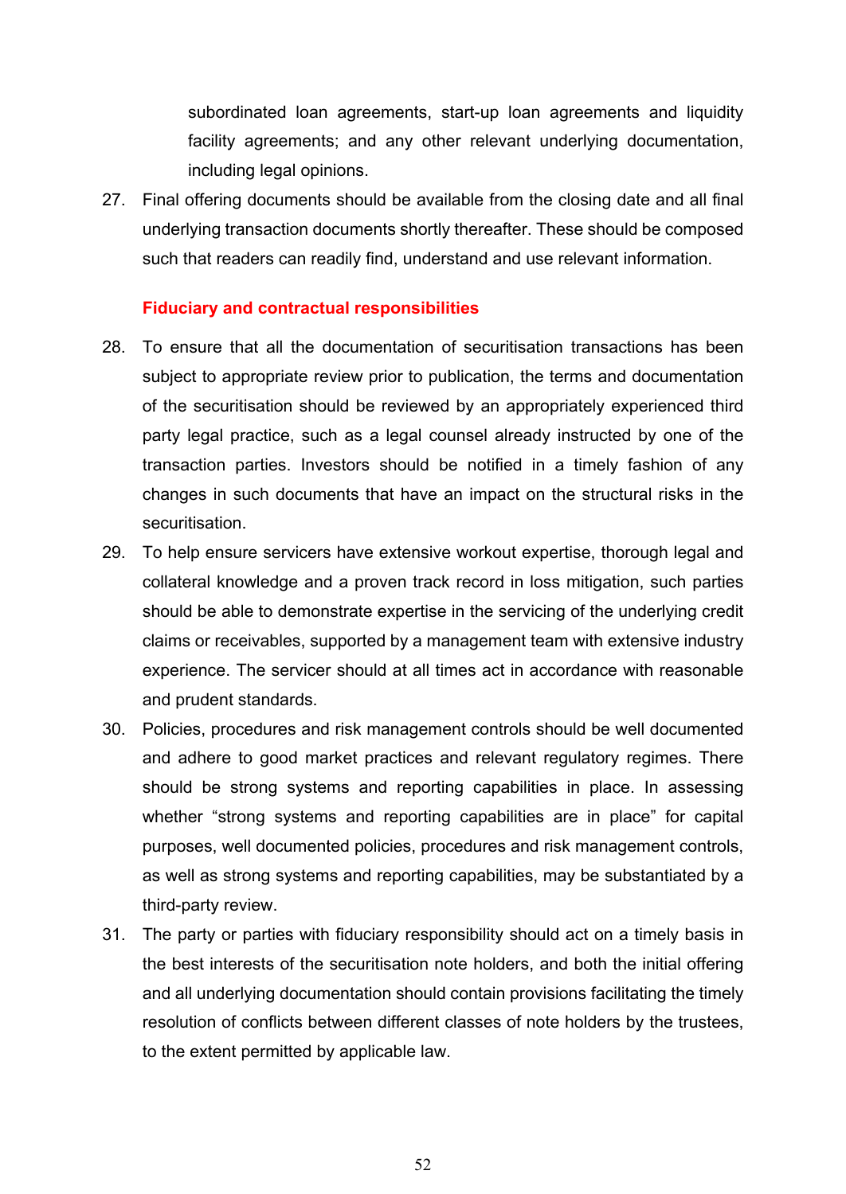subordinated loan agreements, start-up loan agreements and liquidity facility agreements; and any other relevant underlying documentation, including legal opinions.

27. Final offering documents should be available from the closing date and all final underlying transaction documents shortly thereafter. These should be composed such that readers can readily find, understand and use relevant information.

### Fiduciary and contractual responsibilities

28. To ensure that all the documentation of securitisation transactions has been subject to appropriate review prior to publication, the terms and documentation of the securitisation should be reviewed by an appropriately experienced third party legal practice, such as a legal counsel already instructed by one of the transaction parties. Investors should be notified in a timely fashion of any changes in such documents that have an impact on the structural risks in the securitisation.

29. To help ensure servicers have extensive workout expertise, thorough legal and collateral knowledge and a proven track record in loss mitigation, such parties should be able to demonstrate expertise in the servicing of the underlying credit claims or receivables, supported by a management team with extensive industry experience. The servicer should at all times act in accordance with reasonable and prudent standards.

30. Policies, procedures and risk management controls should be well documented and adhere to good market practices and relevant regulatory regimes. There should be strong systems and reporting capabilities in place. In assessing whether "strong systems and reporting capabilities are in place" for capital purposes, well documented policies, procedures and risk management controls, as well as strong systems and reporting capabilities, may be substantiated by a third-party review.

31. The party or parties with fiduciary responsibility should act on a timely basis in the best interests of the securitisation note holders, and both the initial offering and all underlying documentation should contain provisions facilitating the timely resolution of conflicts between different classes of note holders by the trustees, to the extent permitted by applicable law.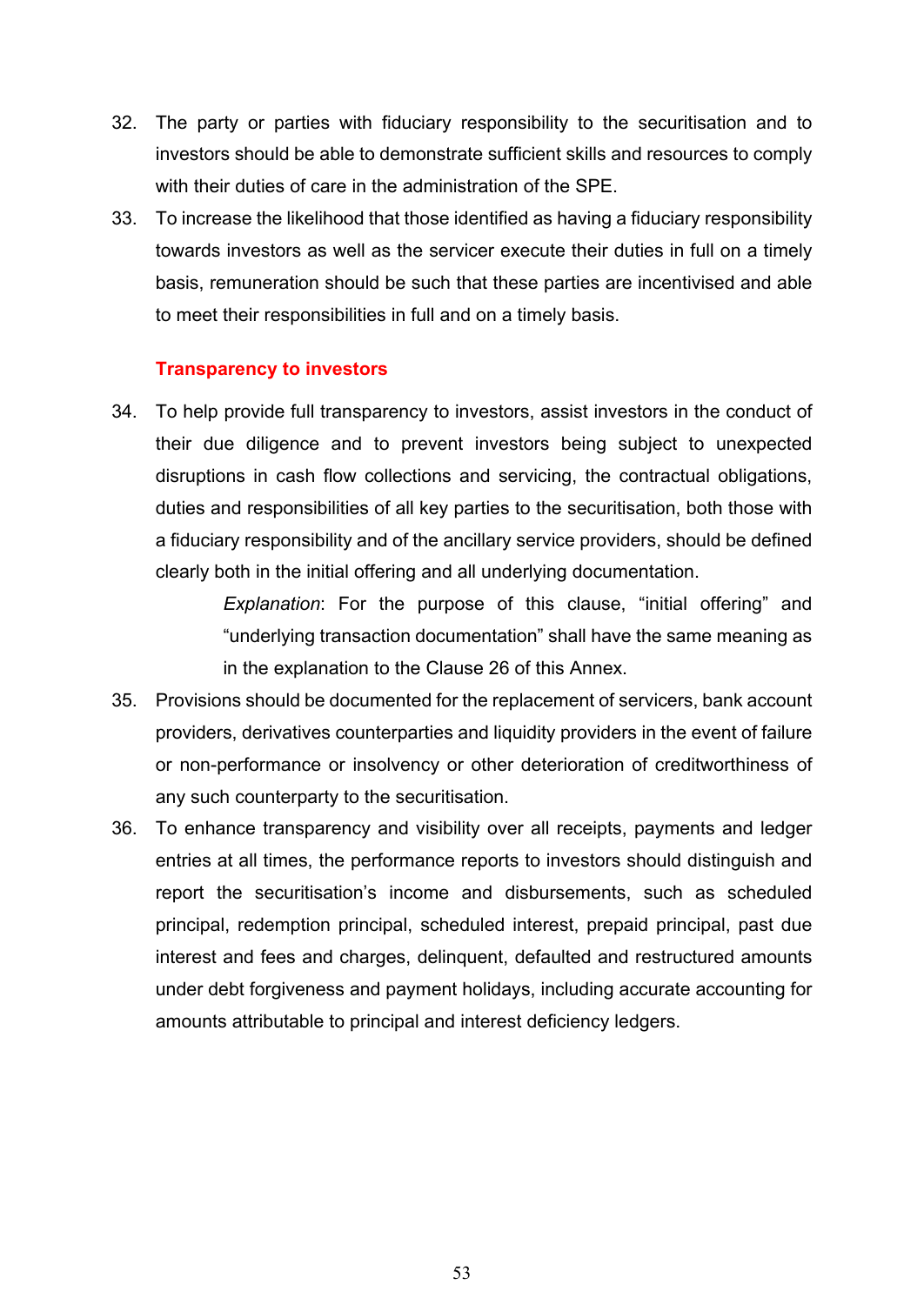32. The party or parties with fiduciary responsibility to the securitisation and to investors should be able to demonstrate sufficient skills and resources to comply with their duties of care in the administration of the SPE.
33. To increase the likelihood that those identified as having a fiduciary responsibility towards investors as well as the servicer execute their duties in full on a timely basis, remuneration should be such that these parties are incentivised and able to meet their responsibilities in full and on a timely basis.

### Transparency to investors

34. To help provide full transparency to investors, assist investors in the conduct of their due diligence and to prevent investors being subject to unexpected disruptions in cash flow collections and servicing, the contractual obligations, duties and responsibilities of all key parties to the securitisation, both those with a fiduciary responsibility and of the ancillary service providers, should be defined clearly both in the initial offering and all underlying documentation.

    *Explanation*: For the purpose of this clause, "initial offering" and "underlying transaction documentation" shall have the same meaning as in the explanation to the Clause 26 of this Annex.

35. Provisions should be documented for the replacement of servicers, bank account providers, derivatives counterparties and liquidity providers in the event of failure or non-performance or insolvency or other deterioration of creditworthiness of any such counterparty to the securitisation.
36. To enhance transparency and visibility over all receipts, payments and ledger entries at all times, the performance reports to investors should distinguish and report the securitisation's income and disbursements, such as scheduled principal, redemption principal, scheduled interest, prepaid principal, past due interest and fees and charges, delinquent, defaulted and restructured amounts under debt forgiveness and payment holidays, including accurate accounting for amounts attributable to principal and interest deficiency ledgers.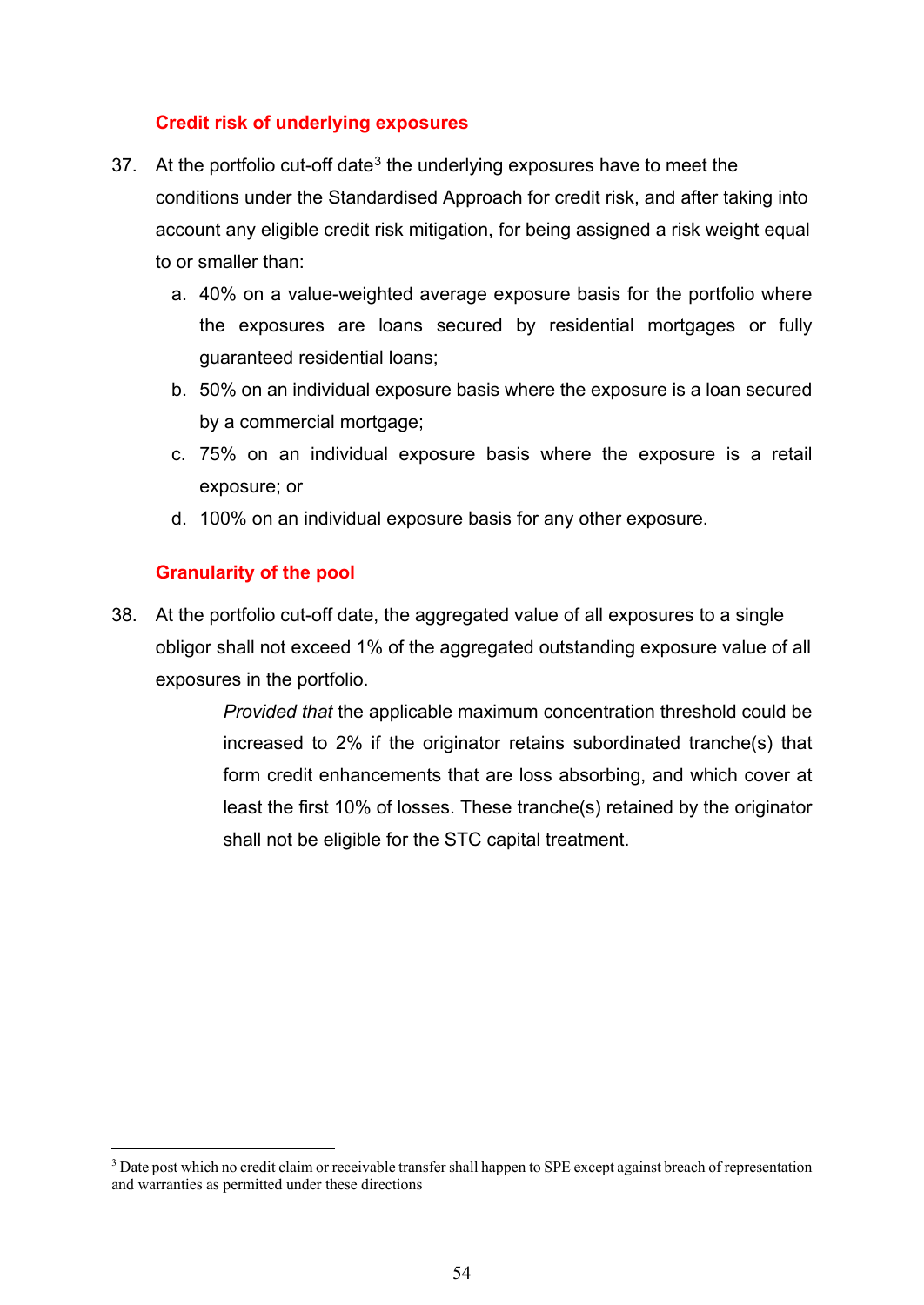### Credit risk of underlying exposures

37. At the portfolio cut-off date[3] the underlying exposures have to meet the conditions under the Standardised Approach for credit risk, and after taking into account any eligible credit risk mitigation, for being assigned a risk weight equal to or smaller than:

    a. 40% on a value-weighted average exposure basis for the portfolio where the exposures are loans secured by residential mortgages or fully guaranteed residential loans;

    b. 50% on an individual exposure basis where the exposure is a loan secured by a commercial mortgage;

    c. 75% on an individual exposure basis where the exposure is a retail exposure; or

    d. 100% on an individual exposure basis for any other exposure.

### Granularity of the pool

38. At the portfolio cut-off date, the aggregated value of all exposures to a single obligor shall not exceed 1% of the aggregated outstanding exposure value of all exposures in the portfolio.

    *Provided that* the applicable maximum concentration threshold could be increased to 2% if the originator retains subordinated tranche(s) that form credit enhancements that are loss absorbing, and which cover at least the first 10% of losses. These tranche(s) retained by the originator shall not be eligible for the STC capital treatment.

---

[3] Date post which no credit claim or receivable transfer shall happen to SPE except against breach of representation and warranties as permitted under these directions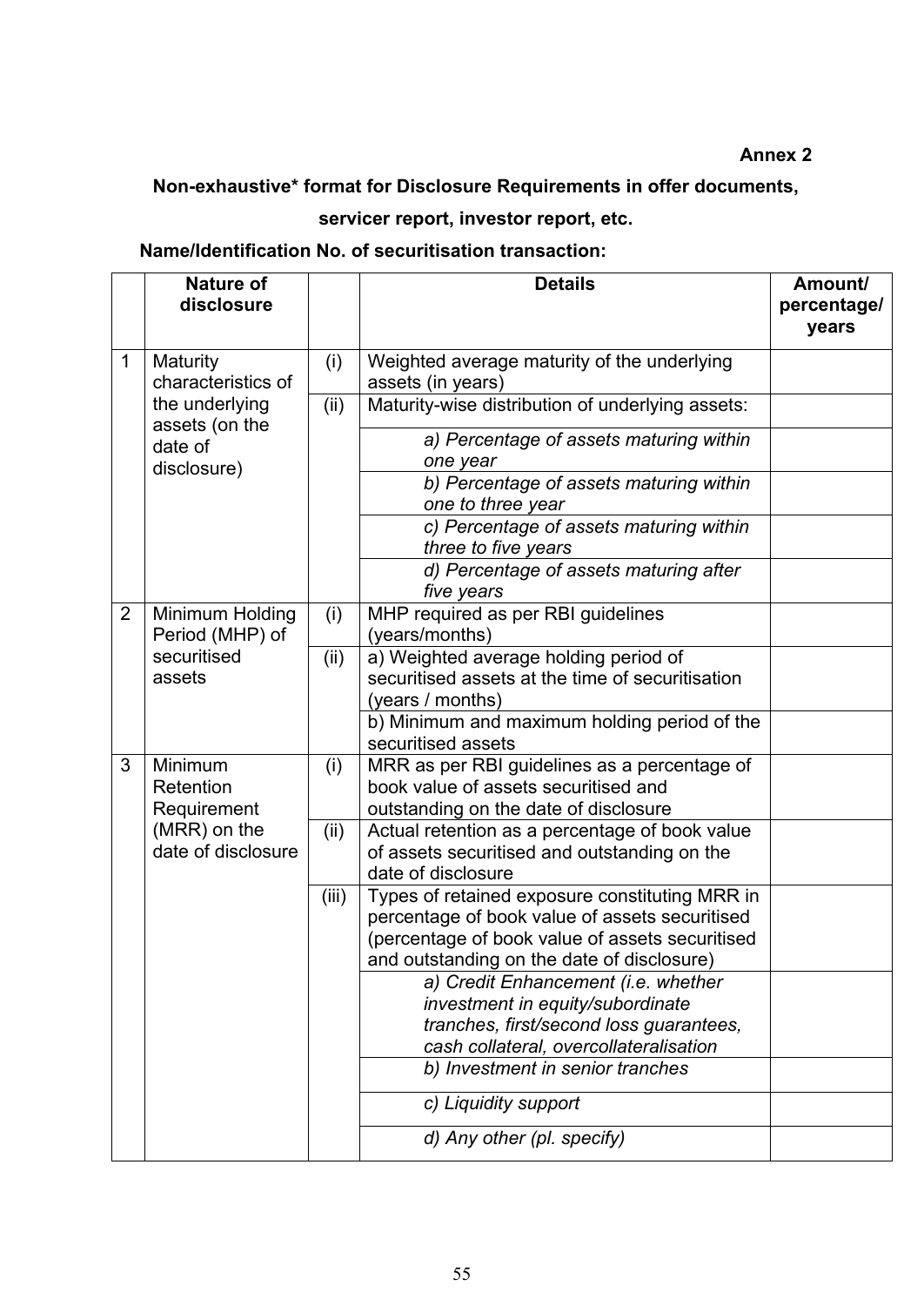**Annex 2**

**Non-exhaustive* format for Disclosure Requirements in offer documents, servicer report, investor report, etc.**

**Name/Identification No. of securitisation transaction:**

| | **Nature of disclosure** | | **Details** | **Amount/ percentage/ years** |
|---|---|---|---|---|
| 1 | Maturity characteristics of the underlying assets (on the date of disclosure) | (i) | Weighted average maturity of the underlying assets (in years) | |
| | | (ii) | Maturity-wise distribution of underlying assets: | |
| | | | *a) Percentage of assets maturing within one year* | |
| | | | *b) Percentage of assets maturing within one to three year* | |
| | | | *c) Percentage of assets maturing within three to five years* | |
| | | | *d) Percentage of assets maturing after five years* | |
| 2 | Minimum Holding Period (MHP) of securitised assets | (i) | MHP required as per RBI guidelines (years/months) | |
| | | (ii) | a) Weighted average holding period of securitised assets at the time of securitisation (years / months) | |
| | | | b) Minimum and maximum holding period of the securitised assets | |
| 3 | Minimum Retention Requirement (MRR) on the date of disclosure | (i) | MRR as per RBI guidelines as a percentage of book value of assets securitised and outstanding on the date of disclosure | |
| | | (ii) | Actual retention as a percentage of book value of assets securitised and outstanding on the date of disclosure | |
| | | (iii) | Types of retained exposure constituting MRR in percentage of book value of assets securitised (percentage of book value of assets securitised and outstanding on the date of disclosure) | |
| | | | *a) Credit Enhancement (i.e. whether investment in equity/subordinate tranches, first/second loss guarantees, cash collateral, overcollateralisation* | |
| | | | *b) Investment in senior tranches* | |
| | | | *c) Liquidity support* | |
| | | | *d) Any other (pl. specify)* | |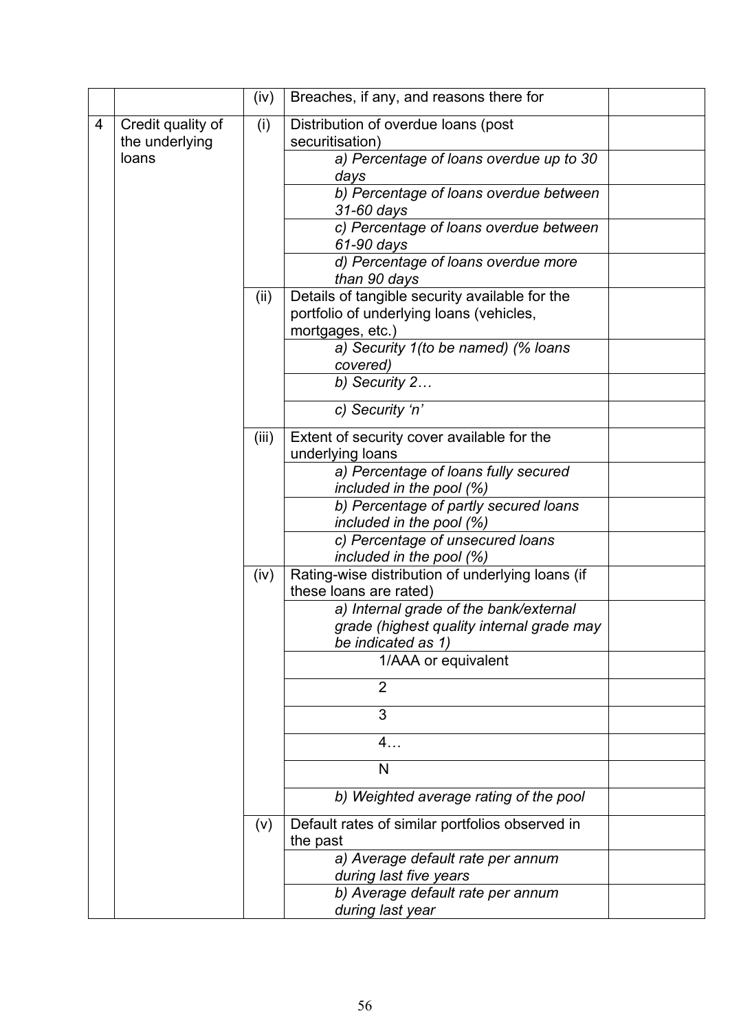| | | | | |
|---|---|---|---|---|
| | | (iv) | Breaches, if any, and reasons there for | |
| 4 | Credit quality of the underlying loans | (i) | Distribution of overdue loans (post securitisation) | |
| | | | *a) Percentage of loans overdue up to 30 days* | |
| | | | *b) Percentage of loans overdue between 31-60 days* | |
| | | | *c) Percentage of loans overdue between 61-90 days* | |
| | | | *d) Percentage of loans overdue more than 90 days* | |
| | | (ii) | Details of tangible security available for the portfolio of underlying loans (vehicles, mortgages, etc.) | |
| | | | *a) Security 1(to be named) (% loans covered)* | |
| | | | *b) Security 2…* | |
| | | | *c) Security 'n'* | |
| | | (iii) | Extent of security cover available for the underlying loans | |
| | | | *a) Percentage of loans fully secured included in the pool (%)* | |
| | | | *b) Percentage of partly secured loans included in the pool (%)* | |
| | | | *c) Percentage of unsecured loans included in the pool (%)* | |
| | | (iv) | Rating-wise distribution of underlying loans (if these loans are rated) | |
| | | | *a) Internal grade of the bank/external grade (highest quality internal grade may be indicated as 1)* | |
| | | | 1/AAA or equivalent | |
| | | | 2 | |
| | | | 3 | |
| | | | 4… | |
| | | | N | |
| | | | *b) Weighted average rating of the pool* | |
| | | (v) | Default rates of similar portfolios observed in the past | |
| | | | *a) Average default rate per annum during last five years* | |
| | | | *b) Average default rate per annum during last year* | |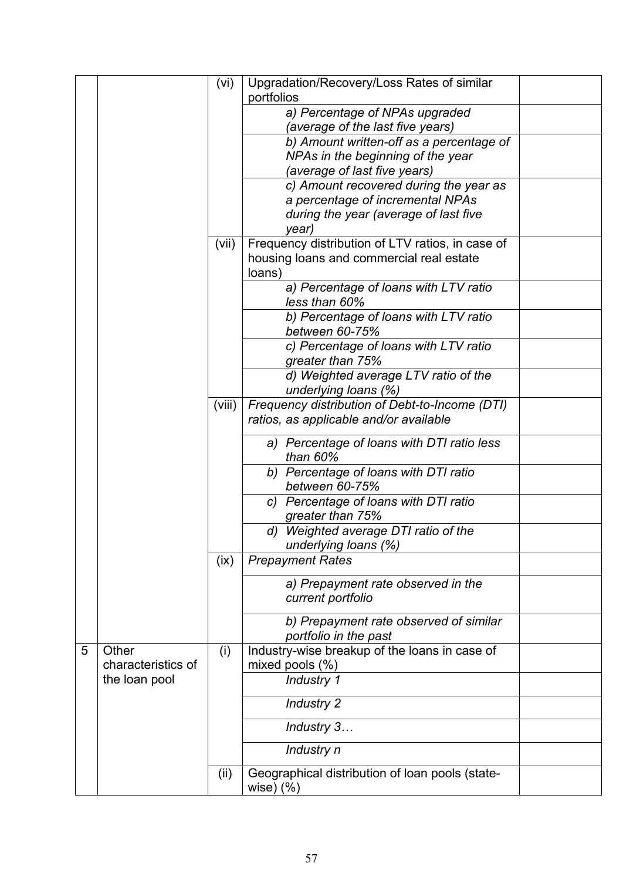|  |  |  |  |  |
|---|---|---|---|---|
|  |  | (vi) | Upgradation/Recovery/Loss Rates of similar portfolios |  |
|  |  |  | *a) Percentage of NPAs upgraded (average of the last five years)* |  |
|  |  |  | *b) Amount written-off as a percentage of NPAs in the beginning of the year (average of last five years)* |  |
|  |  |  | *c) Amount recovered during the year as a percentage of incremental NPAs during the year (average of last five year)* |  |
|  |  | (vii) | Frequency distribution of LTV ratios, in case of housing loans and commercial real estate loans) |  |
|  |  |  | *a) Percentage of loans with LTV ratio less than 60%* |  |
|  |  |  | *b) Percentage of loans with LTV ratio between 60-75%* |  |
|  |  |  | *c) Percentage of loans with LTV ratio greater than 75%* |  |
|  |  |  | *d) Weighted average LTV ratio of the underlying loans (%)* |  |
|  |  | (viii) | *Frequency distribution of Debt-to-Income (DTI) ratios, as applicable and/or available* |  |
|  |  |  | *a) Percentage of loans with DTI ratio less than 60%* |  |
|  |  |  | *b) Percentage of loans with DTI ratio between 60-75%* |  |
|  |  |  | *c) Percentage of loans with DTI ratio greater than 75%* |  |
|  |  |  | *d) Weighted average DTI ratio of the underlying loans (%)* |  |
|  |  | (ix) | *Prepayment Rates* |  |
|  |  |  | *a) Prepayment rate observed in the current portfolio* |  |
|  |  |  | *b) Prepayment rate observed of similar portfolio in the past* |  |
| 5 | Other characteristics of the loan pool | (i) | Industry-wise breakup of the loans in case of mixed pools (%) |  |
|  |  |  | *Industry 1* |  |
|  |  |  | *Industry 2* |  |
|  |  |  | *Industry 3…* |  |
|  |  |  | *Industry n* |  |
|  |  | (ii) | Geographical distribution of loan pools (state-wise) (%) |  |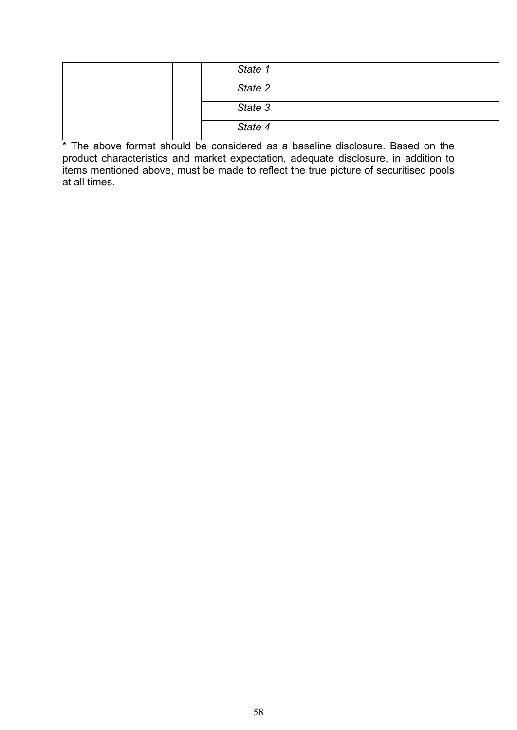| | | | | |
|---|---|---|---|---|
| | | | *State 1* | |
| | | | *State 2* | |
| | | | *State 3* | |
| | | | *State 4* | |

* The above format should be considered as a baseline disclosure. Based on the product characteristics and market expectation, adequate disclosure, in addition to items mentioned above, must be made to reflect the true picture of securitised pools at all times.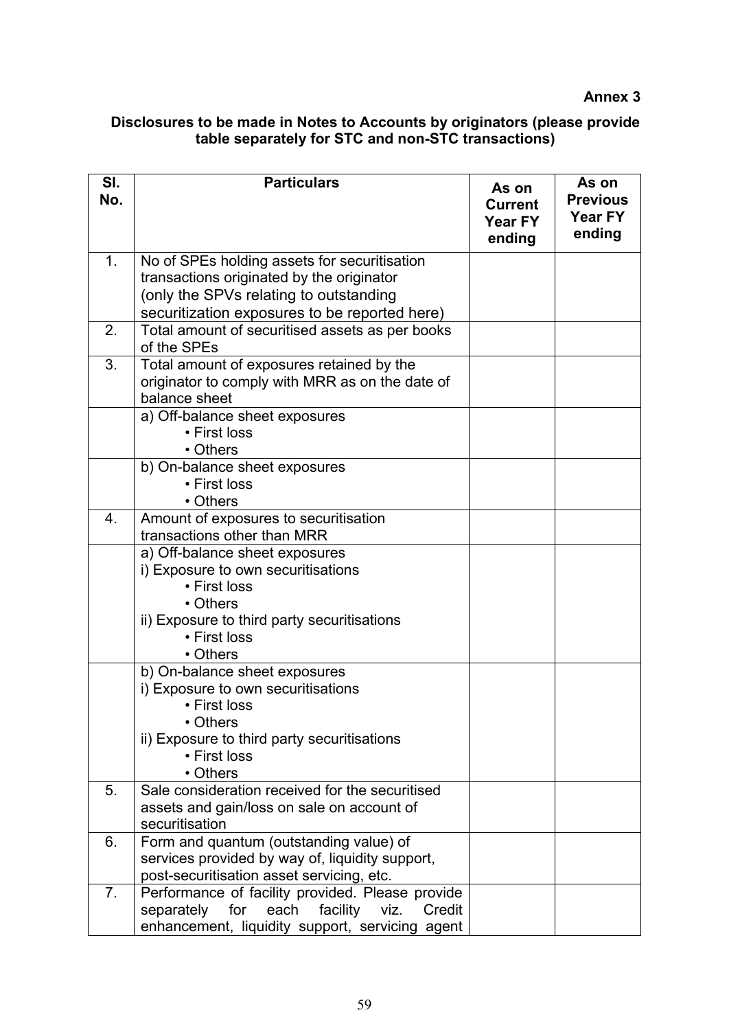**Annex 3**

**Disclosures to be made in Notes to Accounts by originators (please provide table separately for STC and non-STC transactions)**

| Sl. No. | Particulars | As on Current Year FY ending | As on Previous Year FY ending |
|---|---|---|---|
| 1. | No of SPEs holding assets for securitisation transactions originated by the originator (only the SPVs relating to outstanding securitization exposures to be reported here) | | |
| 2. | Total amount of securitised assets as per books of the SPEs | | |
| 3. | Total amount of exposures retained by the originator to comply with MRR as on the date of balance sheet | | |
| | a) Off-balance sheet exposures<br>• First loss<br>• Others | | |
| | b) On-balance sheet exposures<br>• First loss<br>• Others | | |
| 4. | Amount of exposures to securitisation transactions other than MRR | | |
| | a) Off-balance sheet exposures<br>i) Exposure to own securitisations<br>• First loss<br>• Others<br>ii) Exposure to third party securitisations<br>• First loss<br>• Others | | |
| | b) On-balance sheet exposures<br>i) Exposure to own securitisations<br>• First loss<br>• Others<br>ii) Exposure to third party securitisations<br>• First loss<br>• Others | | |
| 5. | Sale consideration received for the securitised assets and gain/loss on sale on account of securitisation | | |
| 6. | Form and quantum (outstanding value) of services provided by way of, liquidity support, post-securitisation asset servicing, etc. | | |
| 7. | Performance of facility provided. Please provide separately for each facility viz. Credit enhancement, liquidity support, servicing agent | | |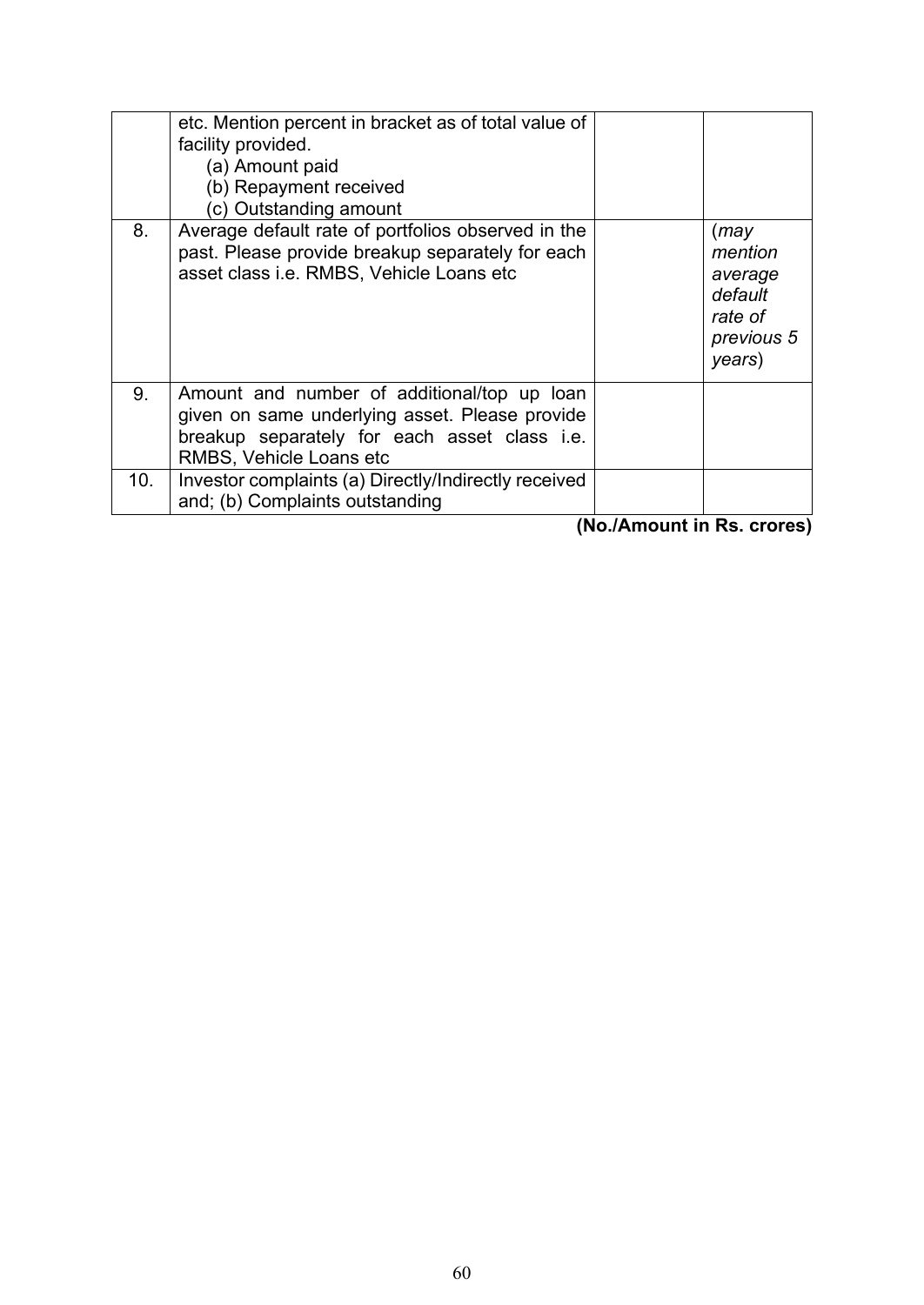|  |  |  |  |
|---|---|---|---|
|  | etc. Mention percent in bracket as of total value of facility provided.<br>(a) Amount paid<br>(b) Repayment received<br>(c) Outstanding amount |  |  |
| 8. | Average default rate of portfolios observed in the past. Please provide breakup separately for each asset class i.e. RMBS, Vehicle Loans etc |  | (*may mention average default rate of previous 5 years*) |
| 9. | Amount and number of additional/top up loan given on same underlying asset. Please provide breakup separately for each asset class i.e. RMBS, Vehicle Loans etc |  |  |
| 10. | Investor complaints (a) Directly/Indirectly received and; (b) Complaints outstanding |  |  |

**(No./Amount in Rs. crores)**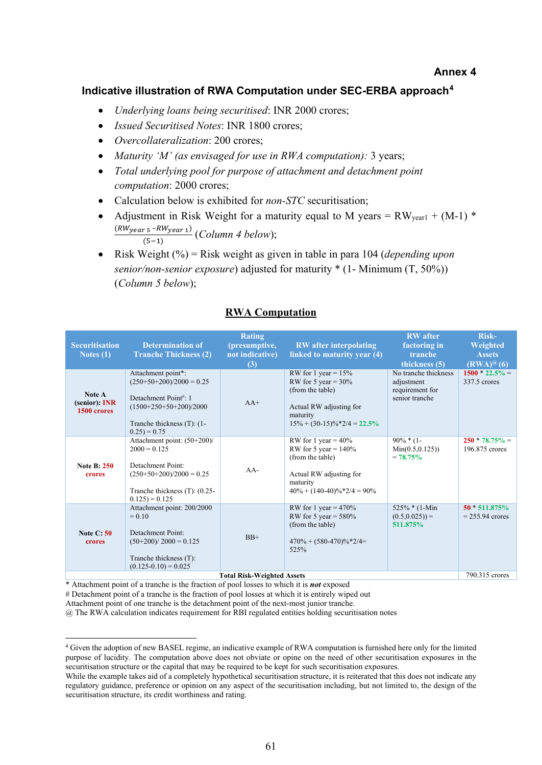**Annex 4**

## Indicative illustration of RWA Computation under SEC-ERBA approach[4]

- *Underlying loans being securitised*: INR 2000 crores;
- *Issued Securitised Notes*: INR 1800 crores;
- *Overcollateralization*: 200 crores;
- *Maturity 'M' (as envisaged for use in RWA computation):* 3 years;
- *Total underlying pool for purpose of attachment and detachment point computation*: 2000 crores;
- Calculation below is exhibited for *non-STC* securitisation;
- Adjustment in Risk Weight for a maturity equal to M years = $RW_{year1} + (M-1) * \frac{(RW_{year\,5} - RW_{year\,1})}{(5-1)}$ (*Column 4 below*);
- Risk Weight (%) = Risk weight as given in table in para 104 (*depending upon senior/non-senior exposure*) adjusted for maturity * (1- Minimum (T, 50%)) (*Column 5 below*);

### RWA Computation

| Securitisation Notes (1) | Determination of Tranche Thickness (2) | Rating (presumptive, not indicative) (3) | RW after interpolating linked to maturity year (4) | RW after factoring in tranche thickness (5) | Risk-Weighted Assets (RWA)@ (6) |
|---|---|---|---|---|---|
| **Note A (senior): INR 1500 crores** | Attachment point*: (250+50+200)/2000 = 0.25<br><br>Detachment Point#: 1 (1500+250+50+200)/2000<br><br>Tranche thickness (T): (1-0.25) = 0.75 | AA+ | RW for 1 year = 15%<br>RW for 5 year = 30%<br>(from the table)<br><br>Actual RW adjusting for maturity<br>15% + (30-15)%*2/4 = 22.5% | No tranche thickness adjustment requirement for senior tranche | 1500 * 22.5% = 337.5 crores |
| **Note B: 250 crores** | Attachment point: (50+200)/2000 = 0.125<br><br>Detachment Point: (250+50+200)/2000 = 0.25<br><br>Tranche thickness (T): (0.25-0.125) = 0.125 | AA- | RW for 1 year = 40%<br>RW for 5 year = 140%<br>(from the table)<br><br>Actual RW adjusting for maturity<br>40% + (140-40)%*2/4 = 90% | 90% * (1-Min(0.5,0.125)) = 78.75% | 250 * 78.75% = 196.875 crores |
| **Note C: 50 crores** | Attachment point: 200/2000 = 0.10<br><br>Detachment Point: (50+200)/ 2000 = 0.125<br><br>Tranche thickness (T): (0.125-0.10) = 0.025 | BB+ | RW for 1 year = 470%<br>RW for 5 year = 580%<br>(from the table)<br><br>470% + (580-470)%*2/4= 525% | 525% * (1-Min (0.5,0.025)) = 511.875% | 50 * 511.875% = 255.94 crores |
| **Total Risk-Weighted Assets** | | | | | 790.315 crores |

\* Attachment point of a tranche is the fraction of pool losses to which it is ***not*** exposed
\# Detachment point of a tranche is the fraction of pool losses at which it is entirely wiped out
Attachment point of one tranche is the detachment point of the next-most junior tranche.
@ The RWA calculation indicates requirement for RBI regulated entities holding securitisation notes

---

[4] Given the adoption of new BASEL regime, an indicative example of RWA computation is furnished here only for the limited purpose of lucidity. The computation above does not obviate or opine on the need of other securitisation exposures in the securitisation structure or the capital that may be required to be kept for such securitisation exposures.
While the example takes aid of a completely hypothetical securitisation structure, it is reiterated that this does not indicate any regulatory guidance, preference or opinion on any aspect of the securitisation including, but not limited to, the design of the securitisation structure, its credit worthiness and rating.